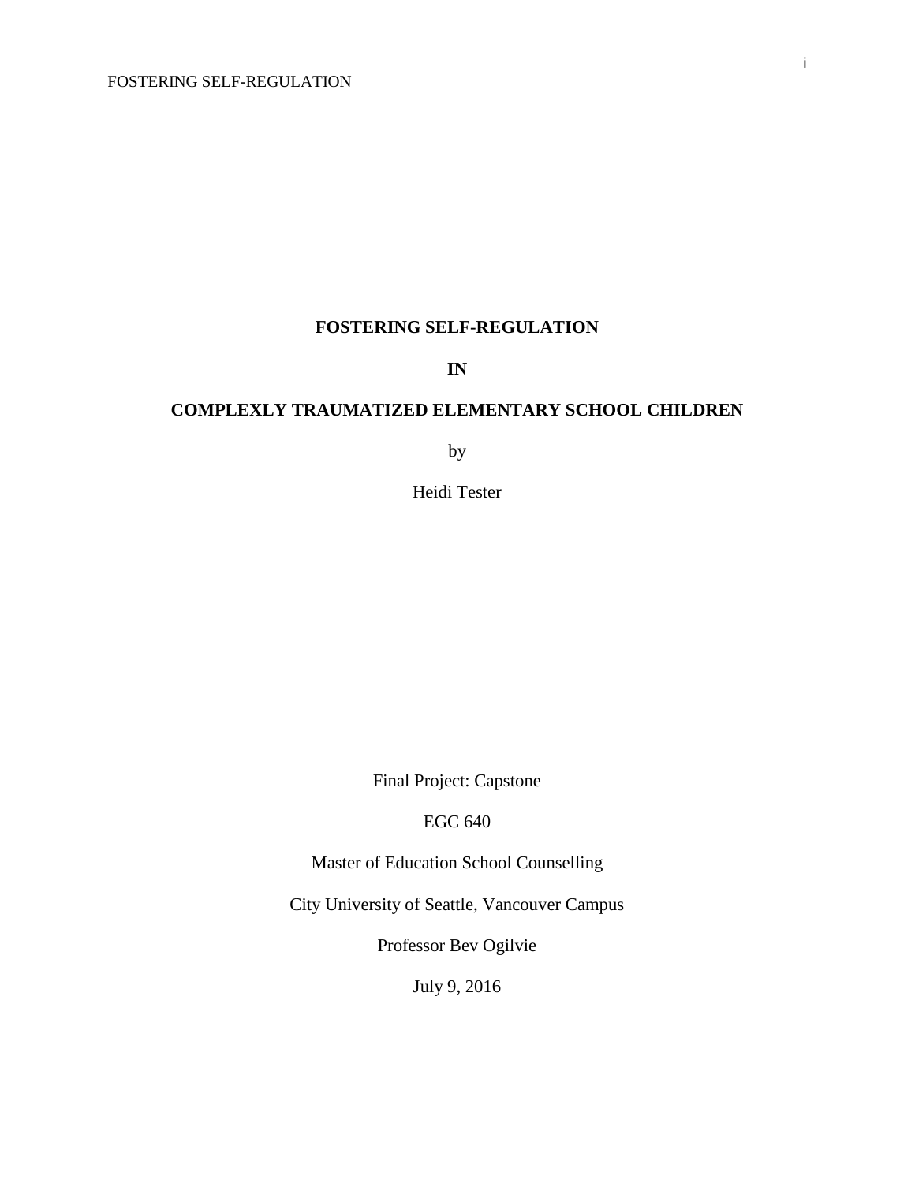# FOSTERING SELF-REGULATION

# IN

# COMPLEXLY TRAUMATIZED ELEMENTARY SCHOOL CHILDREN

by

Heidi Tester

Final Project: Capstone

EGC 640

Master of Education School Counselling

City University of Seattle, Vancouver Campus

Professor Bev Ogilvie

July 9, 2016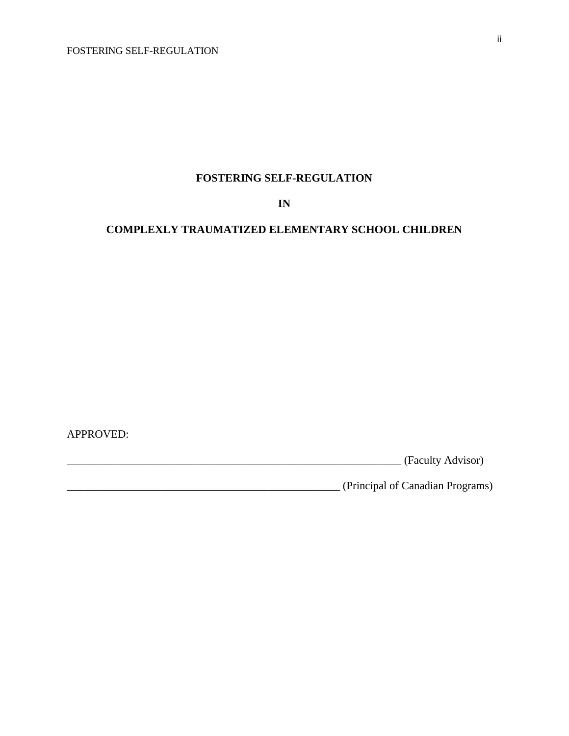**FOSTERING SELF-REGULATION**

**IN**

**COMPLEXLY TRAUMATIZED ELEMENTARY SCHOOL CHILDREN**

APPROVED:

_______________________________________________________________ (Faculty Advisor)

___________________________________________________ (Principal of Canadian Programs)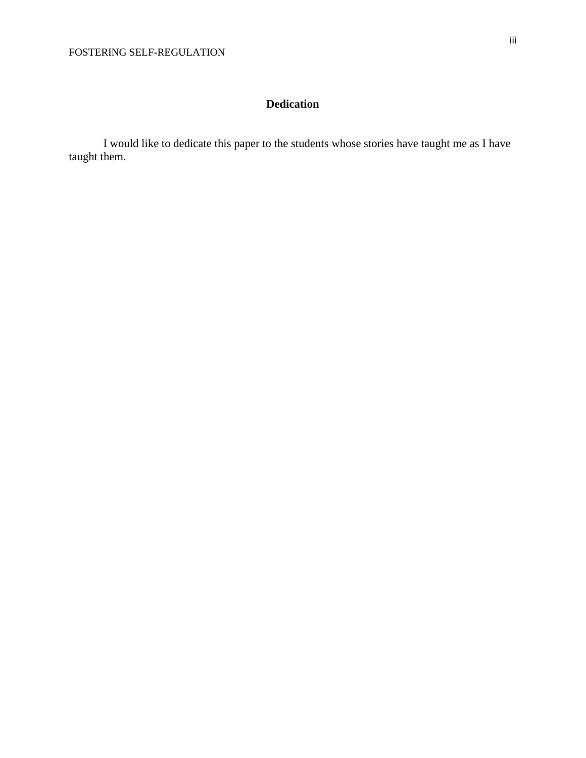## Dedication

I would like to dedicate this paper to the students whose stories have taught me as I have taught them.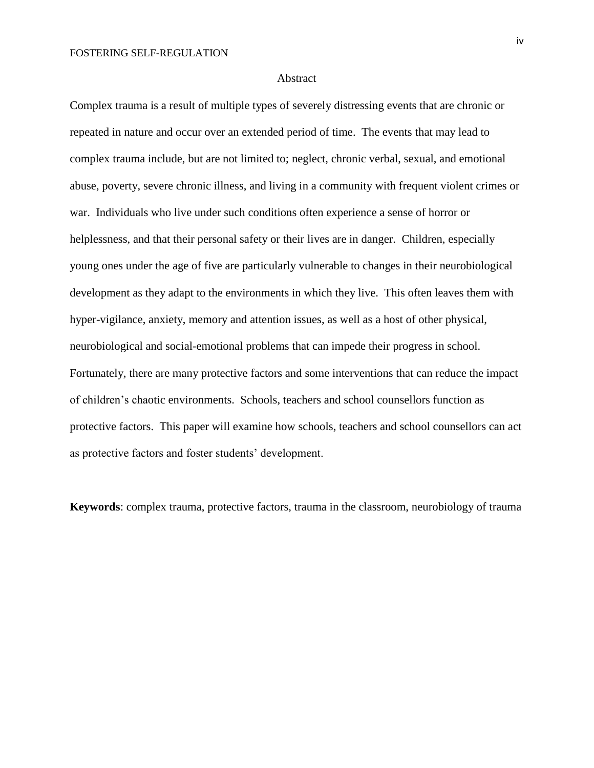# Abstract

Complex trauma is a result of multiple types of severely distressing events that are chronic or repeated in nature and occur over an extended period of time. The events that may lead to complex trauma include, but are not limited to; neglect, chronic verbal, sexual, and emotional abuse, poverty, severe chronic illness, and living in a community with frequent violent crimes or war. Individuals who live under such conditions often experience a sense of horror or helplessness, and that their personal safety or their lives are in danger. Children, especially young ones under the age of five are particularly vulnerable to changes in their neurobiological development as they adapt to the environments in which they live. This often leaves them with hyper-vigilance, anxiety, memory and attention issues, as well as a host of other physical, neurobiological and social-emotional problems that can impede their progress in school. Fortunately, there are many protective factors and some interventions that can reduce the impact of children's chaotic environments. Schools, teachers and school counsellors function as protective factors. This paper will examine how schools, teachers and school counsellors can act as protective factors and foster students' development.

**Keywords**: complex trauma, protective factors, trauma in the classroom, neurobiology of trauma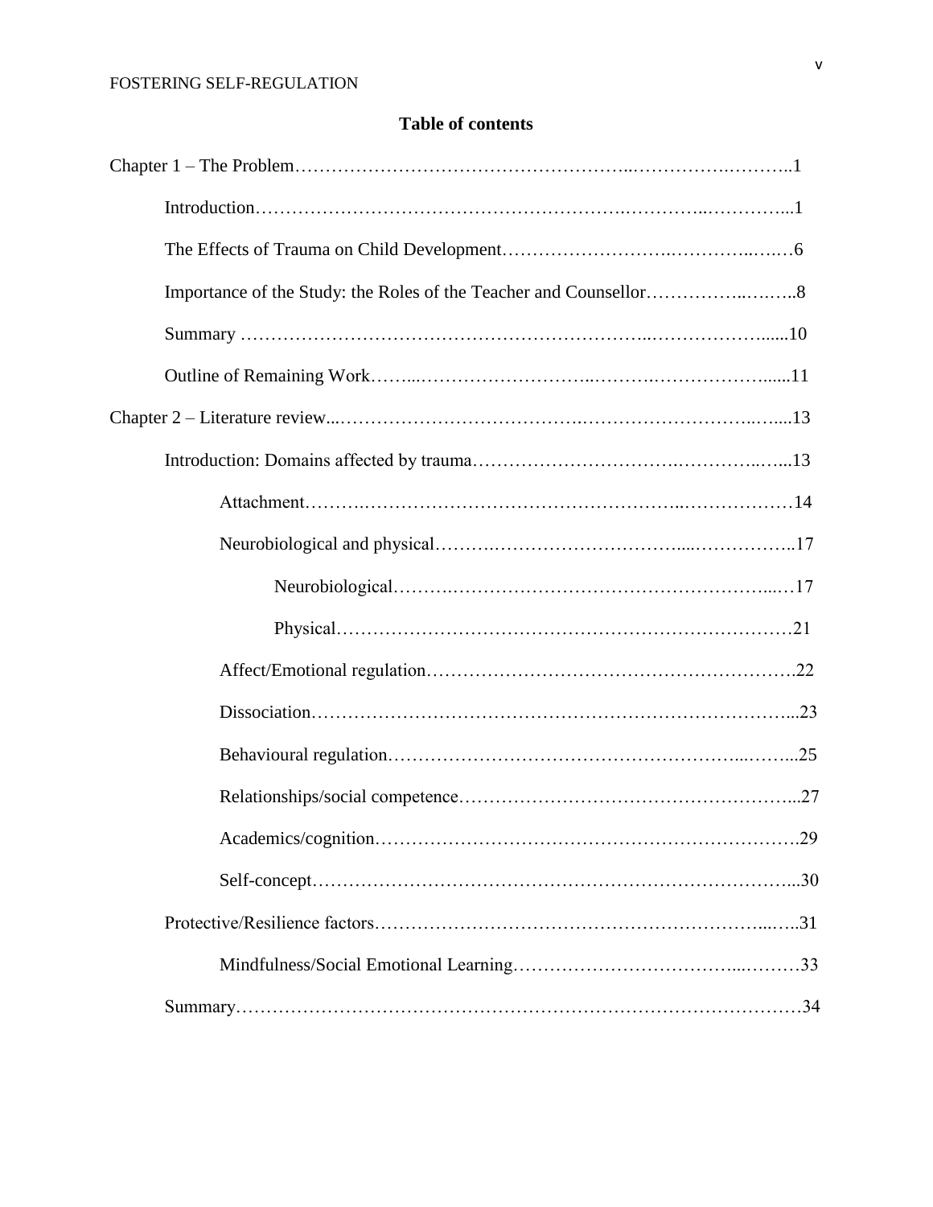# Table of contents

Chapter 1 – The Problem……………………………………………..…………….……….1

- Introduction……………………………………………….…………..…………...1
- The Effects of Trauma on Child Development…………………….…………..….…6
- Importance of the Study: the Roles of the Teacher and Counsellor……………..….…..8
- Summary ……………………….……………………………..………………......10
- Outline of Remaining Work……...……………………..……….……………….......11

Chapter 2 – Literature review...………………………………….…………………….…...13

- Introduction: Domains affected by trauma…………………………….…………..…...13
  - Attachment……….……………………………………..………………14
  - Neurobiological and physical……….……………………….....……………..17
    - Neurobiological……….……………………………………………...…17
    - Physical…………………………………………………………………21
  - Affect/Emotional regulation…………………………………………………….22
  - Dissociation…………………………………………………………………...23
  - Behavioural regulation……………………………………………...……...25
  - Relationships/social competence………………………………………………...27
  - Academics/cognition…………………………………………………………….29
  - Self-concept……………………………………………………………………...30
- Protective/Resilience factors…………………………………………………...…..31
  - Mindfulness/Social Emotional Learning……………………………...………33
- Summary…………………………………………………………………………………34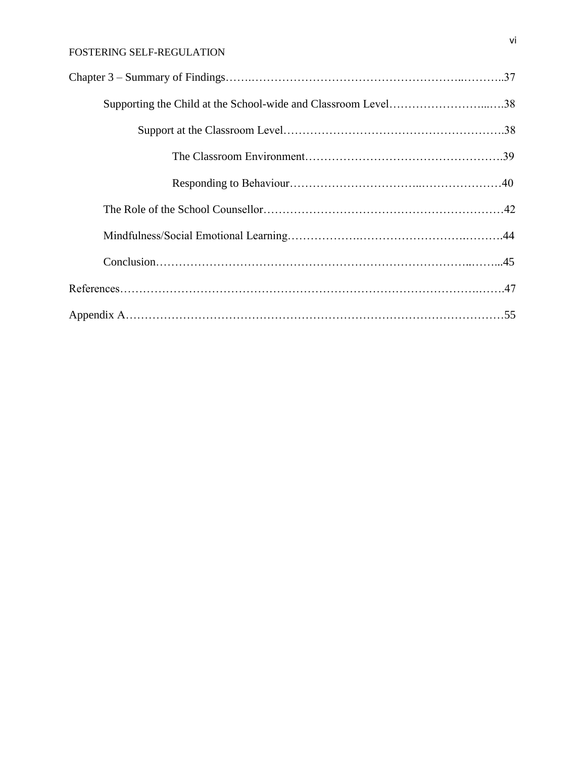Chapter 3 – Summary of Findings……………………………………………………………..………..37

Supporting the Child at the School-wide and Classroom Level……………………...….38

Support at the Classroom Level…………………………………………………….38

The Classroom Environment…………………………………………….39

Responding to Behaviour…………………………..…………………40

The Role of the School Counsellor……………………………………………………42

Mindfulness/Social Emotional Learning……………….…………………………….……….44

Conclusion………………………………………………………………………..……...45

References…………………………………………………………………………………….…….47

Appendix A………………………………………………………………………………………55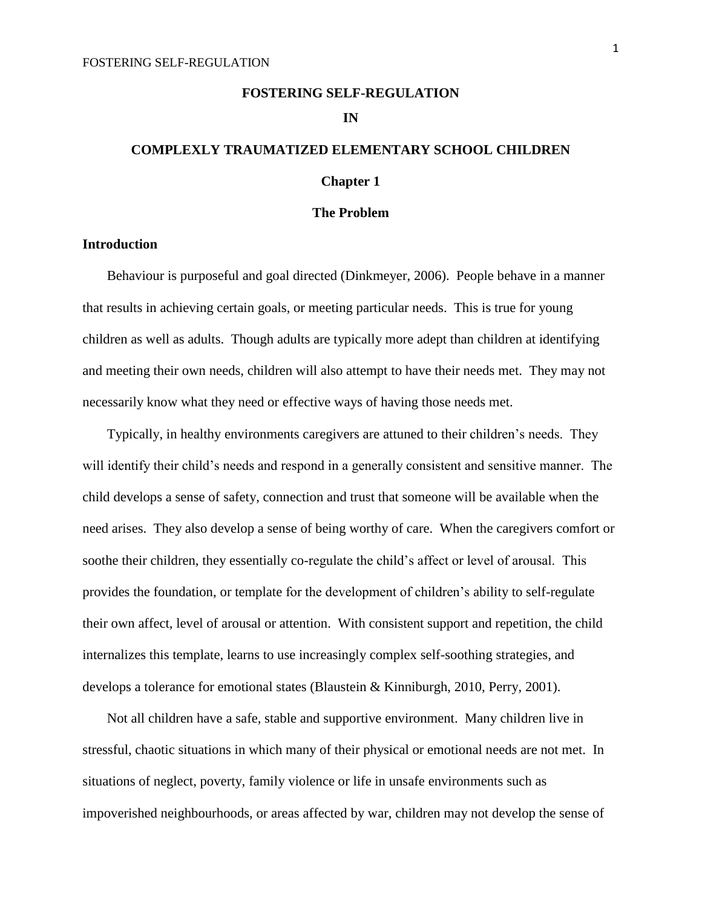# FOSTERING SELF-REGULATION

# IN

# COMPLEXLY TRAUMATIZED ELEMENTARY SCHOOL CHILDREN

## Chapter 1

## The Problem

### Introduction

Behaviour is purposeful and goal directed (Dinkmeyer, 2006). People behave in a manner that results in achieving certain goals, or meeting particular needs. This is true for young children as well as adults. Though adults are typically more adept than children at identifying and meeting their own needs, children will also attempt to have their needs met. They may not necessarily know what they need or effective ways of having those needs met.

Typically, in healthy environments caregivers are attuned to their children's needs. They will identify their child's needs and respond in a generally consistent and sensitive manner. The child develops a sense of safety, connection and trust that someone will be available when the need arises. They also develop a sense of being worthy of care. When the caregivers comfort or soothe their children, they essentially co-regulate the child's affect or level of arousal. This provides the foundation, or template for the development of children's ability to self-regulate their own affect, level of arousal or attention. With consistent support and repetition, the child internalizes this template, learns to use increasingly complex self-soothing strategies, and develops a tolerance for emotional states (Blaustein & Kinniburgh, 2010, Perry, 2001).

Not all children have a safe, stable and supportive environment. Many children live in stressful, chaotic situations in which many of their physical or emotional needs are not met. In situations of neglect, poverty, family violence or life in unsafe environments such as impoverished neighbourhoods, or areas affected by war, children may not develop the sense of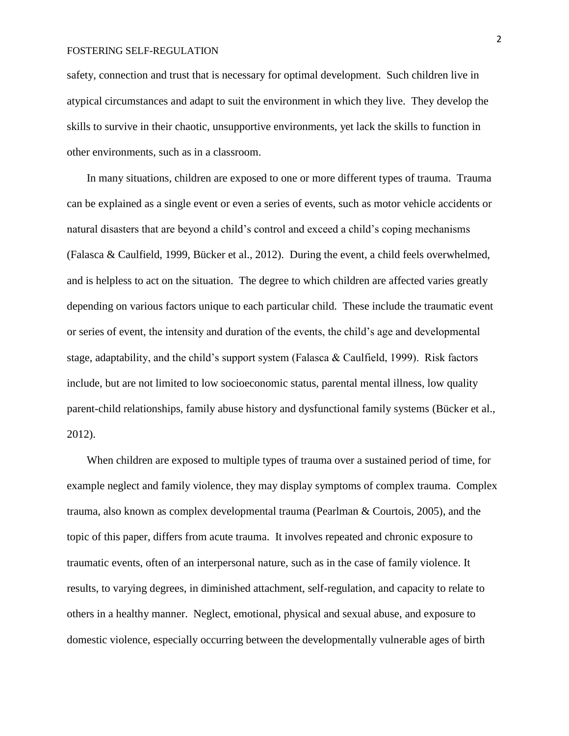safety, connection and trust that is necessary for optimal development. Such children live in atypical circumstances and adapt to suit the environment in which they live. They develop the skills to survive in their chaotic, unsupportive environments, yet lack the skills to function in other environments, such as in a classroom.

In many situations, children are exposed to one or more different types of trauma. Trauma can be explained as a single event or even a series of events, such as motor vehicle accidents or natural disasters that are beyond a child's control and exceed a child's coping mechanisms (Falasca & Caulfield, 1999, Bücker et al., 2012). During the event, a child feels overwhelmed, and is helpless to act on the situation. The degree to which children are affected varies greatly depending on various factors unique to each particular child. These include the traumatic event or series of event, the intensity and duration of the events, the child's age and developmental stage, adaptability, and the child's support system (Falasca & Caulfield, 1999). Risk factors include, but are not limited to low socioeconomic status, parental mental illness, low quality parent-child relationships, family abuse history and dysfunctional family systems (Bücker et al., 2012).

When children are exposed to multiple types of trauma over a sustained period of time, for example neglect and family violence, they may display symptoms of complex trauma. Complex trauma, also known as complex developmental trauma (Pearlman & Courtois, 2005), and the topic of this paper, differs from acute trauma. It involves repeated and chronic exposure to traumatic events, often of an interpersonal nature, such as in the case of family violence. It results, to varying degrees, in diminished attachment, self-regulation, and capacity to relate to others in a healthy manner. Neglect, emotional, physical and sexual abuse, and exposure to domestic violence, especially occurring between the developmentally vulnerable ages of birth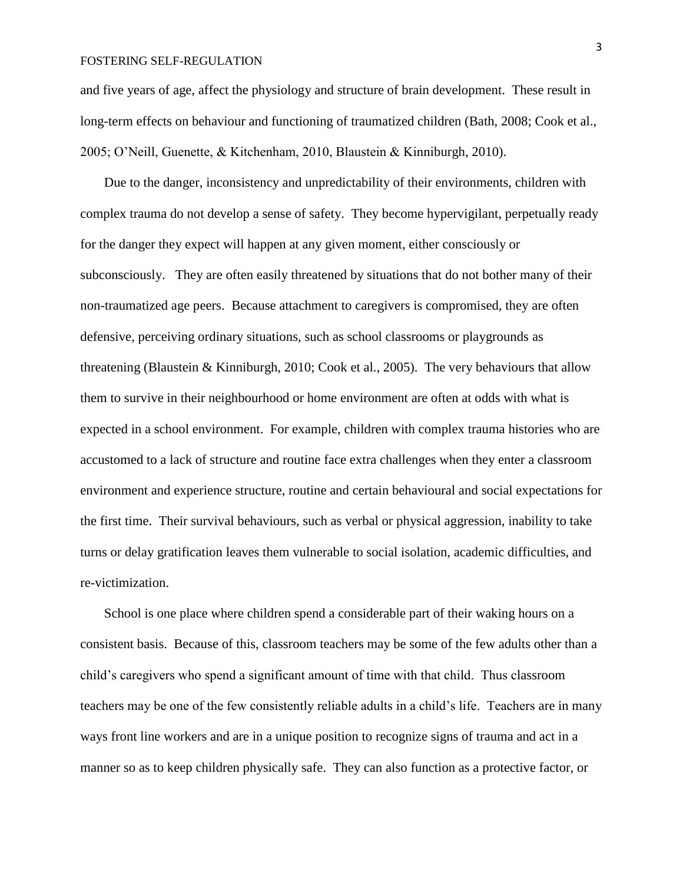and five years of age, affect the physiology and structure of brain development. These result in long-term effects on behaviour and functioning of traumatized children (Bath, 2008; Cook et al., 2005; O'Neill, Guenette, & Kitchenham, 2010, Blaustein & Kinniburgh, 2010).

Due to the danger, inconsistency and unpredictability of their environments, children with complex trauma do not develop a sense of safety. They become hypervigilant, perpetually ready for the danger they expect will happen at any given moment, either consciously or subconsciously. They are often easily threatened by situations that do not bother many of their non-traumatized age peers. Because attachment to caregivers is compromised, they are often defensive, perceiving ordinary situations, such as school classrooms or playgrounds as threatening (Blaustein & Kinniburgh, 2010; Cook et al., 2005). The very behaviours that allow them to survive in their neighbourhood or home environment are often at odds with what is expected in a school environment. For example, children with complex trauma histories who are accustomed to a lack of structure and routine face extra challenges when they enter a classroom environment and experience structure, routine and certain behavioural and social expectations for the first time. Their survival behaviours, such as verbal or physical aggression, inability to take turns or delay gratification leaves them vulnerable to social isolation, academic difficulties, and re-victimization.

School is one place where children spend a considerable part of their waking hours on a consistent basis. Because of this, classroom teachers may be some of the few adults other than a child's caregivers who spend a significant amount of time with that child. Thus classroom teachers may be one of the few consistently reliable adults in a child's life. Teachers are in many ways front line workers and are in a unique position to recognize signs of trauma and act in a manner so as to keep children physically safe. They can also function as a protective factor, or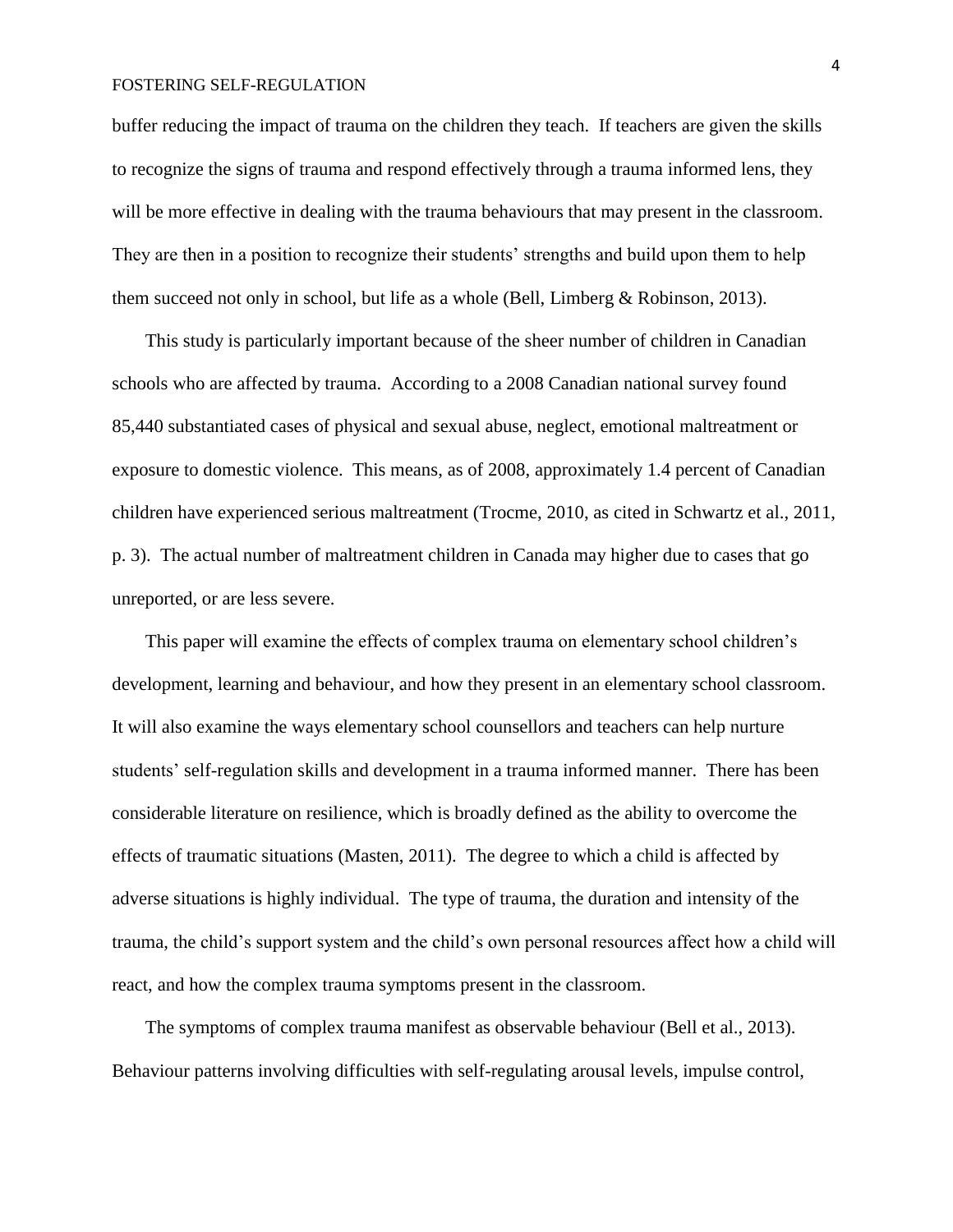buffer reducing the impact of trauma on the children they teach. If teachers are given the skills to recognize the signs of trauma and respond effectively through a trauma informed lens, they will be more effective in dealing with the trauma behaviours that may present in the classroom. They are then in a position to recognize their students' strengths and build upon them to help them succeed not only in school, but life as a whole (Bell, Limberg & Robinson, 2013).

This study is particularly important because of the sheer number of children in Canadian schools who are affected by trauma. According to a 2008 Canadian national survey found 85,440 substantiated cases of physical and sexual abuse, neglect, emotional maltreatment or exposure to domestic violence. This means, as of 2008, approximately 1.4 percent of Canadian children have experienced serious maltreatment (Trocme, 2010, as cited in Schwartz et al., 2011, p. 3). The actual number of maltreatment children in Canada may higher due to cases that go unreported, or are less severe.

This paper will examine the effects of complex trauma on elementary school children's development, learning and behaviour, and how they present in an elementary school classroom. It will also examine the ways elementary school counsellors and teachers can help nurture students' self-regulation skills and development in a trauma informed manner. There has been considerable literature on resilience, which is broadly defined as the ability to overcome the effects of traumatic situations (Masten, 2011). The degree to which a child is affected by adverse situations is highly individual. The type of trauma, the duration and intensity of the trauma, the child's support system and the child's own personal resources affect how a child will react, and how the complex trauma symptoms present in the classroom.

The symptoms of complex trauma manifest as observable behaviour (Bell et al., 2013). Behaviour patterns involving difficulties with self-regulating arousal levels, impulse control,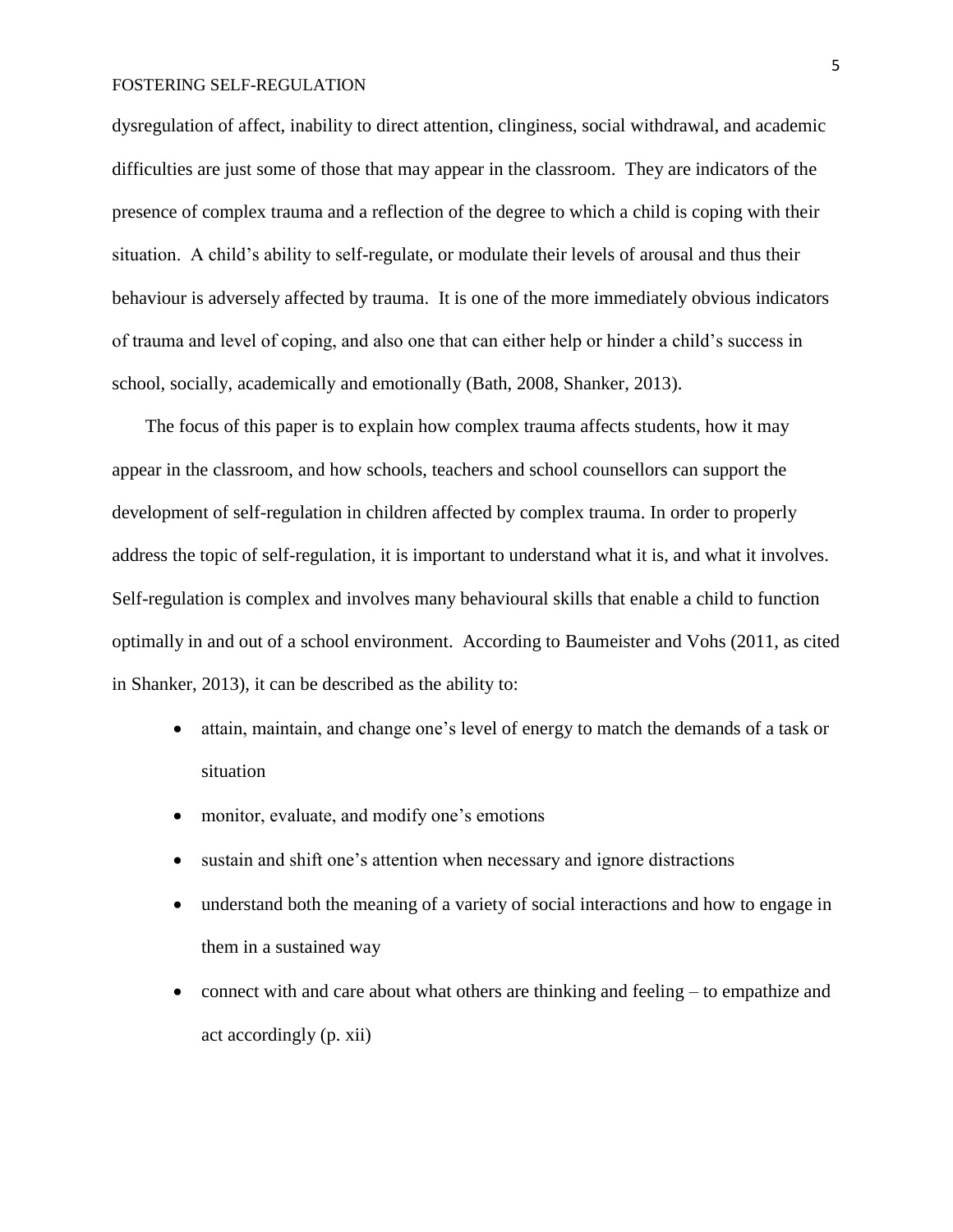dysregulation of affect, inability to direct attention, clinginess, social withdrawal, and academic difficulties are just some of those that may appear in the classroom. They are indicators of the presence of complex trauma and a reflection of the degree to which a child is coping with their situation. A child's ability to self-regulate, or modulate their levels of arousal and thus their behaviour is adversely affected by trauma. It is one of the more immediately obvious indicators of trauma and level of coping, and also one that can either help or hinder a child's success in school, socially, academically and emotionally (Bath, 2008, Shanker, 2013).

The focus of this paper is to explain how complex trauma affects students, how it may appear in the classroom, and how schools, teachers and school counsellors can support the development of self-regulation in children affected by complex trauma. In order to properly address the topic of self-regulation, it is important to understand what it is, and what it involves. Self-regulation is complex and involves many behavioural skills that enable a child to function optimally in and out of a school environment. According to Baumeister and Vohs (2011, as cited in Shanker, 2013), it can be described as the ability to:

- attain, maintain, and change one's level of energy to match the demands of a task or situation
- monitor, evaluate, and modify one's emotions
- sustain and shift one's attention when necessary and ignore distractions
- understand both the meaning of a variety of social interactions and how to engage in them in a sustained way
- connect with and care about what others are thinking and feeling – to empathize and act accordingly (p. xii)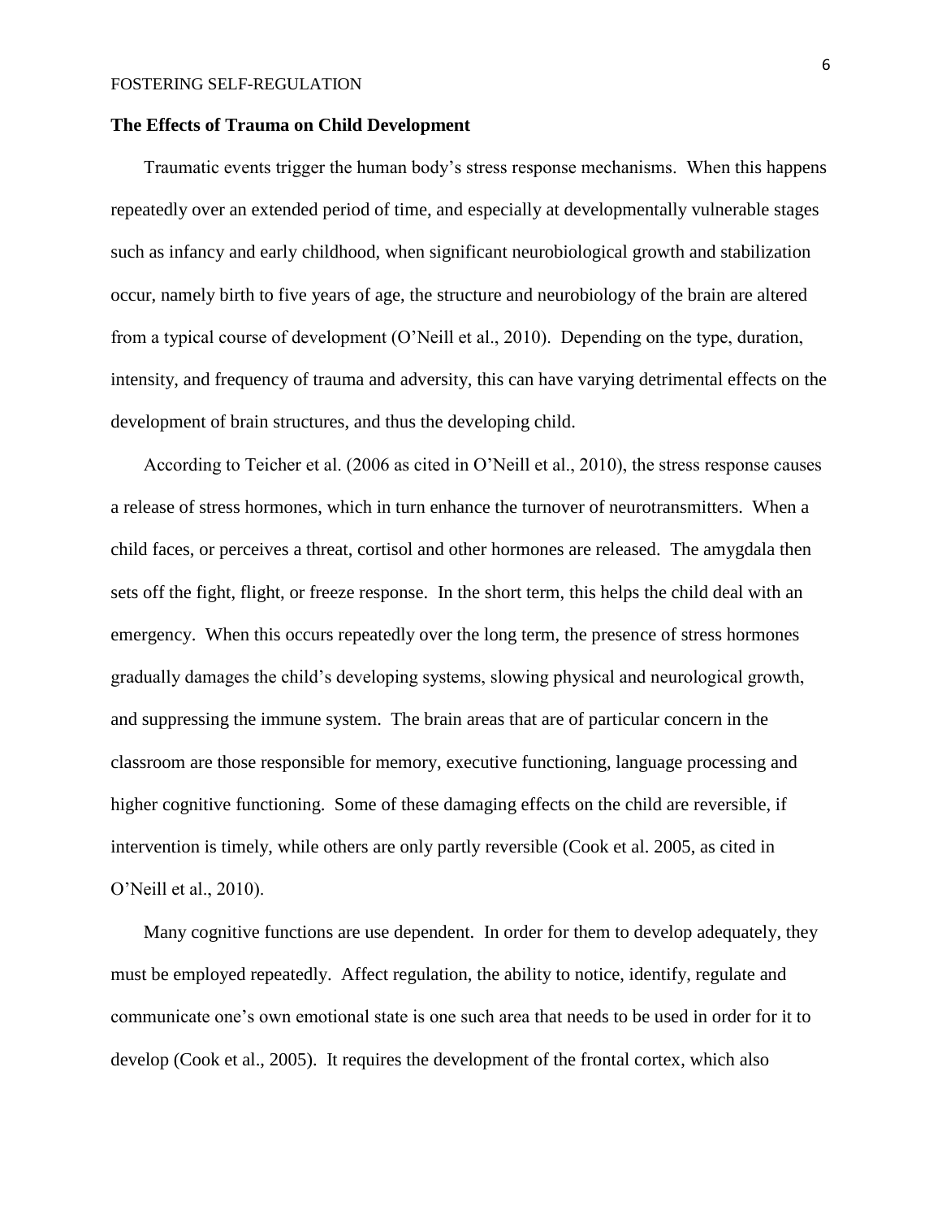**The Effects of Trauma on Child Development**

Traumatic events trigger the human body's stress response mechanisms. When this happens repeatedly over an extended period of time, and especially at developmentally vulnerable stages such as infancy and early childhood, when significant neurobiological growth and stabilization occur, namely birth to five years of age, the structure and neurobiology of the brain are altered from a typical course of development (O'Neill et al., 2010). Depending on the type, duration, intensity, and frequency of trauma and adversity, this can have varying detrimental effects on the development of brain structures, and thus the developing child.

According to Teicher et al. (2006 as cited in O'Neill et al., 2010), the stress response causes a release of stress hormones, which in turn enhance the turnover of neurotransmitters. When a child faces, or perceives a threat, cortisol and other hormones are released. The amygdala then sets off the fight, flight, or freeze response. In the short term, this helps the child deal with an emergency. When this occurs repeatedly over the long term, the presence of stress hormones gradually damages the child's developing systems, slowing physical and neurological growth, and suppressing the immune system. The brain areas that are of particular concern in the classroom are those responsible for memory, executive functioning, language processing and higher cognitive functioning. Some of these damaging effects on the child are reversible, if intervention is timely, while others are only partly reversible (Cook et al. 2005, as cited in O'Neill et al., 2010).

Many cognitive functions are use dependent. In order for them to develop adequately, they must be employed repeatedly. Affect regulation, the ability to notice, identify, regulate and communicate one's own emotional state is one such area that needs to be used in order for it to develop (Cook et al., 2005). It requires the development of the frontal cortex, which also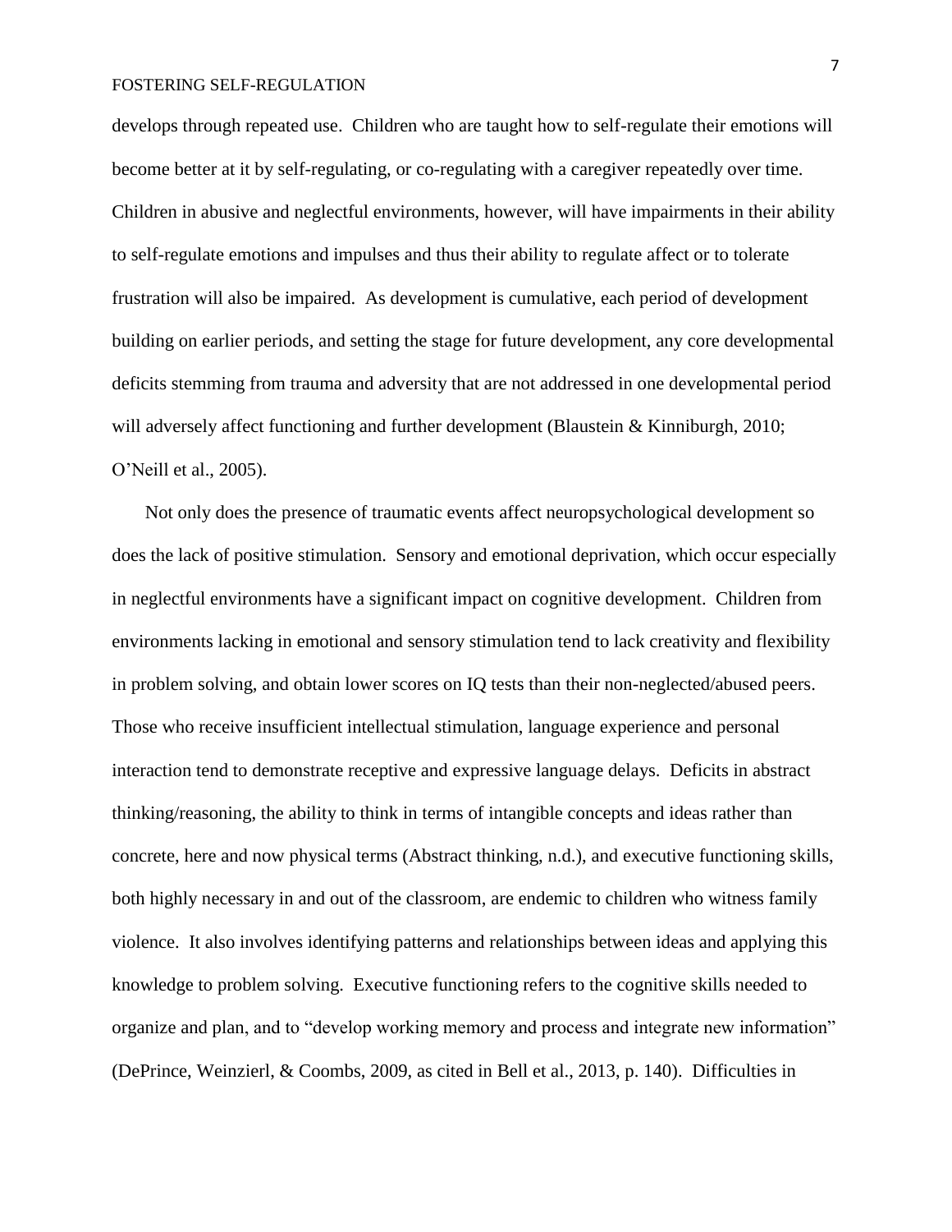develops through repeated use. Children who are taught how to self-regulate their emotions will become better at it by self-regulating, or co-regulating with a caregiver repeatedly over time. Children in abusive and neglectful environments, however, will have impairments in their ability to self-regulate emotions and impulses and thus their ability to regulate affect or to tolerate frustration will also be impaired. As development is cumulative, each period of development building on earlier periods, and setting the stage for future development, any core developmental deficits stemming from trauma and adversity that are not addressed in one developmental period will adversely affect functioning and further development (Blaustein & Kinniburgh, 2010; O'Neill et al., 2005).

Not only does the presence of traumatic events affect neuropsychological development so does the lack of positive stimulation. Sensory and emotional deprivation, which occur especially in neglectful environments have a significant impact on cognitive development. Children from environments lacking in emotional and sensory stimulation tend to lack creativity and flexibility in problem solving, and obtain lower scores on IQ tests than their non-neglected/abused peers. Those who receive insufficient intellectual stimulation, language experience and personal interaction tend to demonstrate receptive and expressive language delays. Deficits in abstract thinking/reasoning, the ability to think in terms of intangible concepts and ideas rather than concrete, here and now physical terms (Abstract thinking, n.d.), and executive functioning skills, both highly necessary in and out of the classroom, are endemic to children who witness family violence. It also involves identifying patterns and relationships between ideas and applying this knowledge to problem solving. Executive functioning refers to the cognitive skills needed to organize and plan, and to "develop working memory and process and integrate new information" (DePrince, Weinzierl, & Coombs, 2009, as cited in Bell et al., 2013, p. 140). Difficulties in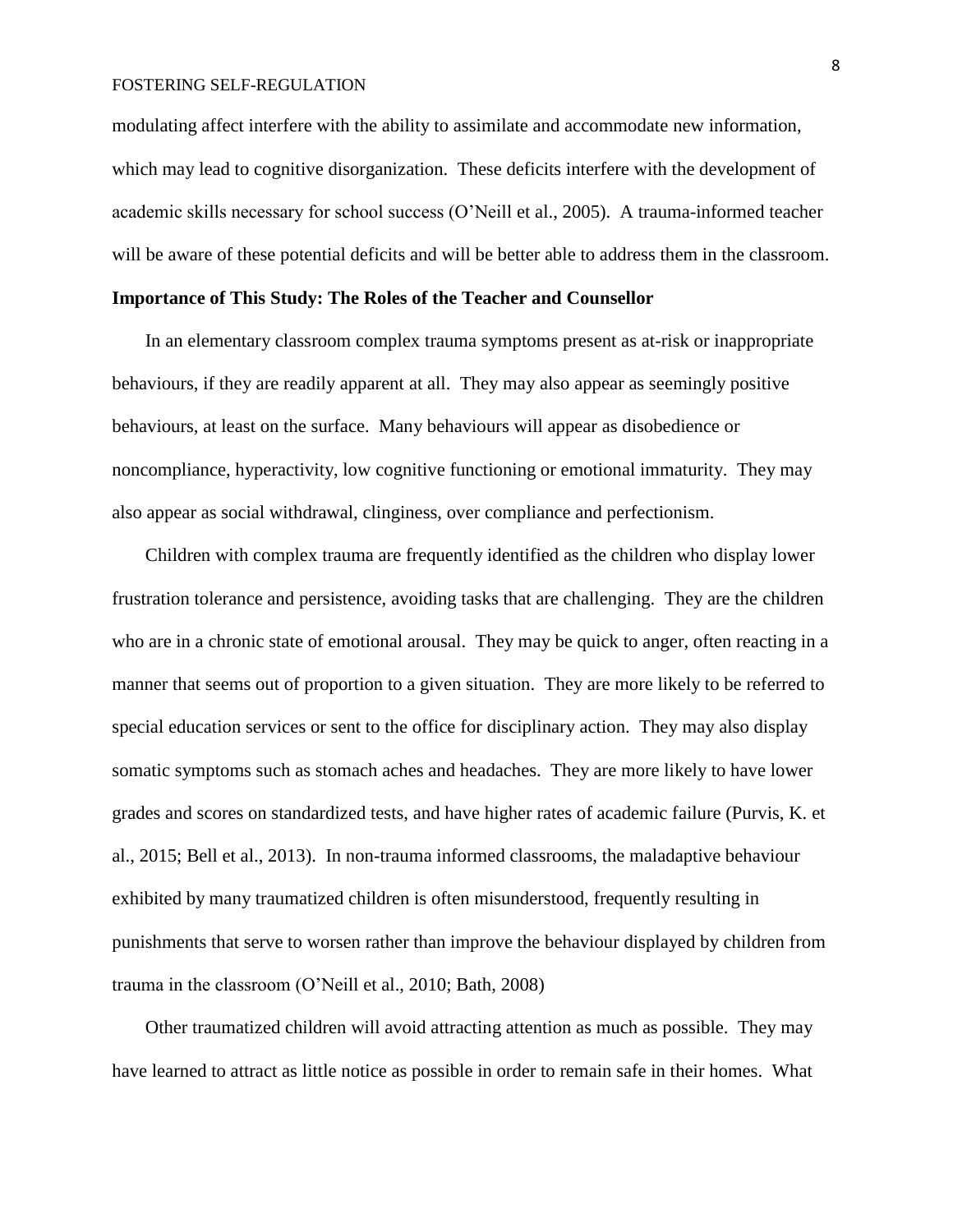modulating affect interfere with the ability to assimilate and accommodate new information, which may lead to cognitive disorganization. These deficits interfere with the development of academic skills necessary for school success (O'Neill et al., 2005). A trauma-informed teacher will be aware of these potential deficits and will be better able to address them in the classroom.

**Importance of This Study: The Roles of the Teacher and Counsellor**

In an elementary classroom complex trauma symptoms present as at-risk or inappropriate behaviours, if they are readily apparent at all. They may also appear as seemingly positive behaviours, at least on the surface. Many behaviours will appear as disobedience or noncompliance, hyperactivity, low cognitive functioning or emotional immaturity. They may also appear as social withdrawal, clinginess, over compliance and perfectionism.

Children with complex trauma are frequently identified as the children who display lower frustration tolerance and persistence, avoiding tasks that are challenging. They are the children who are in a chronic state of emotional arousal. They may be quick to anger, often reacting in a manner that seems out of proportion to a given situation. They are more likely to be referred to special education services or sent to the office for disciplinary action. They may also display somatic symptoms such as stomach aches and headaches. They are more likely to have lower grades and scores on standardized tests, and have higher rates of academic failure (Purvis, K. et al., 2015; Bell et al., 2013). In non-trauma informed classrooms, the maladaptive behaviour exhibited by many traumatized children is often misunderstood, frequently resulting in punishments that serve to worsen rather than improve the behaviour displayed by children from trauma in the classroom (O'Neill et al., 2010; Bath, 2008)

Other traumatized children will avoid attracting attention as much as possible. They may have learned to attract as little notice as possible in order to remain safe in their homes. What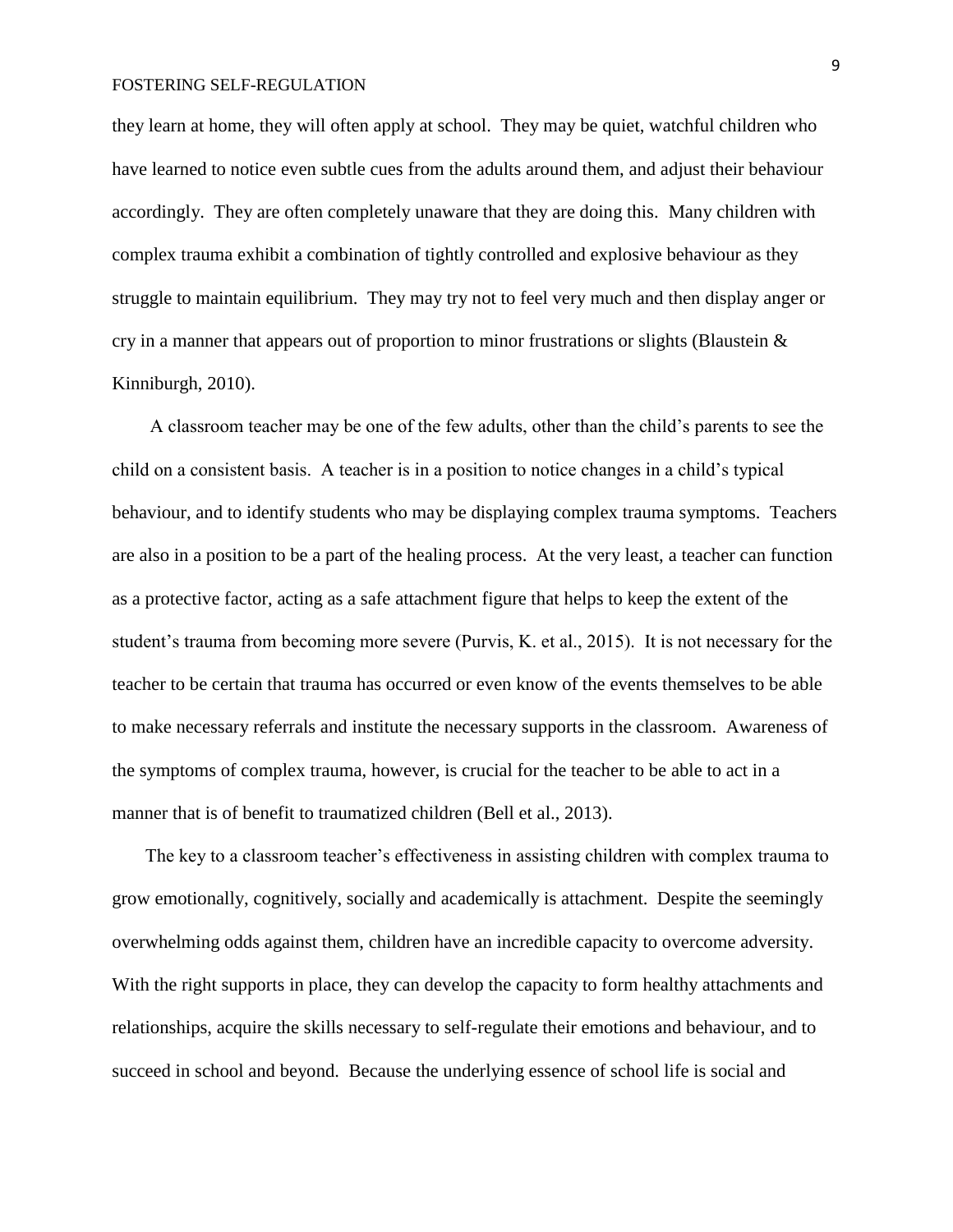they learn at home, they will often apply at school. They may be quiet, watchful children who have learned to notice even subtle cues from the adults around them, and adjust their behaviour accordingly. They are often completely unaware that they are doing this. Many children with complex trauma exhibit a combination of tightly controlled and explosive behaviour as they struggle to maintain equilibrium. They may try not to feel very much and then display anger or cry in a manner that appears out of proportion to minor frustrations or slights (Blaustein & Kinniburgh, 2010).

A classroom teacher may be one of the few adults, other than the child's parents to see the child on a consistent basis. A teacher is in a position to notice changes in a child's typical behaviour, and to identify students who may be displaying complex trauma symptoms. Teachers are also in a position to be a part of the healing process. At the very least, a teacher can function as a protective factor, acting as a safe attachment figure that helps to keep the extent of the student's trauma from becoming more severe (Purvis, K. et al., 2015). It is not necessary for the teacher to be certain that trauma has occurred or even know of the events themselves to be able to make necessary referrals and institute the necessary supports in the classroom. Awareness of the symptoms of complex trauma, however, is crucial for the teacher to be able to act in a manner that is of benefit to traumatized children (Bell et al., 2013).

The key to a classroom teacher's effectiveness in assisting children with complex trauma to grow emotionally, cognitively, socially and academically is attachment. Despite the seemingly overwhelming odds against them, children have an incredible capacity to overcome adversity. With the right supports in place, they can develop the capacity to form healthy attachments and relationships, acquire the skills necessary to self-regulate their emotions and behaviour, and to succeed in school and beyond. Because the underlying essence of school life is social and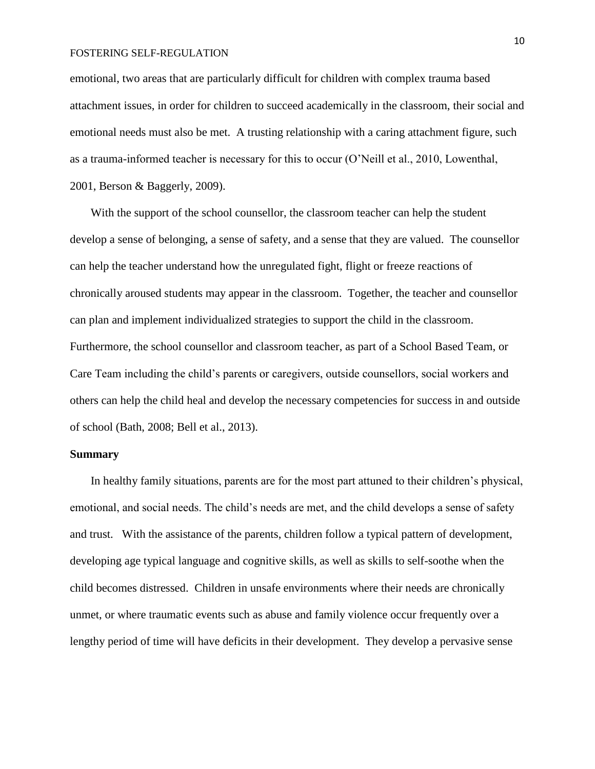emotional, two areas that are particularly difficult for children with complex trauma based attachment issues, in order for children to succeed academically in the classroom, their social and emotional needs must also be met. A trusting relationship with a caring attachment figure, such as a trauma-informed teacher is necessary for this to occur (O'Neill et al., 2010, Lowenthal, 2001, Berson & Baggerly, 2009).

With the support of the school counsellor, the classroom teacher can help the student develop a sense of belonging, a sense of safety, and a sense that they are valued. The counsellor can help the teacher understand how the unregulated fight, flight or freeze reactions of chronically aroused students may appear in the classroom. Together, the teacher and counsellor can plan and implement individualized strategies to support the child in the classroom. Furthermore, the school counsellor and classroom teacher, as part of a School Based Team, or Care Team including the child's parents or caregivers, outside counsellors, social workers and others can help the child heal and develop the necessary competencies for success in and outside of school (Bath, 2008; Bell et al., 2013).

**Summary**

In healthy family situations, parents are for the most part attuned to their children's physical, emotional, and social needs. The child's needs are met, and the child develops a sense of safety and trust. With the assistance of the parents, children follow a typical pattern of development, developing age typical language and cognitive skills, as well as skills to self-soothe when the child becomes distressed. Children in unsafe environments where their needs are chronically unmet, or where traumatic events such as abuse and family violence occur frequently over a lengthy period of time will have deficits in their development. They develop a pervasive sense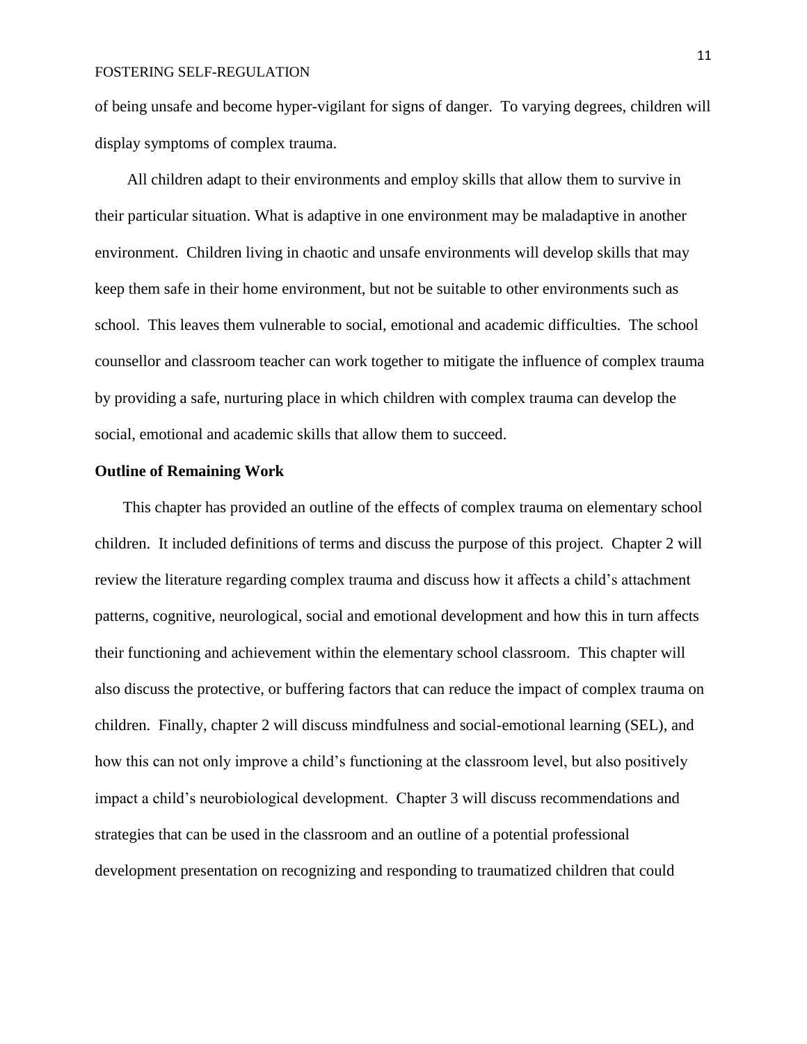of being unsafe and become hyper-vigilant for signs of danger. To varying degrees, children will display symptoms of complex trauma.

All children adapt to their environments and employ skills that allow them to survive in their particular situation. What is adaptive in one environment may be maladaptive in another environment. Children living in chaotic and unsafe environments will develop skills that may keep them safe in their home environment, but not be suitable to other environments such as school. This leaves them vulnerable to social, emotional and academic difficulties. The school counsellor and classroom teacher can work together to mitigate the influence of complex trauma by providing a safe, nurturing place in which children with complex trauma can develop the social, emotional and academic skills that allow them to succeed.

**Outline of Remaining Work**

This chapter has provided an outline of the effects of complex trauma on elementary school children. It included definitions of terms and discuss the purpose of this project. Chapter 2 will review the literature regarding complex trauma and discuss how it affects a child's attachment patterns, cognitive, neurological, social and emotional development and how this in turn affects their functioning and achievement within the elementary school classroom. This chapter will also discuss the protective, or buffering factors that can reduce the impact of complex trauma on children. Finally, chapter 2 will discuss mindfulness and social-emotional learning (SEL), and how this can not only improve a child's functioning at the classroom level, but also positively impact a child's neurobiological development. Chapter 3 will discuss recommendations and strategies that can be used in the classroom and an outline of a potential professional development presentation on recognizing and responding to traumatized children that could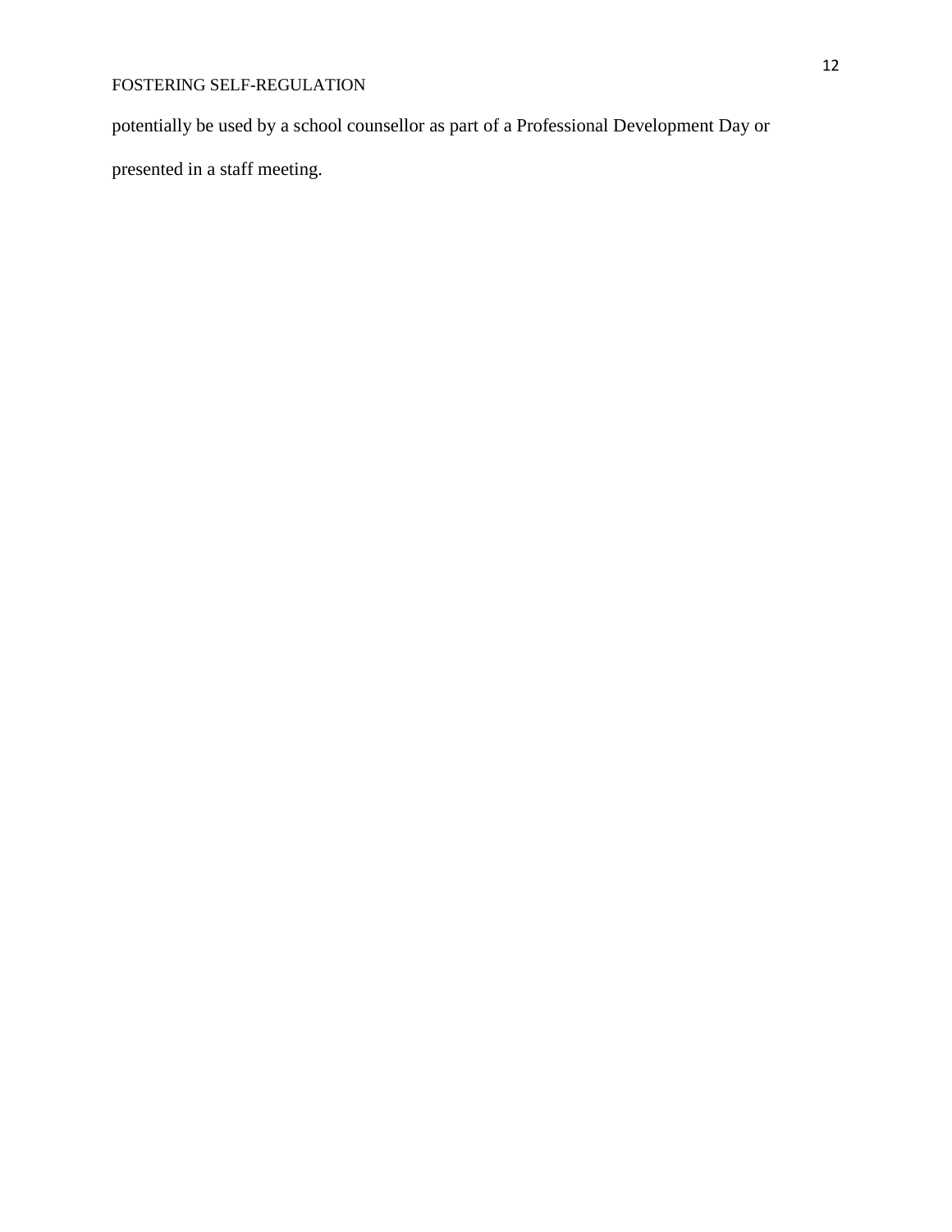potentially be used by a school counsellor as part of a Professional Development Day or presented in a staff meeting.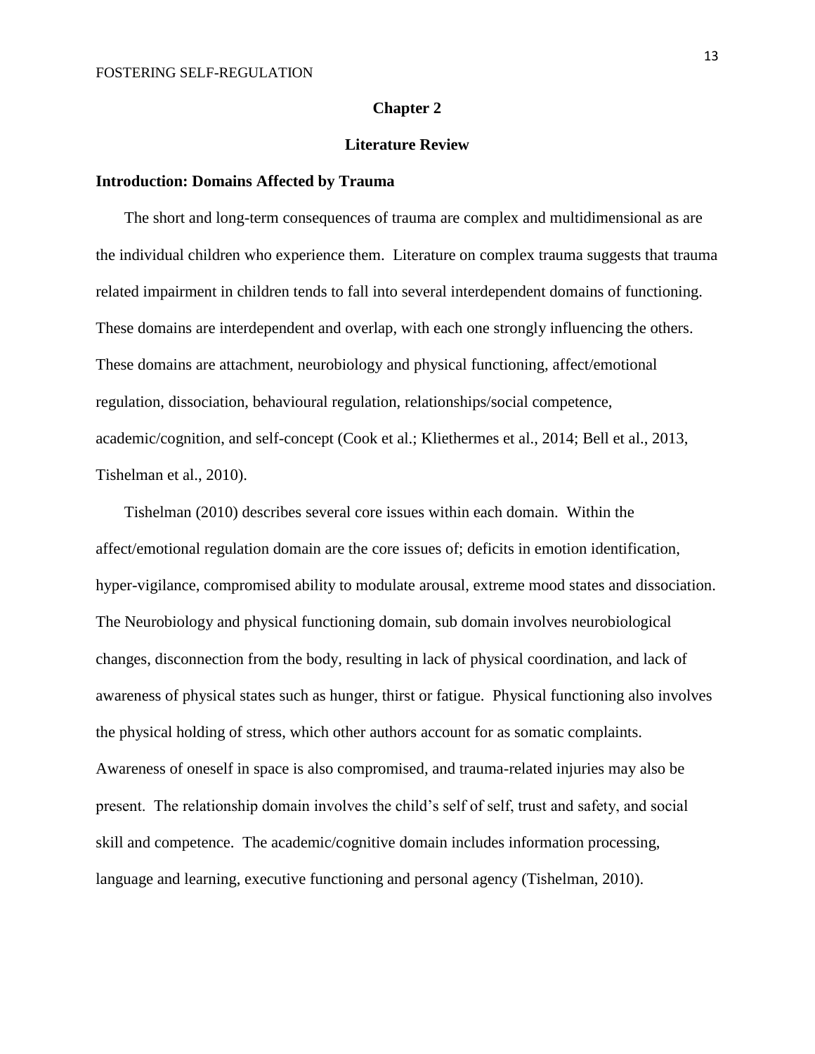# Chapter 2

# Literature Review

## Introduction: Domains Affected by Trauma

The short and long-term consequences of trauma are complex and multidimensional as are the individual children who experience them. Literature on complex trauma suggests that trauma related impairment in children tends to fall into several interdependent domains of functioning. These domains are interdependent and overlap, with each one strongly influencing the others. These domains are attachment, neurobiology and physical functioning, affect/emotional regulation, dissociation, behavioural regulation, relationships/social competence, academic/cognition, and self-concept (Cook et al.; Kliethermes et al., 2014; Bell et al., 2013, Tishelman et al., 2010).

Tishelman (2010) describes several core issues within each domain. Within the affect/emotional regulation domain are the core issues of; deficits in emotion identification, hyper-vigilance, compromised ability to modulate arousal, extreme mood states and dissociation. The Neurobiology and physical functioning domain, sub domain involves neurobiological changes, disconnection from the body, resulting in lack of physical coordination, and lack of awareness of physical states such as hunger, thirst or fatigue. Physical functioning also involves the physical holding of stress, which other authors account for as somatic complaints. Awareness of oneself in space is also compromised, and trauma-related injuries may also be present. The relationship domain involves the child's self of self, trust and safety, and social skill and competence. The academic/cognitive domain includes information processing, language and learning, executive functioning and personal agency (Tishelman, 2010).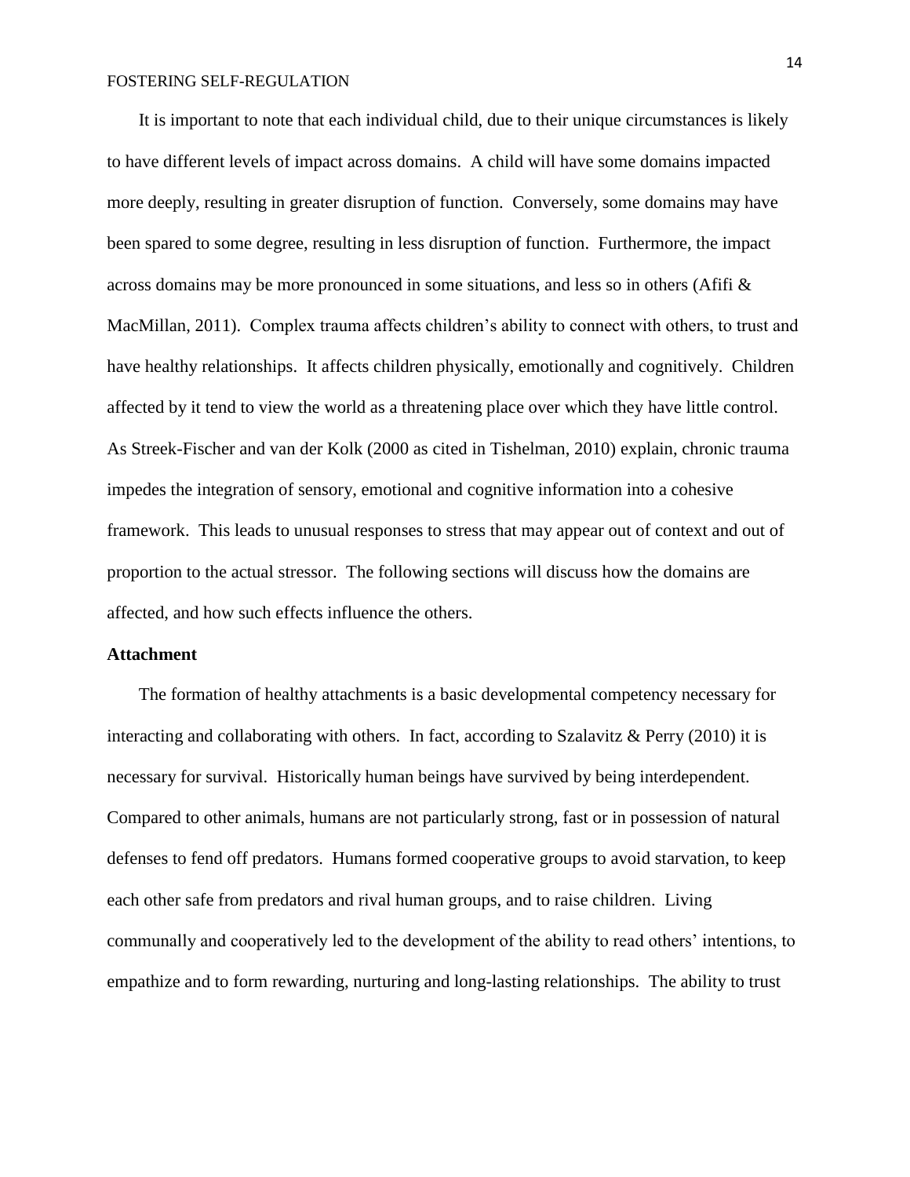It is important to note that each individual child, due to their unique circumstances is likely to have different levels of impact across domains. A child will have some domains impacted more deeply, resulting in greater disruption of function. Conversely, some domains may have been spared to some degree, resulting in less disruption of function. Furthermore, the impact across domains may be more pronounced in some situations, and less so in others (Afifi & MacMillan, 2011). Complex trauma affects children's ability to connect with others, to trust and have healthy relationships. It affects children physically, emotionally and cognitively. Children affected by it tend to view the world as a threatening place over which they have little control. As Streek-Fischer and van der Kolk (2000 as cited in Tishelman, 2010) explain, chronic trauma impedes the integration of sensory, emotional and cognitive information into a cohesive framework. This leads to unusual responses to stress that may appear out of context and out of proportion to the actual stressor. The following sections will discuss how the domains are affected, and how such effects influence the others.

**Attachment**

The formation of healthy attachments is a basic developmental competency necessary for interacting and collaborating with others. In fact, according to Szalavitz & Perry (2010) it is necessary for survival. Historically human beings have survived by being interdependent. Compared to other animals, humans are not particularly strong, fast or in possession of natural defenses to fend off predators. Humans formed cooperative groups to avoid starvation, to keep each other safe from predators and rival human groups, and to raise children. Living communally and cooperatively led to the development of the ability to read others' intentions, to empathize and to form rewarding, nurturing and long-lasting relationships. The ability to trust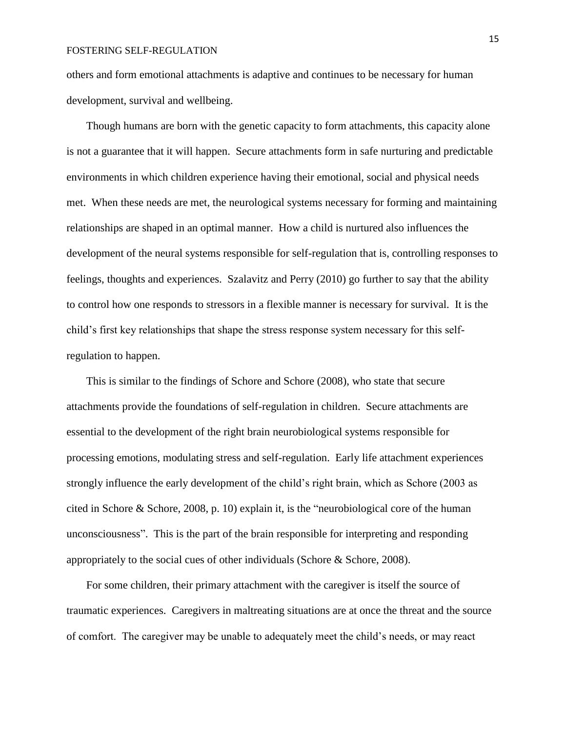others and form emotional attachments is adaptive and continues to be necessary for human development, survival and wellbeing.

Though humans are born with the genetic capacity to form attachments, this capacity alone is not a guarantee that it will happen. Secure attachments form in safe nurturing and predictable environments in which children experience having their emotional, social and physical needs met. When these needs are met, the neurological systems necessary for forming and maintaining relationships are shaped in an optimal manner. How a child is nurtured also influences the development of the neural systems responsible for self-regulation that is, controlling responses to feelings, thoughts and experiences. Szalavitz and Perry (2010) go further to say that the ability to control how one responds to stressors in a flexible manner is necessary for survival. It is the child's first key relationships that shape the stress response system necessary for this self-regulation to happen.

This is similar to the findings of Schore and Schore (2008), who state that secure attachments provide the foundations of self-regulation in children. Secure attachments are essential to the development of the right brain neurobiological systems responsible for processing emotions, modulating stress and self-regulation. Early life attachment experiences strongly influence the early development of the child's right brain, which as Schore (2003 as cited in Schore & Schore, 2008, p. 10) explain it, is the "neurobiological core of the human unconsciousness". This is the part of the brain responsible for interpreting and responding appropriately to the social cues of other individuals (Schore & Schore, 2008).

For some children, their primary attachment with the caregiver is itself the source of traumatic experiences. Caregivers in maltreating situations are at once the threat and the source of comfort. The caregiver may be unable to adequately meet the child's needs, or may react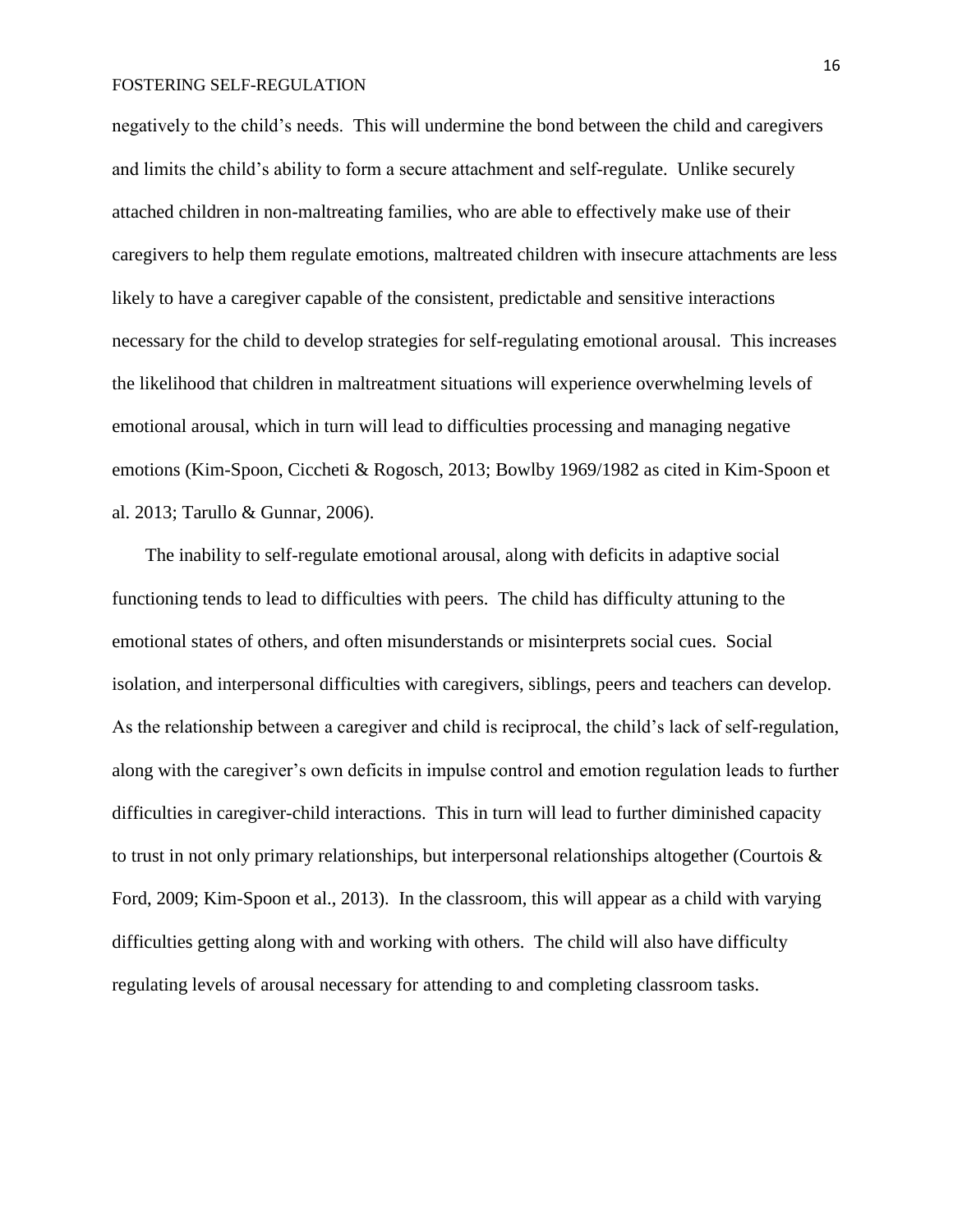negatively to the child's needs. This will undermine the bond between the child and caregivers and limits the child's ability to form a secure attachment and self-regulate. Unlike securely attached children in non-maltreating families, who are able to effectively make use of their caregivers to help them regulate emotions, maltreated children with insecure attachments are less likely to have a caregiver capable of the consistent, predictable and sensitive interactions necessary for the child to develop strategies for self-regulating emotional arousal. This increases the likelihood that children in maltreatment situations will experience overwhelming levels of emotional arousal, which in turn will lead to difficulties processing and managing negative emotions (Kim-Spoon, Ciccheti & Rogosch, 2013; Bowlby 1969/1982 as cited in Kim-Spoon et al. 2013; Tarullo & Gunnar, 2006).

The inability to self-regulate emotional arousal, along with deficits in adaptive social functioning tends to lead to difficulties with peers. The child has difficulty attuning to the emotional states of others, and often misunderstands or misinterprets social cues. Social isolation, and interpersonal difficulties with caregivers, siblings, peers and teachers can develop. As the relationship between a caregiver and child is reciprocal, the child's lack of self-regulation, along with the caregiver's own deficits in impulse control and emotion regulation leads to further difficulties in caregiver-child interactions. This in turn will lead to further diminished capacity to trust in not only primary relationships, but interpersonal relationships altogether (Courtois & Ford, 2009; Kim-Spoon et al., 2013). In the classroom, this will appear as a child with varying difficulties getting along with and working with others. The child will also have difficulty regulating levels of arousal necessary for attending to and completing classroom tasks.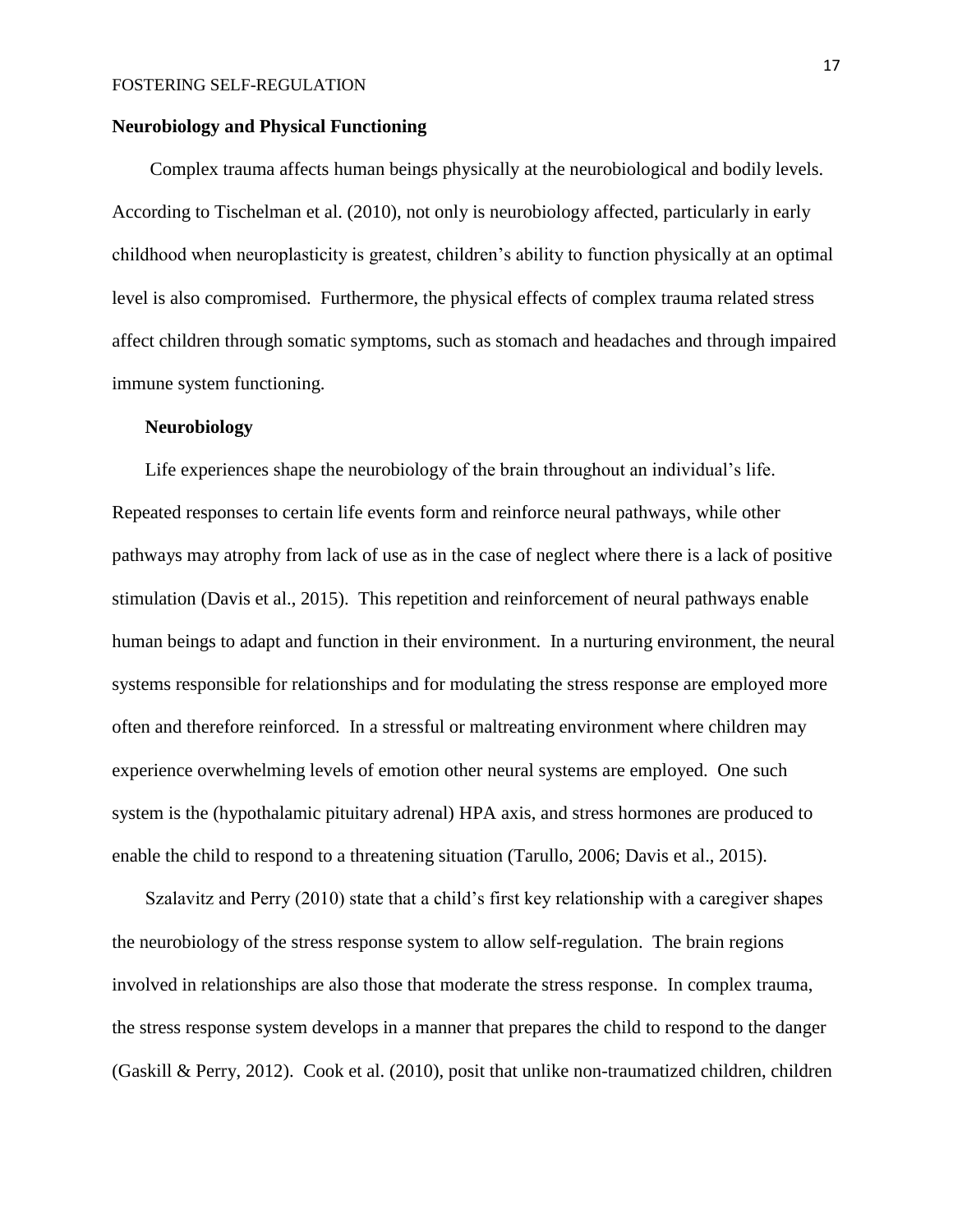## Neurobiology and Physical Functioning

Complex trauma affects human beings physically at the neurobiological and bodily levels. According to Tischelman et al. (2010), not only is neurobiology affected, particularly in early childhood when neuroplasticity is greatest, children's ability to function physically at an optimal level is also compromised. Furthermore, the physical effects of complex trauma related stress affect children through somatic symptoms, such as stomach and headaches and through impaired immune system functioning.

### Neurobiology

Life experiences shape the neurobiology of the brain throughout an individual's life. Repeated responses to certain life events form and reinforce neural pathways, while other pathways may atrophy from lack of use as in the case of neglect where there is a lack of positive stimulation (Davis et al., 2015). This repetition and reinforcement of neural pathways enable human beings to adapt and function in their environment. In a nurturing environment, the neural systems responsible for relationships and for modulating the stress response are employed more often and therefore reinforced. In a stressful or maltreating environment where children may experience overwhelming levels of emotion other neural systems are employed. One such system is the (hypothalamic pituitary adrenal) HPA axis, and stress hormones are produced to enable the child to respond to a threatening situation (Tarullo, 2006; Davis et al., 2015).

Szalavitz and Perry (2010) state that a child's first key relationship with a caregiver shapes the neurobiology of the stress response system to allow self-regulation. The brain regions involved in relationships are also those that moderate the stress response. In complex trauma, the stress response system develops in a manner that prepares the child to respond to the danger (Gaskill & Perry, 2012). Cook et al. (2010), posit that unlike non-traumatized children, children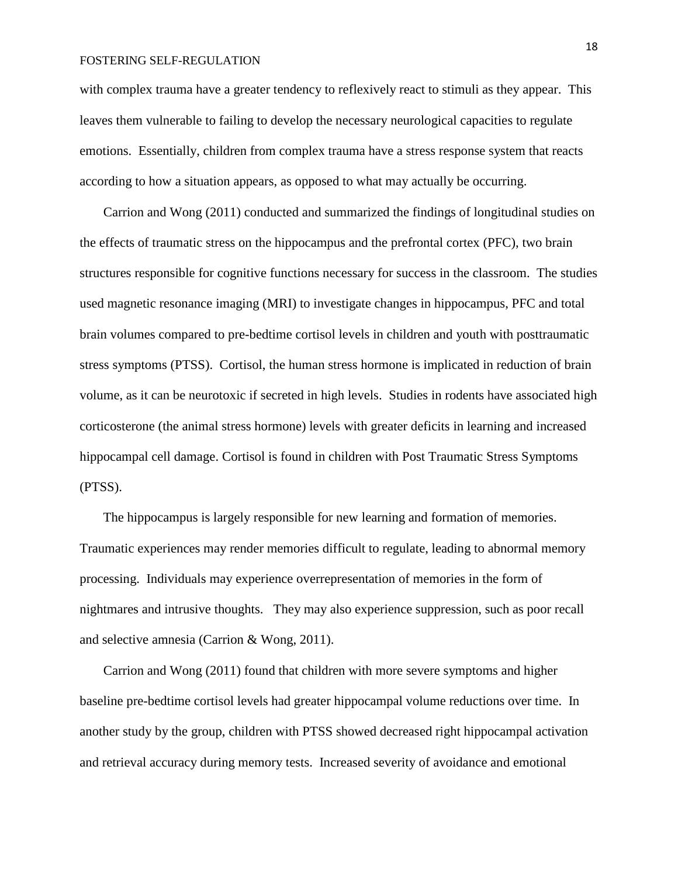with complex trauma have a greater tendency to reflexively react to stimuli as they appear. This leaves them vulnerable to failing to develop the necessary neurological capacities to regulate emotions. Essentially, children from complex trauma have a stress response system that reacts according to how a situation appears, as opposed to what may actually be occurring.

Carrion and Wong (2011) conducted and summarized the findings of longitudinal studies on the effects of traumatic stress on the hippocampus and the prefrontal cortex (PFC), two brain structures responsible for cognitive functions necessary for success in the classroom. The studies used magnetic resonance imaging (MRI) to investigate changes in hippocampus, PFC and total brain volumes compared to pre-bedtime cortisol levels in children and youth with posttraumatic stress symptoms (PTSS). Cortisol, the human stress hormone is implicated in reduction of brain volume, as it can be neurotoxic if secreted in high levels. Studies in rodents have associated high corticosterone (the animal stress hormone) levels with greater deficits in learning and increased hippocampal cell damage. Cortisol is found in children with Post Traumatic Stress Symptoms (PTSS).

The hippocampus is largely responsible for new learning and formation of memories. Traumatic experiences may render memories difficult to regulate, leading to abnormal memory processing. Individuals may experience overrepresentation of memories in the form of nightmares and intrusive thoughts. They may also experience suppression, such as poor recall and selective amnesia (Carrion & Wong, 2011).

Carrion and Wong (2011) found that children with more severe symptoms and higher baseline pre-bedtime cortisol levels had greater hippocampal volume reductions over time. In another study by the group, children with PTSS showed decreased right hippocampal activation and retrieval accuracy during memory tests. Increased severity of avoidance and emotional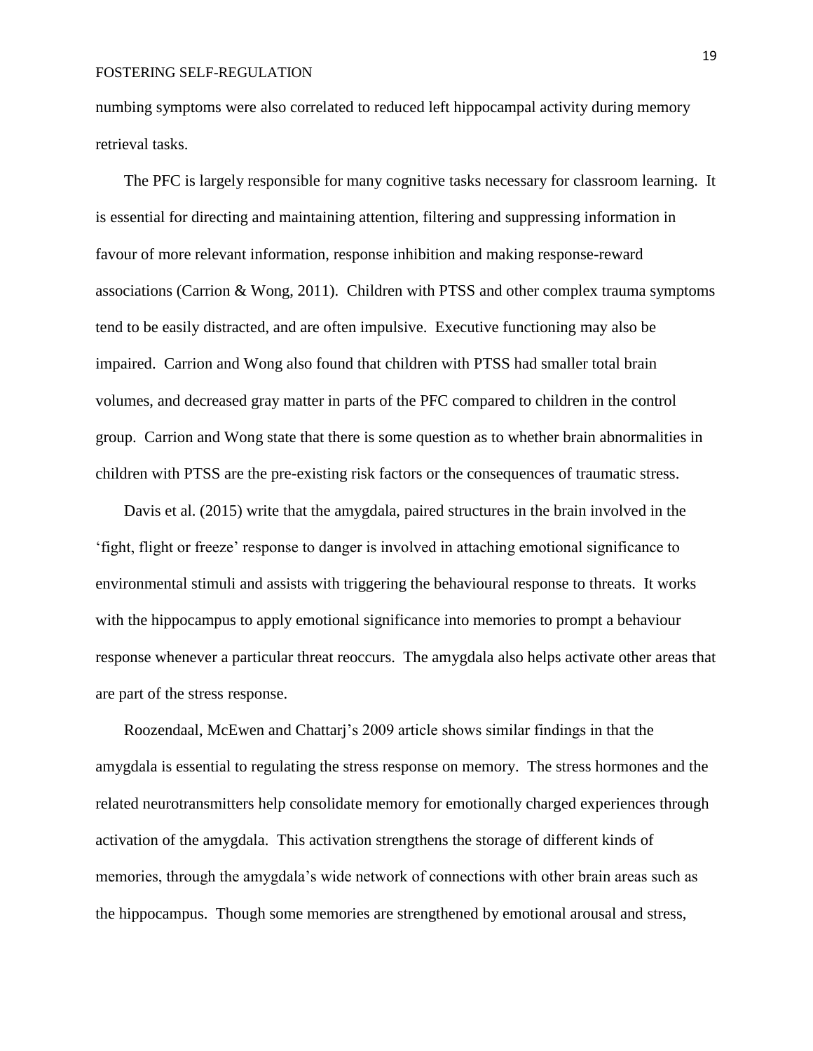numbing symptoms were also correlated to reduced left hippocampal activity during memory retrieval tasks.

The PFC is largely responsible for many cognitive tasks necessary for classroom learning. It is essential for directing and maintaining attention, filtering and suppressing information in favour of more relevant information, response inhibition and making response-reward associations (Carrion & Wong, 2011). Children with PTSS and other complex trauma symptoms tend to be easily distracted, and are often impulsive. Executive functioning may also be impaired. Carrion and Wong also found that children with PTSS had smaller total brain volumes, and decreased gray matter in parts of the PFC compared to children in the control group. Carrion and Wong state that there is some question as to whether brain abnormalities in children with PTSS are the pre-existing risk factors or the consequences of traumatic stress.

Davis et al. (2015) write that the amygdala, paired structures in the brain involved in the 'fight, flight or freeze' response to danger is involved in attaching emotional significance to environmental stimuli and assists with triggering the behavioural response to threats. It works with the hippocampus to apply emotional significance into memories to prompt a behaviour response whenever a particular threat reoccurs. The amygdala also helps activate other areas that are part of the stress response.

Roozendaal, McEwen and Chattarj's 2009 article shows similar findings in that the amygdala is essential to regulating the stress response on memory. The stress hormones and the related neurotransmitters help consolidate memory for emotionally charged experiences through activation of the amygdala. This activation strengthens the storage of different kinds of memories, through the amygdala's wide network of connections with other brain areas such as the hippocampus. Though some memories are strengthened by emotional arousal and stress,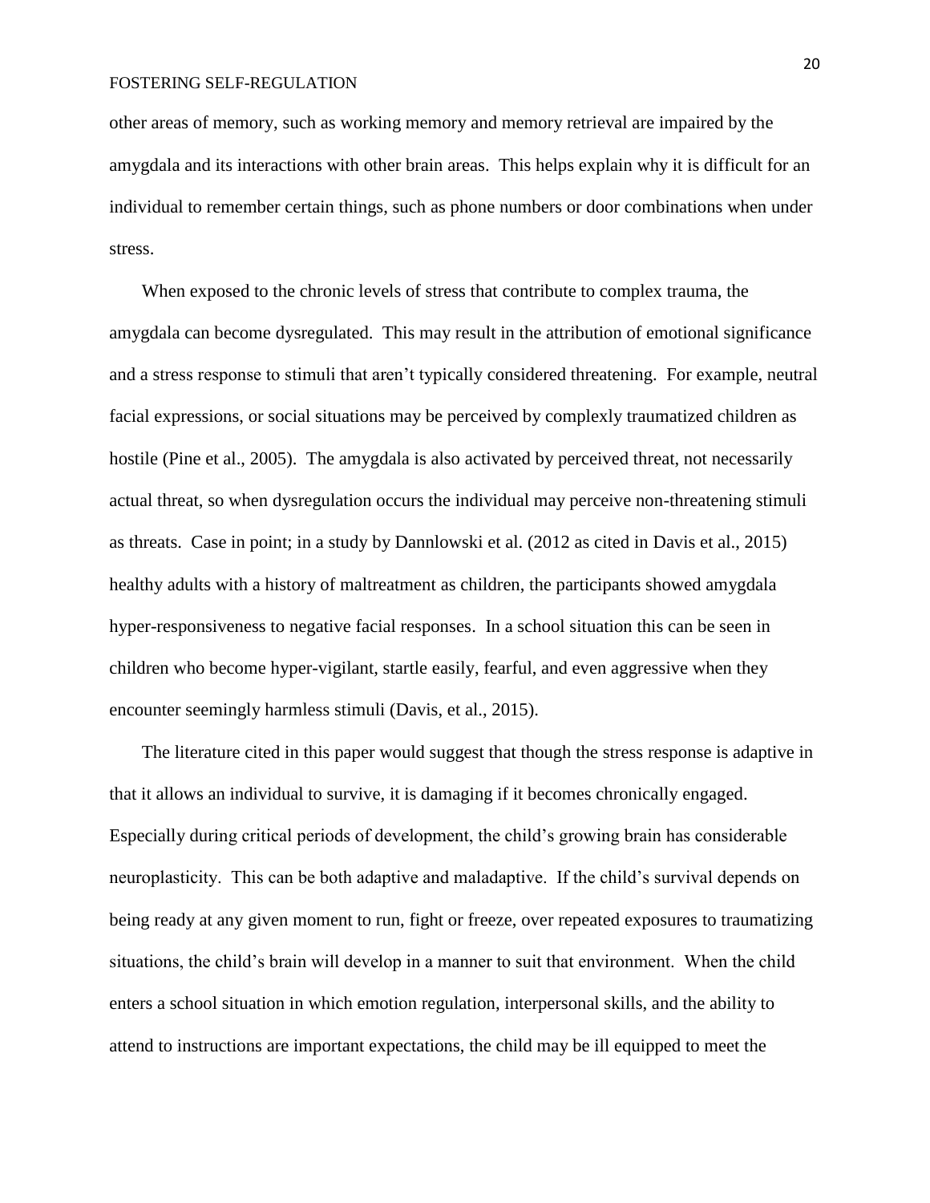other areas of memory, such as working memory and memory retrieval are impaired by the amygdala and its interactions with other brain areas. This helps explain why it is difficult for an individual to remember certain things, such as phone numbers or door combinations when under stress.

When exposed to the chronic levels of stress that contribute to complex trauma, the amygdala can become dysregulated. This may result in the attribution of emotional significance and a stress response to stimuli that aren't typically considered threatening. For example, neutral facial expressions, or social situations may be perceived by complexly traumatized children as hostile (Pine et al., 2005). The amygdala is also activated by perceived threat, not necessarily actual threat, so when dysregulation occurs the individual may perceive non-threatening stimuli as threats. Case in point; in a study by Dannlowski et al. (2012 as cited in Davis et al., 2015) healthy adults with a history of maltreatment as children, the participants showed amygdala hyper-responsiveness to negative facial responses. In a school situation this can be seen in children who become hyper-vigilant, startle easily, fearful, and even aggressive when they encounter seemingly harmless stimuli (Davis, et al., 2015).

The literature cited in this paper would suggest that though the stress response is adaptive in that it allows an individual to survive, it is damaging if it becomes chronically engaged. Especially during critical periods of development, the child's growing brain has considerable neuroplasticity. This can be both adaptive and maladaptive. If the child's survival depends on being ready at any given moment to run, fight or freeze, over repeated exposures to traumatizing situations, the child's brain will develop in a manner to suit that environment. When the child enters a school situation in which emotion regulation, interpersonal skills, and the ability to attend to instructions are important expectations, the child may be ill equipped to meet the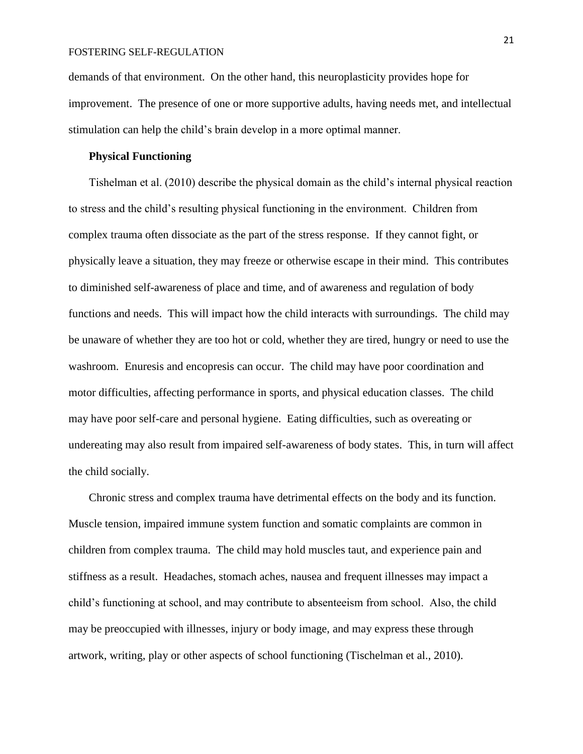demands of that environment. On the other hand, this neuroplasticity provides hope for improvement. The presence of one or more supportive adults, having needs met, and intellectual stimulation can help the child's brain develop in a more optimal manner.

### Physical Functioning

Tishelman et al. (2010) describe the physical domain as the child's internal physical reaction to stress and the child's resulting physical functioning in the environment. Children from complex trauma often dissociate as the part of the stress response. If they cannot fight, or physically leave a situation, they may freeze or otherwise escape in their mind. This contributes to diminished self-awareness of place and time, and of awareness and regulation of body functions and needs. This will impact how the child interacts with surroundings. The child may be unaware of whether they are too hot or cold, whether they are tired, hungry or need to use the washroom. Enuresis and encopresis can occur. The child may have poor coordination and motor difficulties, affecting performance in sports, and physical education classes. The child may have poor self-care and personal hygiene. Eating difficulties, such as overeating or undereating may also result from impaired self-awareness of body states. This, in turn will affect the child socially.

Chronic stress and complex trauma have detrimental effects on the body and its function. Muscle tension, impaired immune system function and somatic complaints are common in children from complex trauma. The child may hold muscles taut, and experience pain and stiffness as a result. Headaches, stomach aches, nausea and frequent illnesses may impact a child's functioning at school, and may contribute to absenteeism from school. Also, the child may be preoccupied with illnesses, injury or body image, and may express these through artwork, writing, play or other aspects of school functioning (Tischelman et al., 2010).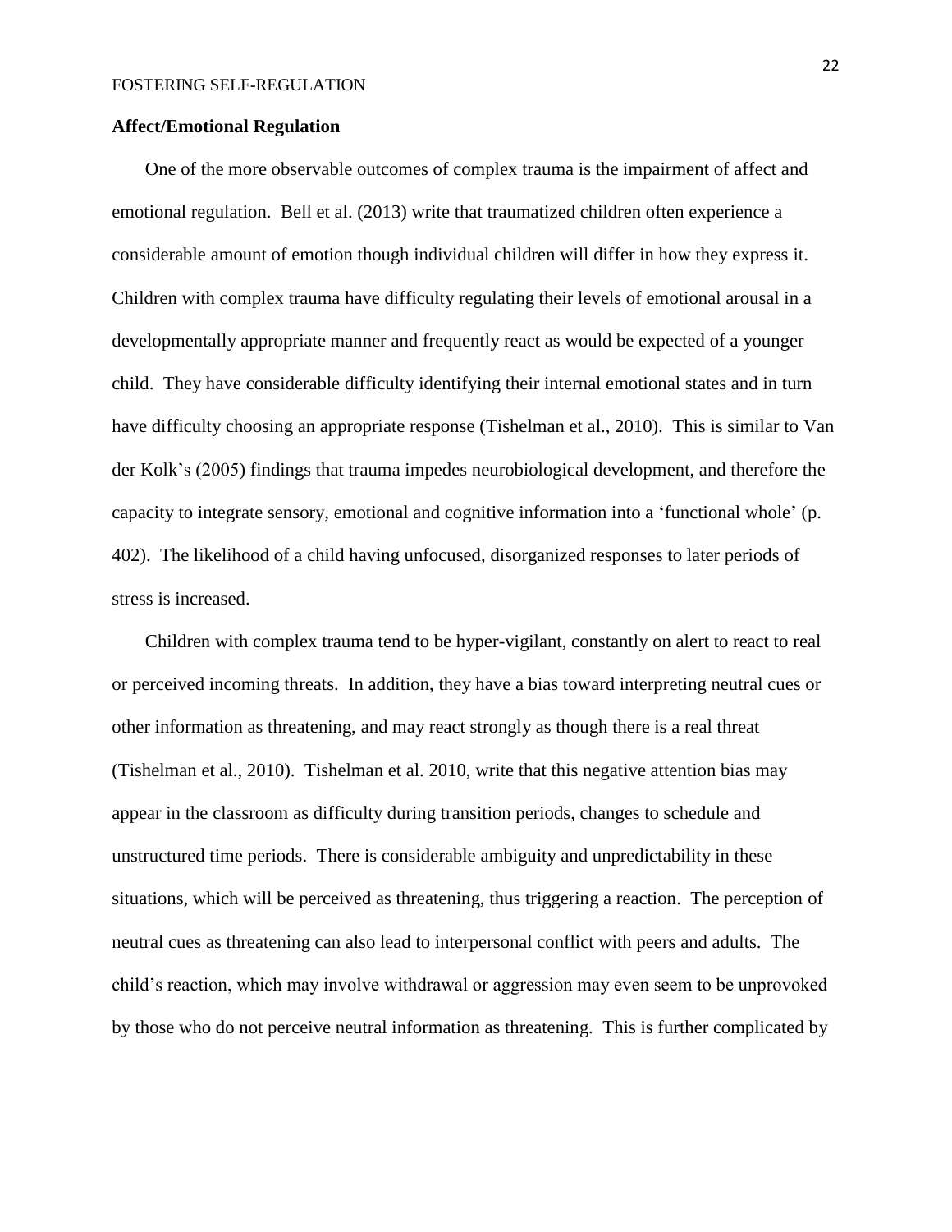**Affect/Emotional Regulation**

One of the more observable outcomes of complex trauma is the impairment of affect and emotional regulation. Bell et al. (2013) write that traumatized children often experience a considerable amount of emotion though individual children will differ in how they express it. Children with complex trauma have difficulty regulating their levels of emotional arousal in a developmentally appropriate manner and frequently react as would be expected of a younger child. They have considerable difficulty identifying their internal emotional states and in turn have difficulty choosing an appropriate response (Tishelman et al., 2010). This is similar to Van der Kolk's (2005) findings that trauma impedes neurobiological development, and therefore the capacity to integrate sensory, emotional and cognitive information into a 'functional whole' (p. 402). The likelihood of a child having unfocused, disorganized responses to later periods of stress is increased.

Children with complex trauma tend to be hyper-vigilant, constantly on alert to react to real or perceived incoming threats. In addition, they have a bias toward interpreting neutral cues or other information as threatening, and may react strongly as though there is a real threat (Tishelman et al., 2010). Tishelman et al. 2010, write that this negative attention bias may appear in the classroom as difficulty during transition periods, changes to schedule and unstructured time periods. There is considerable ambiguity and unpredictability in these situations, which will be perceived as threatening, thus triggering a reaction. The perception of neutral cues as threatening can also lead to interpersonal conflict with peers and adults. The child's reaction, which may involve withdrawal or aggression may even seem to be unprovoked by those who do not perceive neutral information as threatening. This is further complicated by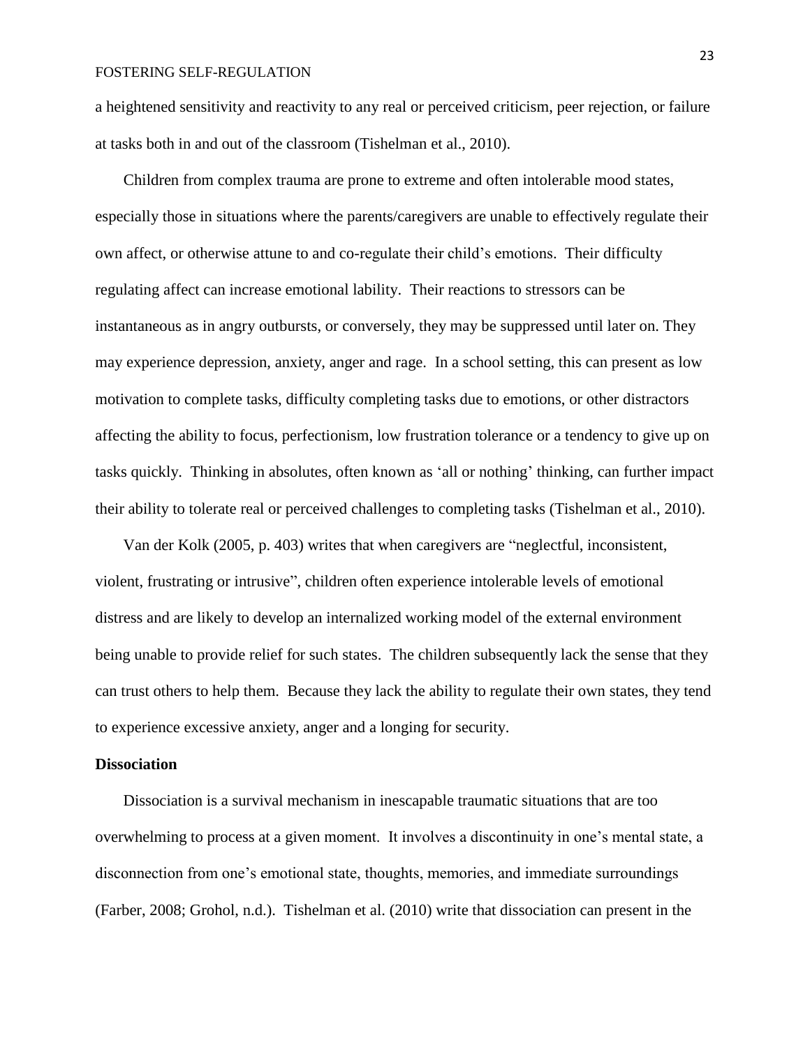a heightened sensitivity and reactivity to any real or perceived criticism, peer rejection, or failure at tasks both in and out of the classroom (Tishelman et al., 2010).

Children from complex trauma are prone to extreme and often intolerable mood states, especially those in situations where the parents/caregivers are unable to effectively regulate their own affect, or otherwise attune to and co-regulate their child's emotions. Their difficulty regulating affect can increase emotional lability. Their reactions to stressors can be instantaneous as in angry outbursts, or conversely, they may be suppressed until later on. They may experience depression, anxiety, anger and rage. In a school setting, this can present as low motivation to complete tasks, difficulty completing tasks due to emotions, or other distractors affecting the ability to focus, perfectionism, low frustration tolerance or a tendency to give up on tasks quickly. Thinking in absolutes, often known as 'all or nothing' thinking, can further impact their ability to tolerate real or perceived challenges to completing tasks (Tishelman et al., 2010).

Van der Kolk (2005, p. 403) writes that when caregivers are "neglectful, inconsistent, violent, frustrating or intrusive", children often experience intolerable levels of emotional distress and are likely to develop an internalized working model of the external environment being unable to provide relief for such states. The children subsequently lack the sense that they can trust others to help them. Because they lack the ability to regulate their own states, they tend to experience excessive anxiety, anger and a longing for security.

**Dissociation**

Dissociation is a survival mechanism in inescapable traumatic situations that are too overwhelming to process at a given moment. It involves a discontinuity in one's mental state, a disconnection from one's emotional state, thoughts, memories, and immediate surroundings (Farber, 2008; Grohol, n.d.). Tishelman et al. (2010) write that dissociation can present in the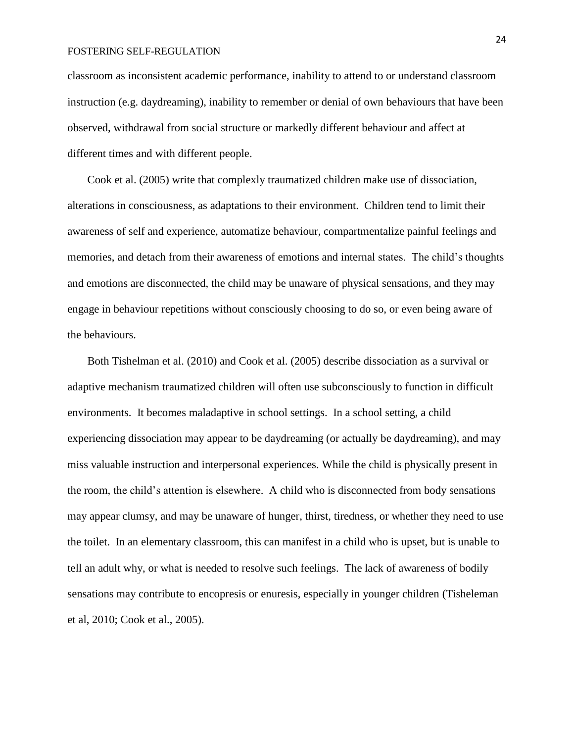classroom as inconsistent academic performance, inability to attend to or understand classroom instruction (e.g. daydreaming), inability to remember or denial of own behaviours that have been observed, withdrawal from social structure or markedly different behaviour and affect at different times and with different people.

Cook et al. (2005) write that complexly traumatized children make use of dissociation, alterations in consciousness, as adaptations to their environment. Children tend to limit their awareness of self and experience, automatize behaviour, compartmentalize painful feelings and memories, and detach from their awareness of emotions and internal states. The child's thoughts and emotions are disconnected, the child may be unaware of physical sensations, and they may engage in behaviour repetitions without consciously choosing to do so, or even being aware of the behaviours.

Both Tishelman et al. (2010) and Cook et al. (2005) describe dissociation as a survival or adaptive mechanism traumatized children will often use subconsciously to function in difficult environments. It becomes maladaptive in school settings. In a school setting, a child experiencing dissociation may appear to be daydreaming (or actually be daydreaming), and may miss valuable instruction and interpersonal experiences. While the child is physically present in the room, the child's attention is elsewhere. A child who is disconnected from body sensations may appear clumsy, and may be unaware of hunger, thirst, tiredness, or whether they need to use the toilet. In an elementary classroom, this can manifest in a child who is upset, but is unable to tell an adult why, or what is needed to resolve such feelings. The lack of awareness of bodily sensations may contribute to encopresis or enuresis, especially in younger children (Tisheleman et al, 2010; Cook et al., 2005).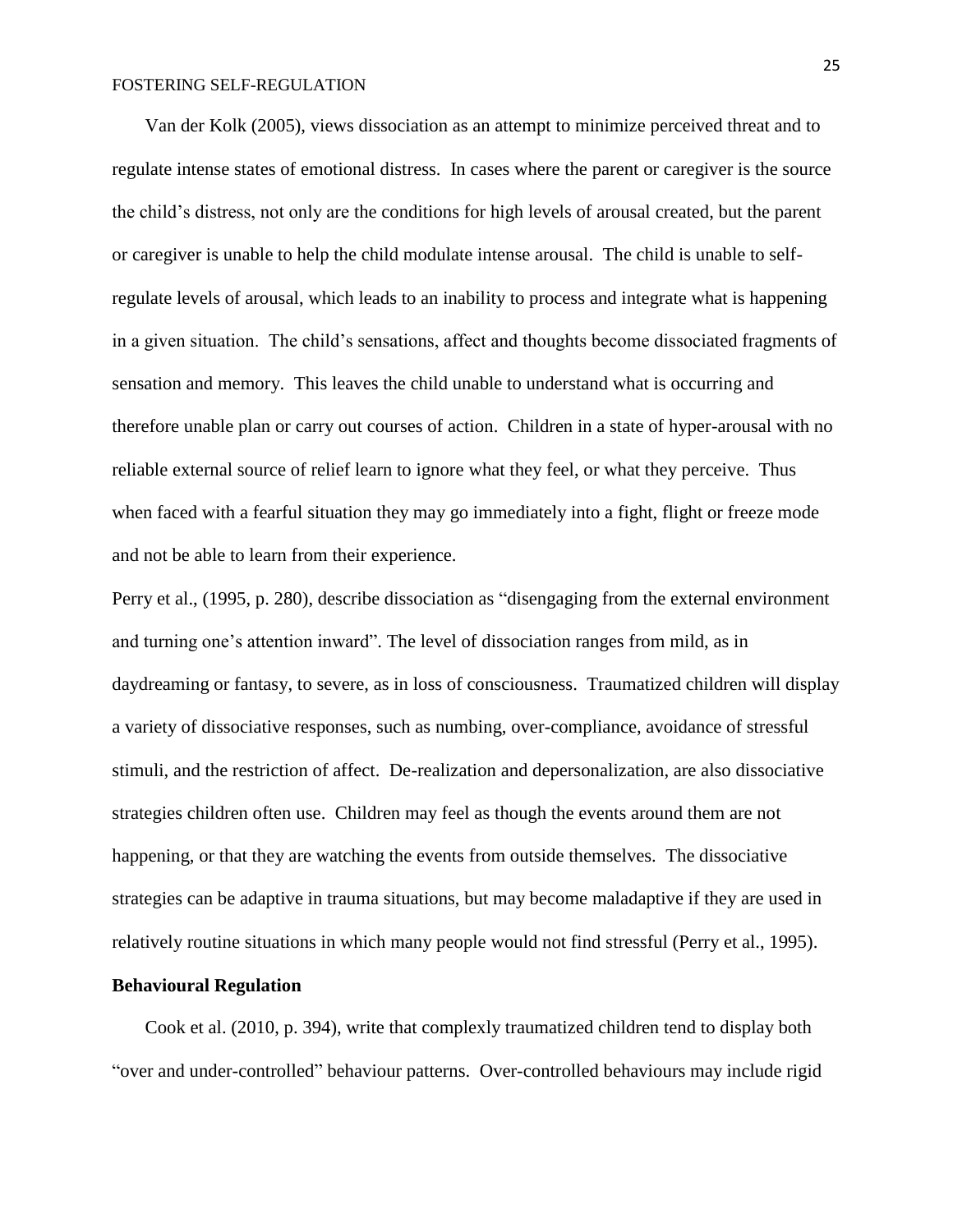Van der Kolk (2005), views dissociation as an attempt to minimize perceived threat and to regulate intense states of emotional distress. In cases where the parent or caregiver is the source the child's distress, not only are the conditions for high levels of arousal created, but the parent or caregiver is unable to help the child modulate intense arousal. The child is unable to self-regulate levels of arousal, which leads to an inability to process and integrate what is happening in a given situation. The child's sensations, affect and thoughts become dissociated fragments of sensation and memory. This leaves the child unable to understand what is occurring and therefore unable plan or carry out courses of action. Children in a state of hyper-arousal with no reliable external source of relief learn to ignore what they feel, or what they perceive. Thus when faced with a fearful situation they may go immediately into a fight, flight or freeze mode and not be able to learn from their experience.

Perry et al., (1995, p. 280), describe dissociation as "disengaging from the external environment and turning one's attention inward". The level of dissociation ranges from mild, as in daydreaming or fantasy, to severe, as in loss of consciousness. Traumatized children will display a variety of dissociative responses, such as numbing, over-compliance, avoidance of stressful stimuli, and the restriction of affect. De-realization and depersonalization, are also dissociative strategies children often use. Children may feel as though the events around them are not happening, or that they are watching the events from outside themselves. The dissociative strategies can be adaptive in trauma situations, but may become maladaptive if they are used in relatively routine situations in which many people would not find stressful (Perry et al., 1995).

**Behavioural Regulation**

Cook et al. (2010, p. 394), write that complexly traumatized children tend to display both "over and under-controlled" behaviour patterns. Over-controlled behaviours may include rigid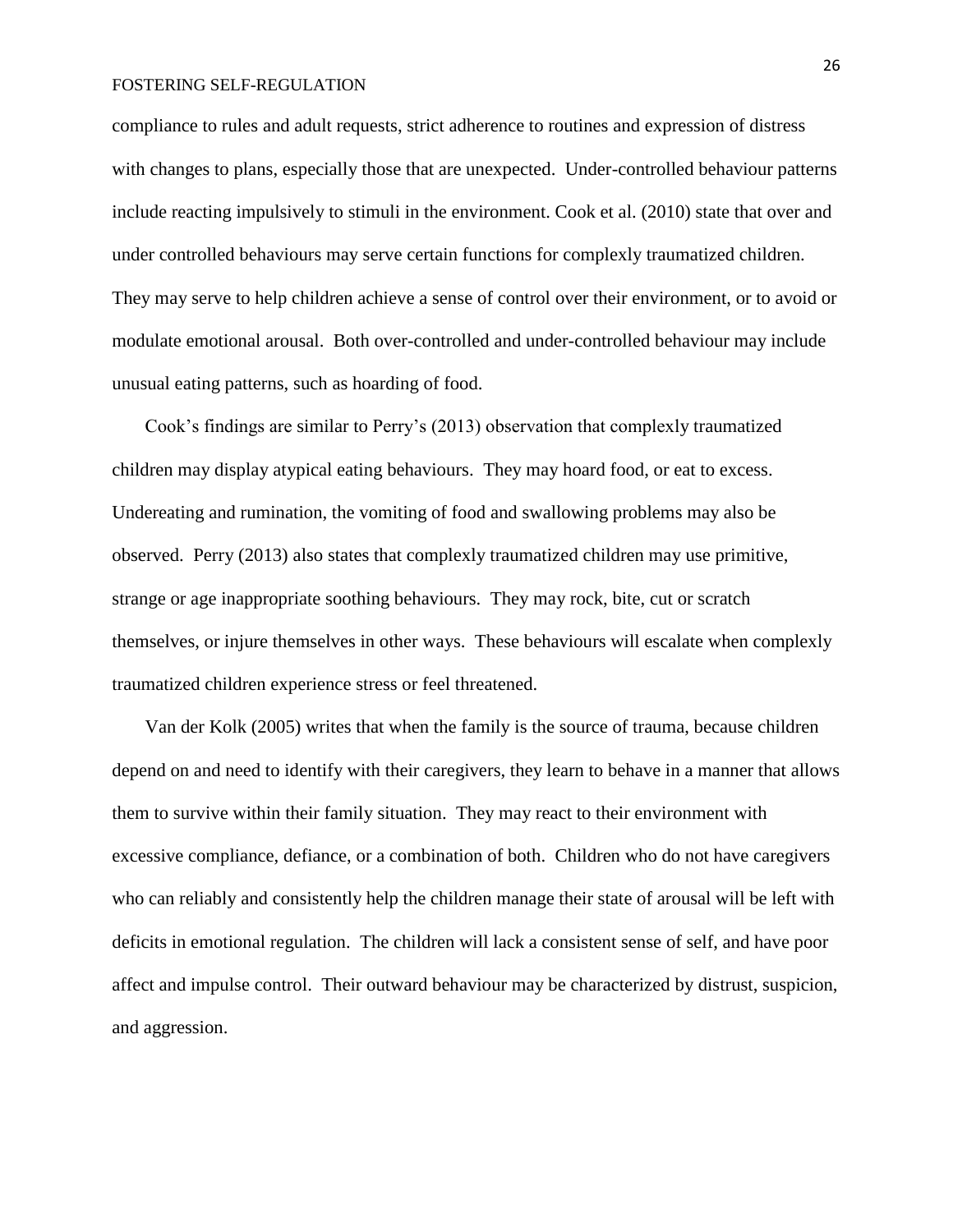compliance to rules and adult requests, strict adherence to routines and expression of distress with changes to plans, especially those that are unexpected. Under-controlled behaviour patterns include reacting impulsively to stimuli in the environment. Cook et al. (2010) state that over and under controlled behaviours may serve certain functions for complexly traumatized children. They may serve to help children achieve a sense of control over their environment, or to avoid or modulate emotional arousal. Both over-controlled and under-controlled behaviour may include unusual eating patterns, such as hoarding of food.

Cook's findings are similar to Perry's (2013) observation that complexly traumatized children may display atypical eating behaviours. They may hoard food, or eat to excess. Undereating and rumination, the vomiting of food and swallowing problems may also be observed. Perry (2013) also states that complexly traumatized children may use primitive, strange or age inappropriate soothing behaviours. They may rock, bite, cut or scratch themselves, or injure themselves in other ways. These behaviours will escalate when complexly traumatized children experience stress or feel threatened.

Van der Kolk (2005) writes that when the family is the source of trauma, because children depend on and need to identify with their caregivers, they learn to behave in a manner that allows them to survive within their family situation. They may react to their environment with excessive compliance, defiance, or a combination of both. Children who do not have caregivers who can reliably and consistently help the children manage their state of arousal will be left with deficits in emotional regulation. The children will lack a consistent sense of self, and have poor affect and impulse control. Their outward behaviour may be characterized by distrust, suspicion, and aggression.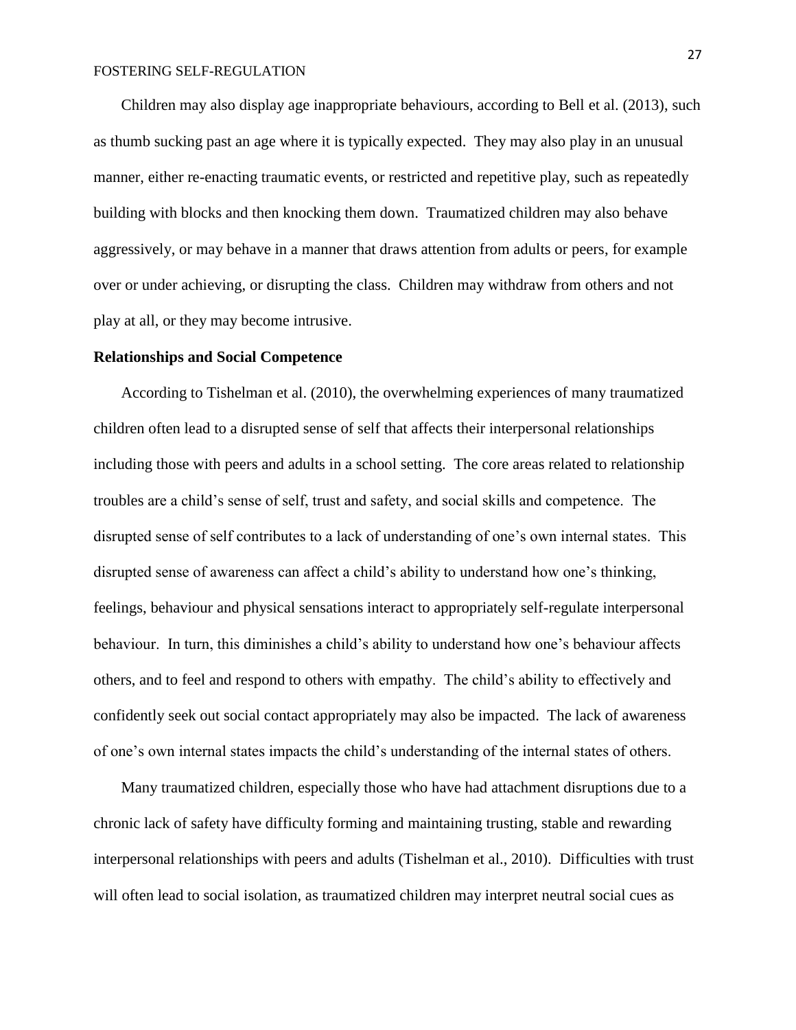Children may also display age inappropriate behaviours, according to Bell et al. (2013), such as thumb sucking past an age where it is typically expected. They may also play in an unusual manner, either re-enacting traumatic events, or restricted and repetitive play, such as repeatedly building with blocks and then knocking them down. Traumatized children may also behave aggressively, or may behave in a manner that draws attention from adults or peers, for example over or under achieving, or disrupting the class. Children may withdraw from others and not play at all, or they may become intrusive.

**Relationships and Social Competence**

According to Tishelman et al. (2010), the overwhelming experiences of many traumatized children often lead to a disrupted sense of self that affects their interpersonal relationships including those with peers and adults in a school setting. The core areas related to relationship troubles are a child's sense of self, trust and safety, and social skills and competence. The disrupted sense of self contributes to a lack of understanding of one's own internal states. This disrupted sense of awareness can affect a child's ability to understand how one's thinking, feelings, behaviour and physical sensations interact to appropriately self-regulate interpersonal behaviour. In turn, this diminishes a child's ability to understand how one's behaviour affects others, and to feel and respond to others with empathy. The child's ability to effectively and confidently seek out social contact appropriately may also be impacted. The lack of awareness of one's own internal states impacts the child's understanding of the internal states of others.

Many traumatized children, especially those who have had attachment disruptions due to a chronic lack of safety have difficulty forming and maintaining trusting, stable and rewarding interpersonal relationships with peers and adults (Tishelman et al., 2010). Difficulties with trust will often lead to social isolation, as traumatized children may interpret neutral social cues as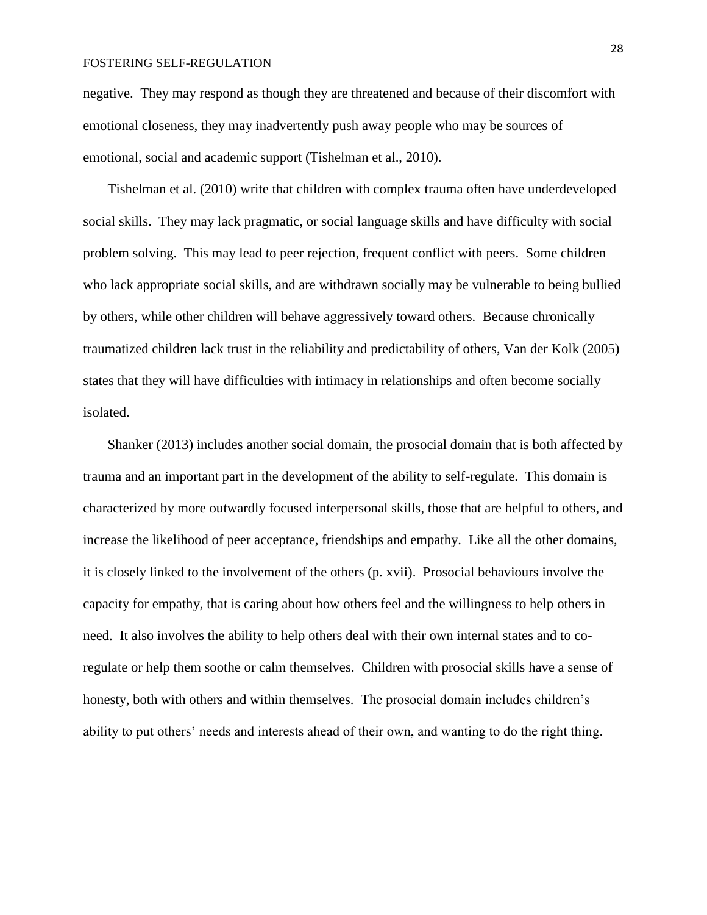negative. They may respond as though they are threatened and because of their discomfort with emotional closeness, they may inadvertently push away people who may be sources of emotional, social and academic support (Tishelman et al., 2010).

Tishelman et al. (2010) write that children with complex trauma often have underdeveloped social skills. They may lack pragmatic, or social language skills and have difficulty with social problem solving. This may lead to peer rejection, frequent conflict with peers. Some children who lack appropriate social skills, and are withdrawn socially may be vulnerable to being bullied by others, while other children will behave aggressively toward others. Because chronically traumatized children lack trust in the reliability and predictability of others, Van der Kolk (2005) states that they will have difficulties with intimacy in relationships and often become socially isolated.

Shanker (2013) includes another social domain, the prosocial domain that is both affected by trauma and an important part in the development of the ability to self-regulate. This domain is characterized by more outwardly focused interpersonal skills, those that are helpful to others, and increase the likelihood of peer acceptance, friendships and empathy. Like all the other domains, it is closely linked to the involvement of the others (p. xvii). Prosocial behaviours involve the capacity for empathy, that is caring about how others feel and the willingness to help others in need. It also involves the ability to help others deal with their own internal states and to co-regulate or help them soothe or calm themselves. Children with prosocial skills have a sense of honesty, both with others and within themselves. The prosocial domain includes children's ability to put others' needs and interests ahead of their own, and wanting to do the right thing.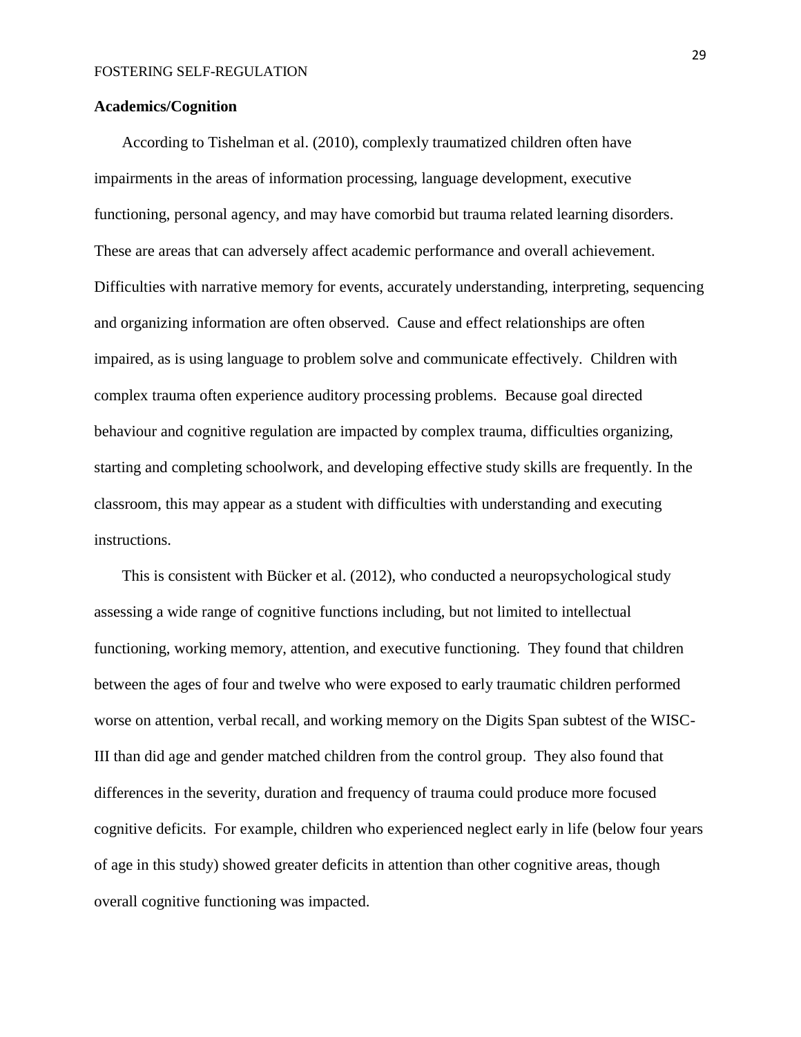**Academics/Cognition**

According to Tishelman et al. (2010), complexly traumatized children often have impairments in the areas of information processing, language development, executive functioning, personal agency, and may have comorbid but trauma related learning disorders. These are areas that can adversely affect academic performance and overall achievement. Difficulties with narrative memory for events, accurately understanding, interpreting, sequencing and organizing information are often observed. Cause and effect relationships are often impaired, as is using language to problem solve and communicate effectively. Children with complex trauma often experience auditory processing problems. Because goal directed behaviour and cognitive regulation are impacted by complex trauma, difficulties organizing, starting and completing schoolwork, and developing effective study skills are frequently. In the classroom, this may appear as a student with difficulties with understanding and executing instructions.

This is consistent with Bücker et al. (2012), who conducted a neuropsychological study assessing a wide range of cognitive functions including, but not limited to intellectual functioning, working memory, attention, and executive functioning. They found that children between the ages of four and twelve who were exposed to early traumatic children performed worse on attention, verbal recall, and working memory on the Digits Span subtest of the WISC-III than did age and gender matched children from the control group. They also found that differences in the severity, duration and frequency of trauma could produce more focused cognitive deficits. For example, children who experienced neglect early in life (below four years of age in this study) showed greater deficits in attention than other cognitive areas, though overall cognitive functioning was impacted.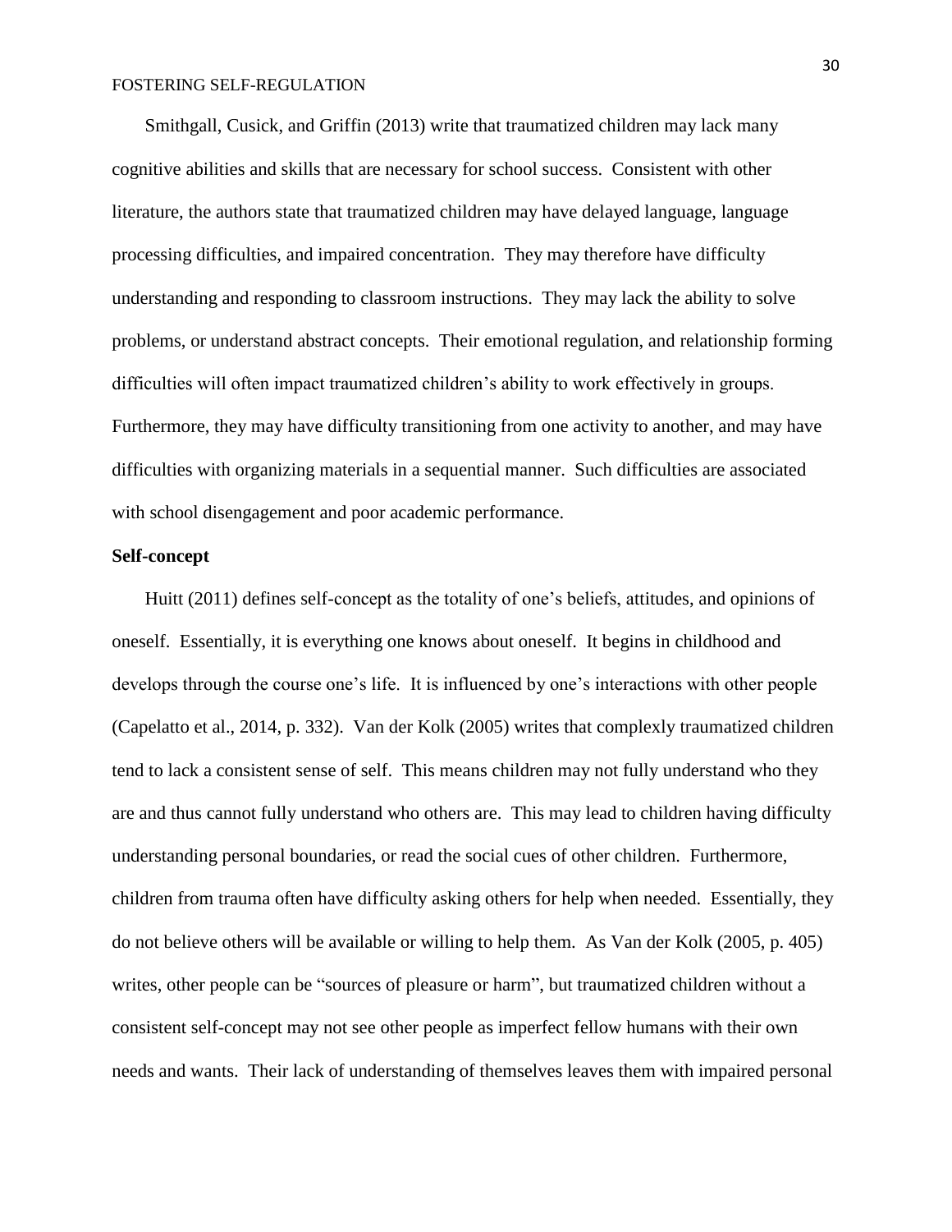Smithgall, Cusick, and Griffin (2013) write that traumatized children may lack many cognitive abilities and skills that are necessary for school success. Consistent with other literature, the authors state that traumatized children may have delayed language, language processing difficulties, and impaired concentration. They may therefore have difficulty understanding and responding to classroom instructions. They may lack the ability to solve problems, or understand abstract concepts. Their emotional regulation, and relationship forming difficulties will often impact traumatized children's ability to work effectively in groups. Furthermore, they may have difficulty transitioning from one activity to another, and may have difficulties with organizing materials in a sequential manner. Such difficulties are associated with school disengagement and poor academic performance.

**Self-concept**

Huitt (2011) defines self-concept as the totality of one's beliefs, attitudes, and opinions of oneself. Essentially, it is everything one knows about oneself. It begins in childhood and develops through the course one's life. It is influenced by one's interactions with other people (Capelatto et al., 2014, p. 332). Van der Kolk (2005) writes that complexly traumatized children tend to lack a consistent sense of self. This means children may not fully understand who they are and thus cannot fully understand who others are. This may lead to children having difficulty understanding personal boundaries, or read the social cues of other children. Furthermore, children from trauma often have difficulty asking others for help when needed. Essentially, they do not believe others will be available or willing to help them. As Van der Kolk (2005, p. 405) writes, other people can be "sources of pleasure or harm", but traumatized children without a consistent self-concept may not see other people as imperfect fellow humans with their own needs and wants. Their lack of understanding of themselves leaves them with impaired personal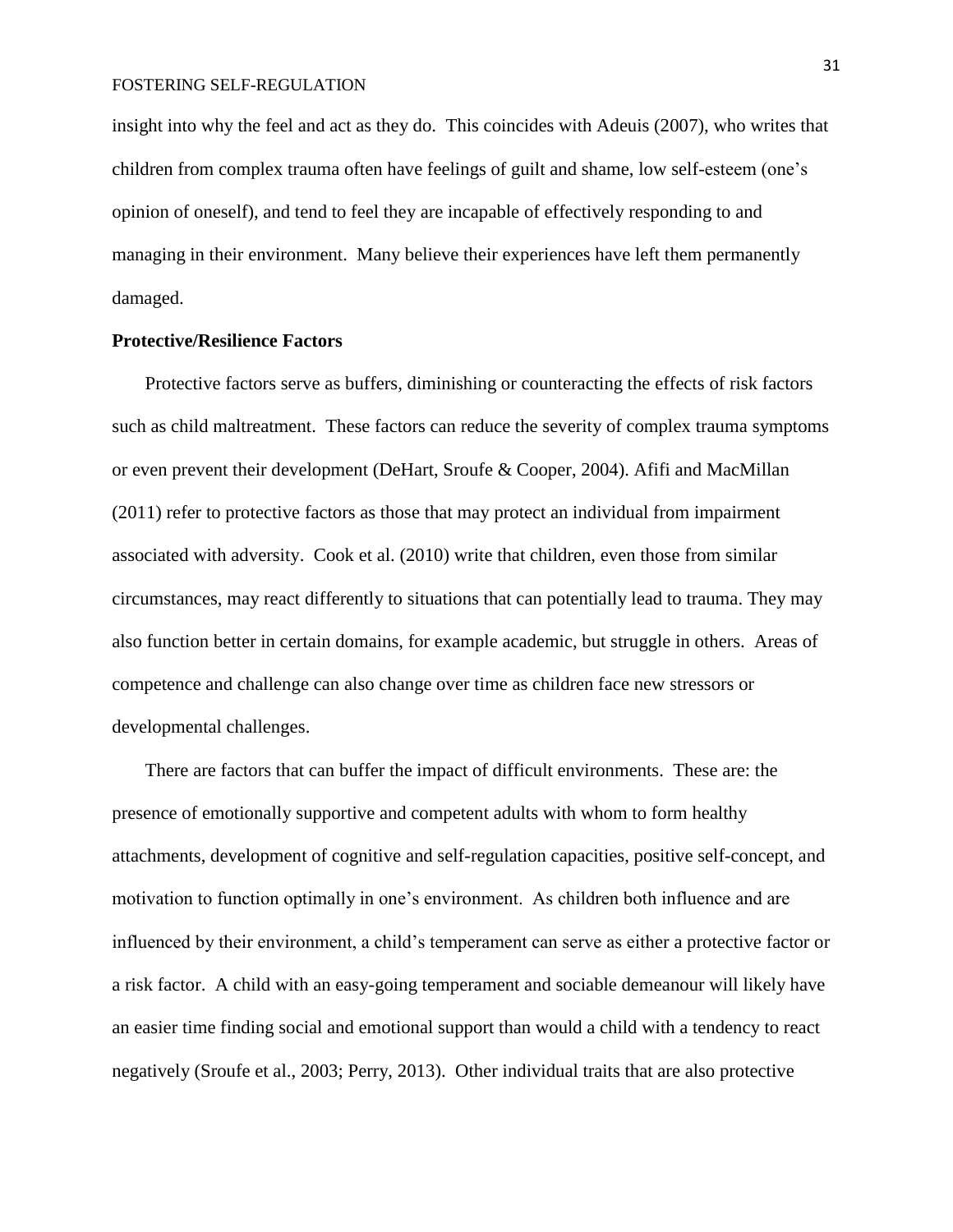insight into why the feel and act as they do. This coincides with Adeuis (2007), who writes that children from complex trauma often have feelings of guilt and shame, low self-esteem (one's opinion of oneself), and tend to feel they are incapable of effectively responding to and managing in their environment. Many believe their experiences have left them permanently damaged.

**Protective/Resilience Factors**

Protective factors serve as buffers, diminishing or counteracting the effects of risk factors such as child maltreatment. These factors can reduce the severity of complex trauma symptoms or even prevent their development (DeHart, Sroufe & Cooper, 2004). Afifi and MacMillan (2011) refer to protective factors as those that may protect an individual from impairment associated with adversity. Cook et al. (2010) write that children, even those from similar circumstances, may react differently to situations that can potentially lead to trauma. They may also function better in certain domains, for example academic, but struggle in others. Areas of competence and challenge can also change over time as children face new stressors or developmental challenges.

There are factors that can buffer the impact of difficult environments. These are: the presence of emotionally supportive and competent adults with whom to form healthy attachments, development of cognitive and self-regulation capacities, positive self-concept, and motivation to function optimally in one's environment. As children both influence and are influenced by their environment, a child's temperament can serve as either a protective factor or a risk factor. A child with an easy-going temperament and sociable demeanour will likely have an easier time finding social and emotional support than would a child with a tendency to react negatively (Sroufe et al., 2003; Perry, 2013). Other individual traits that are also protective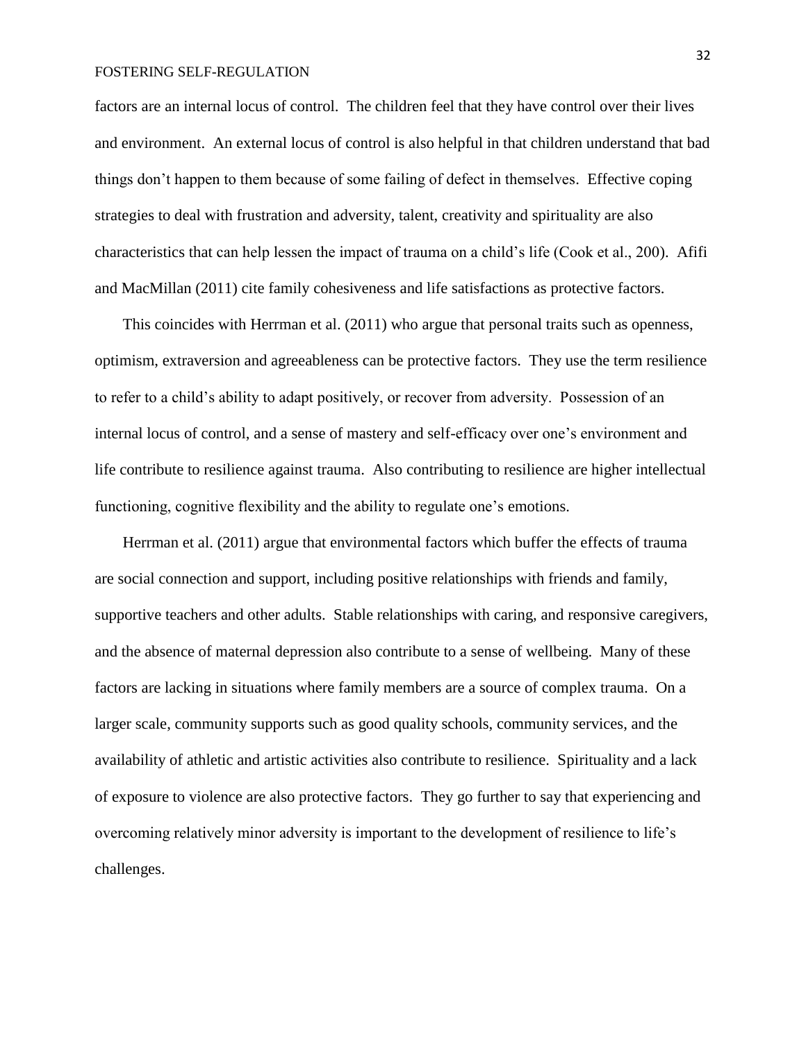factors are an internal locus of control. The children feel that they have control over their lives and environment. An external locus of control is also helpful in that children understand that bad things don't happen to them because of some failing of defect in themselves. Effective coping strategies to deal with frustration and adversity, talent, creativity and spirituality are also characteristics that can help lessen the impact of trauma on a child's life (Cook et al., 200). Afifi and MacMillan (2011) cite family cohesiveness and life satisfactions as protective factors.

This coincides with Herrman et al. (2011) who argue that personal traits such as openness, optimism, extraversion and agreeableness can be protective factors. They use the term resilience to refer to a child's ability to adapt positively, or recover from adversity. Possession of an internal locus of control, and a sense of mastery and self-efficacy over one's environment and life contribute to resilience against trauma. Also contributing to resilience are higher intellectual functioning, cognitive flexibility and the ability to regulate one's emotions.

Herrman et al. (2011) argue that environmental factors which buffer the effects of trauma are social connection and support, including positive relationships with friends and family, supportive teachers and other adults. Stable relationships with caring, and responsive caregivers, and the absence of maternal depression also contribute to a sense of wellbeing. Many of these factors are lacking in situations where family members are a source of complex trauma. On a larger scale, community supports such as good quality schools, community services, and the availability of athletic and artistic activities also contribute to resilience. Spirituality and a lack of exposure to violence are also protective factors. They go further to say that experiencing and overcoming relatively minor adversity is important to the development of resilience to life's challenges.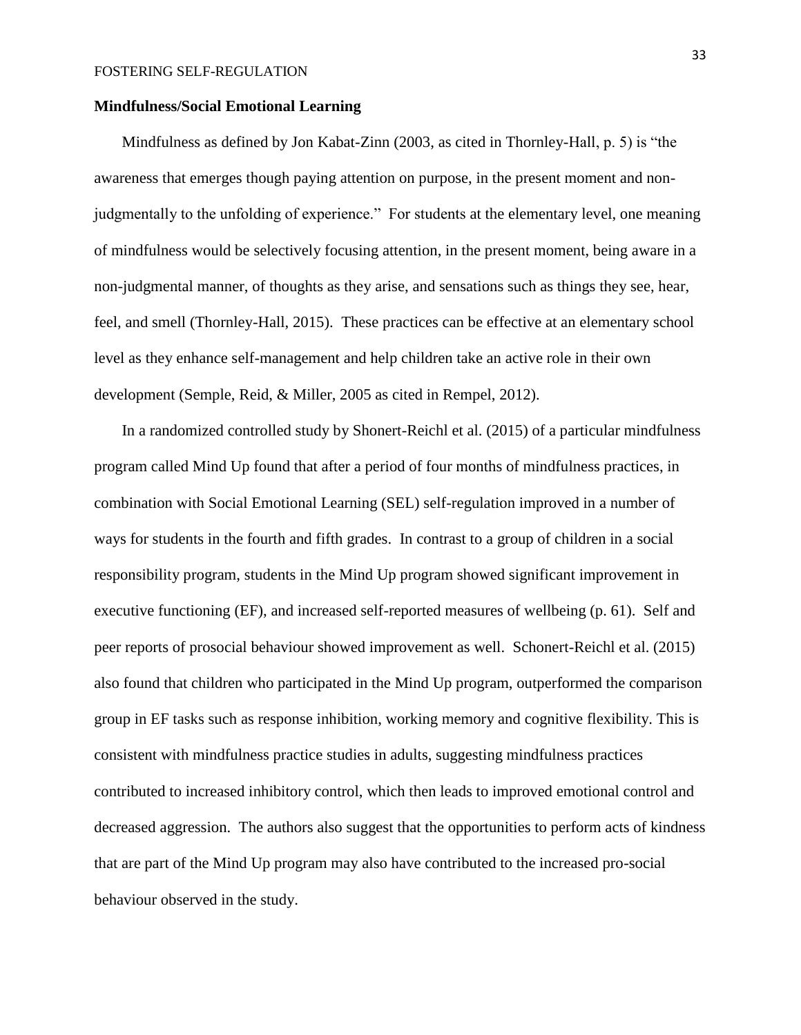**Mindfulness/Social Emotional Learning**

Mindfulness as defined by Jon Kabat-Zinn (2003, as cited in Thornley-Hall, p. 5) is "the awareness that emerges though paying attention on purpose, in the present moment and non-judgmentally to the unfolding of experience." For students at the elementary level, one meaning of mindfulness would be selectively focusing attention, in the present moment, being aware in a non-judgmental manner, of thoughts as they arise, and sensations such as things they see, hear, feel, and smell (Thornley-Hall, 2015). These practices can be effective at an elementary school level as they enhance self-management and help children take an active role in their own development (Semple, Reid, & Miller, 2005 as cited in Rempel, 2012).

In a randomized controlled study by Shonert-Reichl et al. (2015) of a particular mindfulness program called Mind Up found that after a period of four months of mindfulness practices, in combination with Social Emotional Learning (SEL) self-regulation improved in a number of ways for students in the fourth and fifth grades. In contrast to a group of children in a social responsibility program, students in the Mind Up program showed significant improvement in executive functioning (EF), and increased self-reported measures of wellbeing (p. 61). Self and peer reports of prosocial behaviour showed improvement as well. Schonert-Reichl et al. (2015) also found that children who participated in the Mind Up program, outperformed the comparison group in EF tasks such as response inhibition, working memory and cognitive flexibility. This is consistent with mindfulness practice studies in adults, suggesting mindfulness practices contributed to increased inhibitory control, which then leads to improved emotional control and decreased aggression. The authors also suggest that the opportunities to perform acts of kindness that are part of the Mind Up program may also have contributed to the increased pro-social behaviour observed in the study.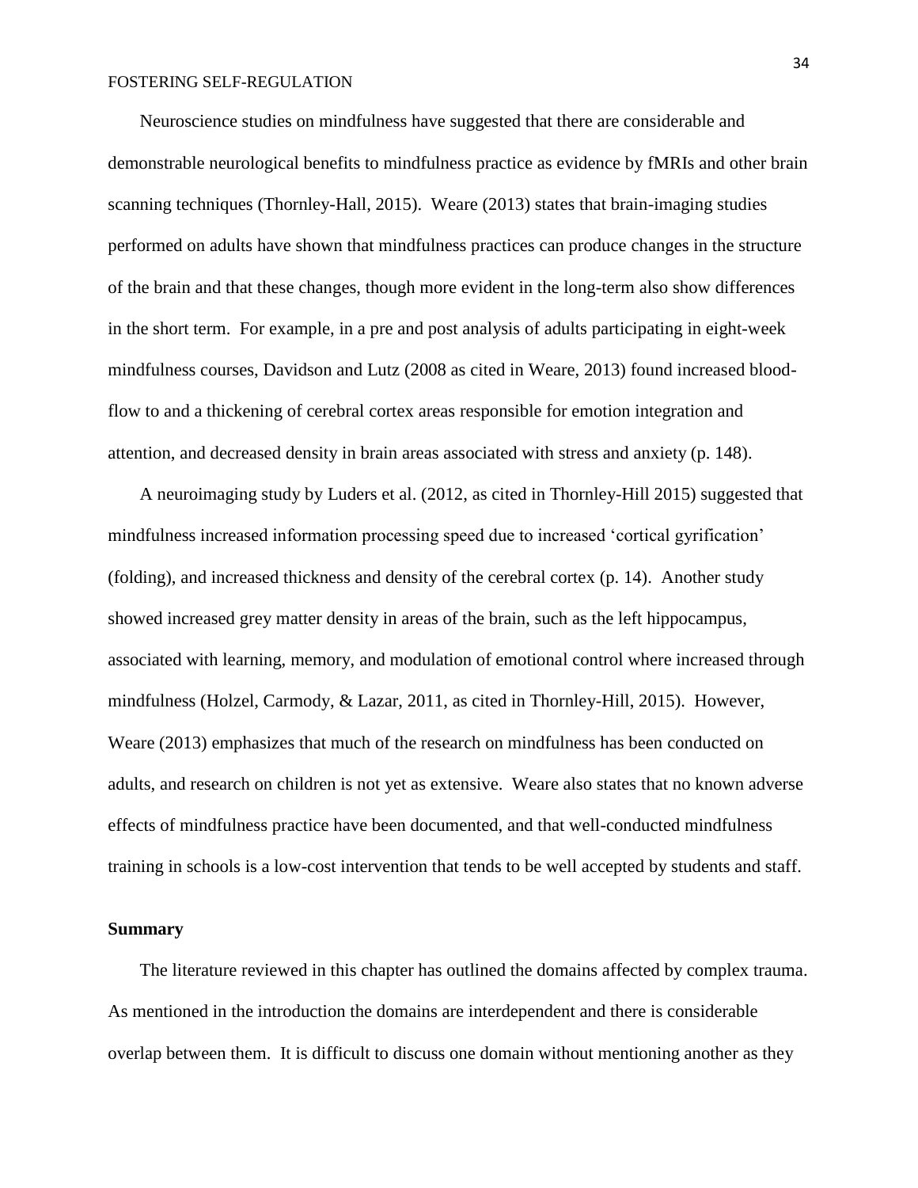Neuroscience studies on mindfulness have suggested that there are considerable and demonstrable neurological benefits to mindfulness practice as evidence by fMRIs and other brain scanning techniques (Thornley-Hall, 2015). Weare (2013) states that brain-imaging studies performed on adults have shown that mindfulness practices can produce changes in the structure of the brain and that these changes, though more evident in the long-term also show differences in the short term. For example, in a pre and post analysis of adults participating in eight-week mindfulness courses, Davidson and Lutz (2008 as cited in Weare, 2013) found increased blood-flow to and a thickening of cerebral cortex areas responsible for emotion integration and attention, and decreased density in brain areas associated with stress and anxiety (p. 148).

A neuroimaging study by Luders et al. (2012, as cited in Thornley-Hill 2015) suggested that mindfulness increased information processing speed due to increased 'cortical gyrification' (folding), and increased thickness and density of the cerebral cortex (p. 14). Another study showed increased grey matter density in areas of the brain, such as the left hippocampus, associated with learning, memory, and modulation of emotional control where increased through mindfulness (Holzel, Carmody, & Lazar, 2011, as cited in Thornley-Hill, 2015). However, Weare (2013) emphasizes that much of the research on mindfulness has been conducted on adults, and research on children is not yet as extensive. Weare also states that no known adverse effects of mindfulness practice have been documented, and that well-conducted mindfulness training in schools is a low-cost intervention that tends to be well accepted by students and staff.

## Summary

The literature reviewed in this chapter has outlined the domains affected by complex trauma. As mentioned in the introduction the domains are interdependent and there is considerable overlap between them. It is difficult to discuss one domain without mentioning another as they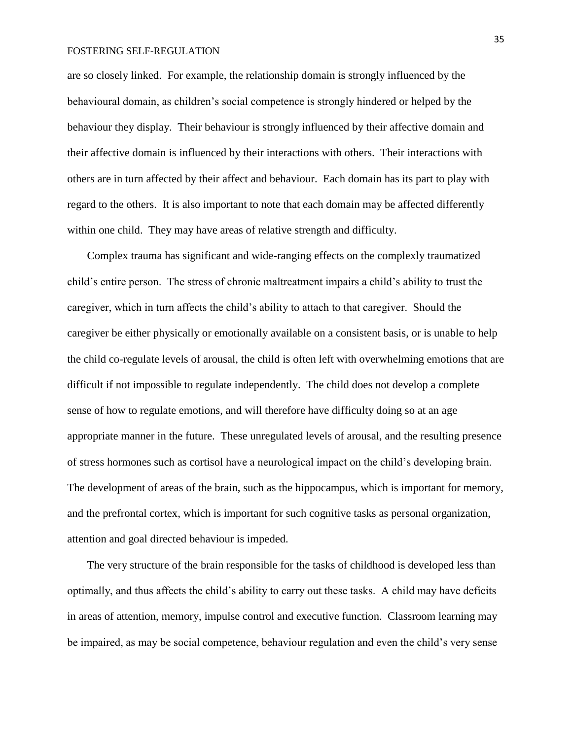are so closely linked. For example, the relationship domain is strongly influenced by the behavioural domain, as children's social competence is strongly hindered or helped by the behaviour they display. Their behaviour is strongly influenced by their affective domain and their affective domain is influenced by their interactions with others. Their interactions with others are in turn affected by their affect and behaviour. Each domain has its part to play with regard to the others. It is also important to note that each domain may be affected differently within one child. They may have areas of relative strength and difficulty.

Complex trauma has significant and wide-ranging effects on the complexly traumatized child's entire person. The stress of chronic maltreatment impairs a child's ability to trust the caregiver, which in turn affects the child's ability to attach to that caregiver. Should the caregiver be either physically or emotionally available on a consistent basis, or is unable to help the child co-regulate levels of arousal, the child is often left with overwhelming emotions that are difficult if not impossible to regulate independently. The child does not develop a complete sense of how to regulate emotions, and will therefore have difficulty doing so at an age appropriate manner in the future. These unregulated levels of arousal, and the resulting presence of stress hormones such as cortisol have a neurological impact on the child's developing brain. The development of areas of the brain, such as the hippocampus, which is important for memory, and the prefrontal cortex, which is important for such cognitive tasks as personal organization, attention and goal directed behaviour is impeded.

The very structure of the brain responsible for the tasks of childhood is developed less than optimally, and thus affects the child's ability to carry out these tasks. A child may have deficits in areas of attention, memory, impulse control and executive function. Classroom learning may be impaired, as may be social competence, behaviour regulation and even the child's very sense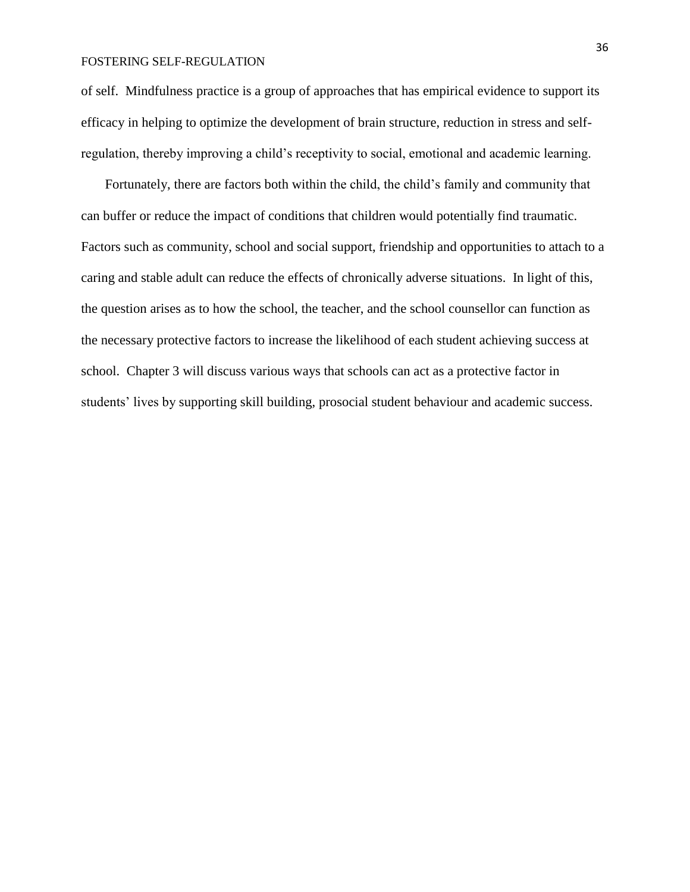of self. Mindfulness practice is a group of approaches that has empirical evidence to support its efficacy in helping to optimize the development of brain structure, reduction in stress and self-regulation, thereby improving a child's receptivity to social, emotional and academic learning.

Fortunately, there are factors both within the child, the child's family and community that can buffer or reduce the impact of conditions that children would potentially find traumatic. Factors such as community, school and social support, friendship and opportunities to attach to a caring and stable adult can reduce the effects of chronically adverse situations. In light of this, the question arises as to how the school, the teacher, and the school counsellor can function as the necessary protective factors to increase the likelihood of each student achieving success at school. Chapter 3 will discuss various ways that schools can act as a protective factor in students' lives by supporting skill building, prosocial student behaviour and academic success.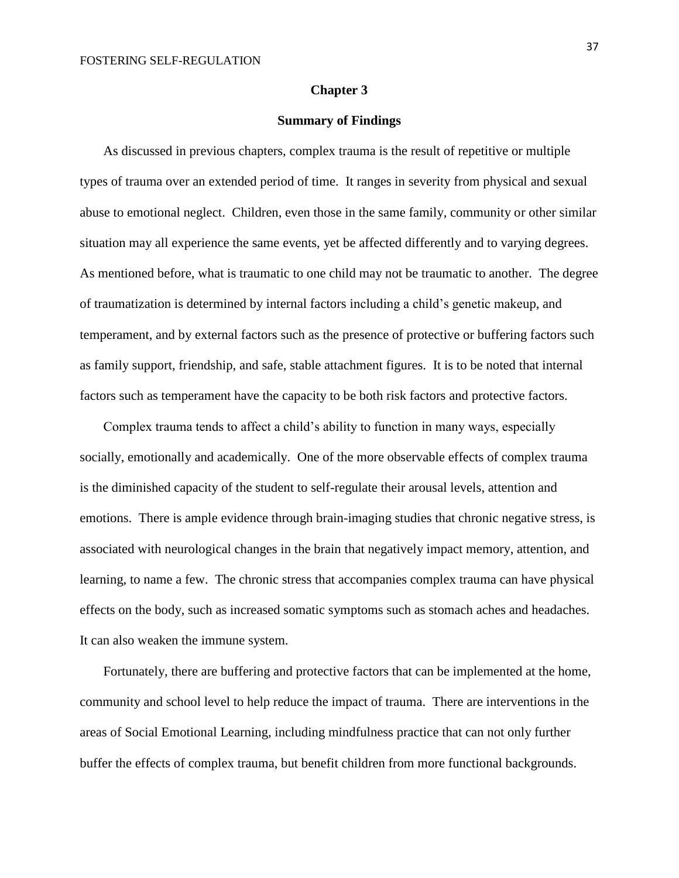# Chapter 3

## Summary of Findings

As discussed in previous chapters, complex trauma is the result of repetitive or multiple types of trauma over an extended period of time. It ranges in severity from physical and sexual abuse to emotional neglect. Children, even those in the same family, community or other similar situation may all experience the same events, yet be affected differently and to varying degrees. As mentioned before, what is traumatic to one child may not be traumatic to another. The degree of traumatization is determined by internal factors including a child's genetic makeup, and temperament, and by external factors such as the presence of protective or buffering factors such as family support, friendship, and safe, stable attachment figures. It is to be noted that internal factors such as temperament have the capacity to be both risk factors and protective factors.

Complex trauma tends to affect a child's ability to function in many ways, especially socially, emotionally and academically. One of the more observable effects of complex trauma is the diminished capacity of the student to self-regulate their arousal levels, attention and emotions. There is ample evidence through brain-imaging studies that chronic negative stress, is associated with neurological changes in the brain that negatively impact memory, attention, and learning, to name a few. The chronic stress that accompanies complex trauma can have physical effects on the body, such as increased somatic symptoms such as stomach aches and headaches. It can also weaken the immune system.

Fortunately, there are buffering and protective factors that can be implemented at the home, community and school level to help reduce the impact of trauma. There are interventions in the areas of Social Emotional Learning, including mindfulness practice that can not only further buffer the effects of complex trauma, but benefit children from more functional backgrounds.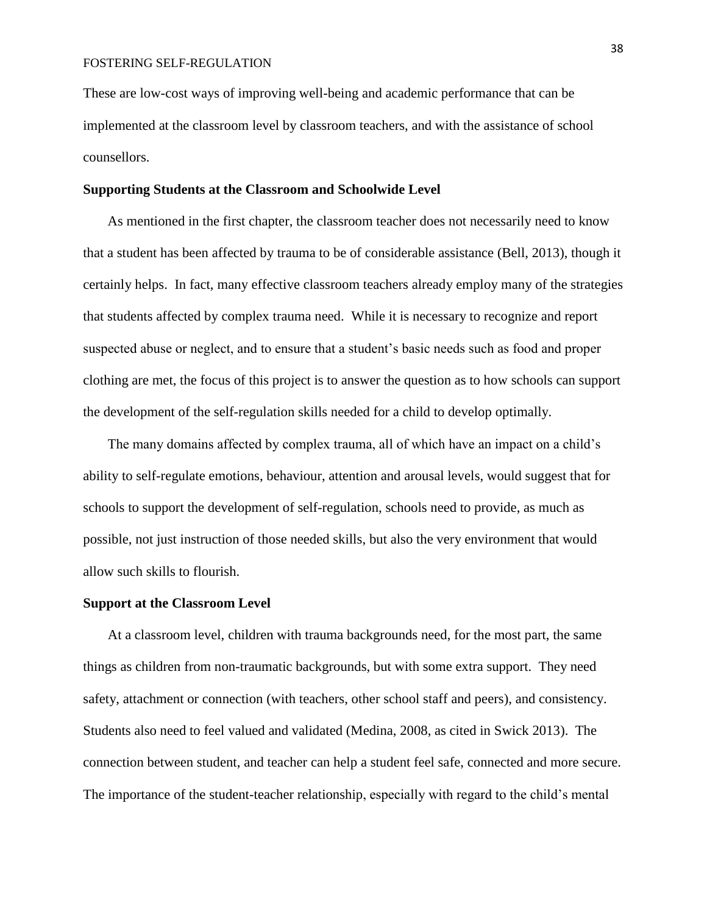These are low-cost ways of improving well-being and academic performance that can be implemented at the classroom level by classroom teachers, and with the assistance of school counsellors.

**Supporting Students at the Classroom and Schoolwide Level**

As mentioned in the first chapter, the classroom teacher does not necessarily need to know that a student has been affected by trauma to be of considerable assistance (Bell, 2013), though it certainly helps. In fact, many effective classroom teachers already employ many of the strategies that students affected by complex trauma need. While it is necessary to recognize and report suspected abuse or neglect, and to ensure that a student's basic needs such as food and proper clothing are met, the focus of this project is to answer the question as to how schools can support the development of the self-regulation skills needed for a child to develop optimally.

The many domains affected by complex trauma, all of which have an impact on a child's ability to self-regulate emotions, behaviour, attention and arousal levels, would suggest that for schools to support the development of self-regulation, schools need to provide, as much as possible, not just instruction of those needed skills, but also the very environment that would allow such skills to flourish.

**Support at the Classroom Level**

At a classroom level, children with trauma backgrounds need, for the most part, the same things as children from non-traumatic backgrounds, but with some extra support. They need safety, attachment or connection (with teachers, other school staff and peers), and consistency. Students also need to feel valued and validated (Medina, 2008, as cited in Swick 2013). The connection between student, and teacher can help a student feel safe, connected and more secure. The importance of the student-teacher relationship, especially with regard to the child's mental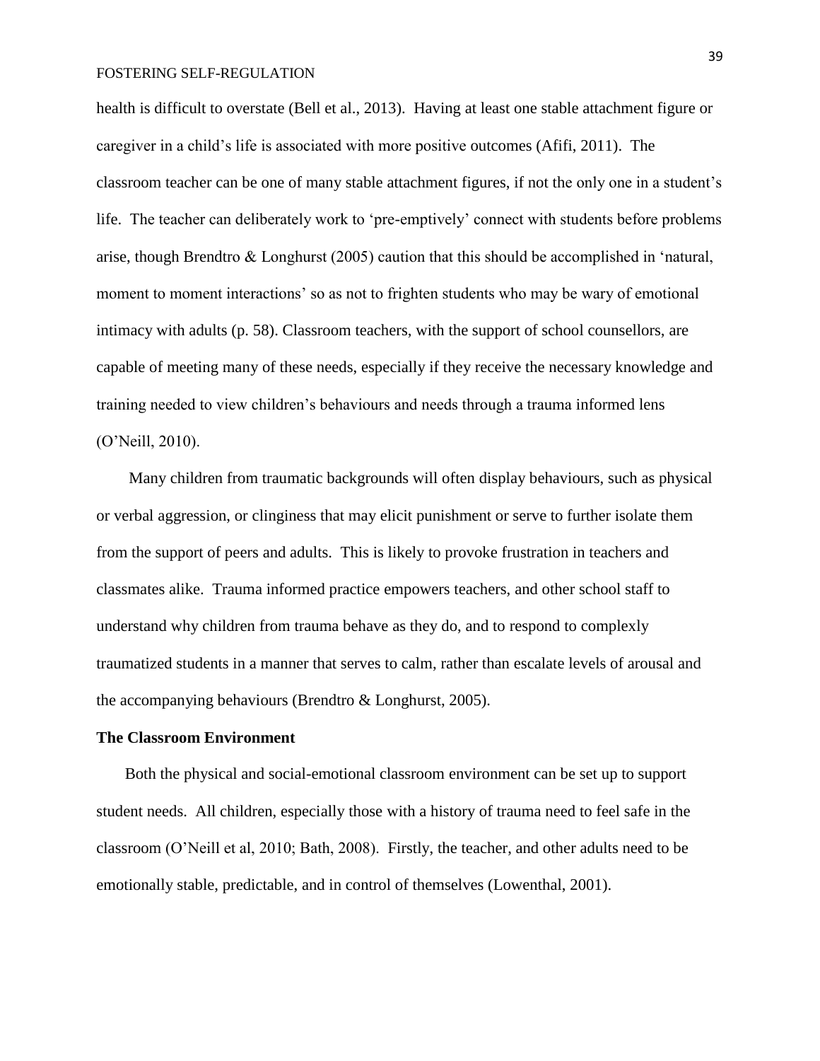health is difficult to overstate (Bell et al., 2013). Having at least one stable attachment figure or caregiver in a child's life is associated with more positive outcomes (Afifi, 2011). The classroom teacher can be one of many stable attachment figures, if not the only one in a student's life. The teacher can deliberately work to 'pre-emptively' connect with students before problems arise, though Brendtro & Longhurst (2005) caution that this should be accomplished in 'natural, moment to moment interactions' so as not to frighten students who may be wary of emotional intimacy with adults (p. 58). Classroom teachers, with the support of school counsellors, are capable of meeting many of these needs, especially if they receive the necessary knowledge and training needed to view children's behaviours and needs through a trauma informed lens (O'Neill, 2010).

Many children from traumatic backgrounds will often display behaviours, such as physical or verbal aggression, or clinginess that may elicit punishment or serve to further isolate them from the support of peers and adults. This is likely to provoke frustration in teachers and classmates alike. Trauma informed practice empowers teachers, and other school staff to understand why children from trauma behave as they do, and to respond to complexly traumatized students in a manner that serves to calm, rather than escalate levels of arousal and the accompanying behaviours (Brendtro & Longhurst, 2005).

**The Classroom Environment**

Both the physical and social-emotional classroom environment can be set up to support student needs. All children, especially those with a history of trauma need to feel safe in the classroom (O'Neill et al, 2010; Bath, 2008). Firstly, the teacher, and other adults need to be emotionally stable, predictable, and in control of themselves (Lowenthal, 2001).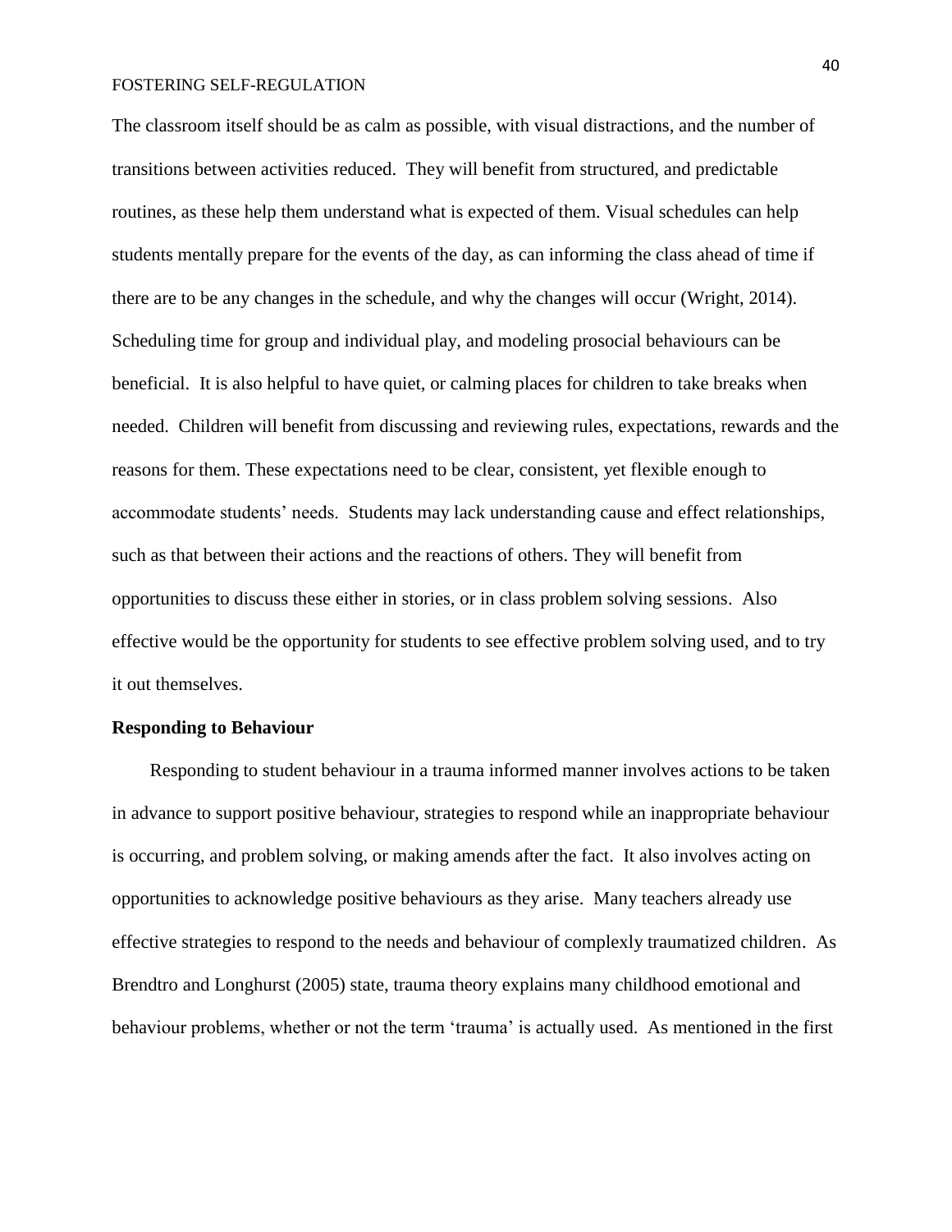The classroom itself should be as calm as possible, with visual distractions, and the number of transitions between activities reduced. They will benefit from structured, and predictable routines, as these help them understand what is expected of them. Visual schedules can help students mentally prepare for the events of the day, as can informing the class ahead of time if there are to be any changes in the schedule, and why the changes will occur (Wright, 2014). Scheduling time for group and individual play, and modeling prosocial behaviours can be beneficial. It is also helpful to have quiet, or calming places for children to take breaks when needed. Children will benefit from discussing and reviewing rules, expectations, rewards and the reasons for them. These expectations need to be clear, consistent, yet flexible enough to accommodate students' needs. Students may lack understanding cause and effect relationships, such as that between their actions and the reactions of others. They will benefit from opportunities to discuss these either in stories, or in class problem solving sessions. Also effective would be the opportunity for students to see effective problem solving used, and to try it out themselves.

**Responding to Behaviour**

Responding to student behaviour in a trauma informed manner involves actions to be taken in advance to support positive behaviour, strategies to respond while an inappropriate behaviour is occurring, and problem solving, or making amends after the fact. It also involves acting on opportunities to acknowledge positive behaviours as they arise. Many teachers already use effective strategies to respond to the needs and behaviour of complexly traumatized children. As Brendtro and Longhurst (2005) state, trauma theory explains many childhood emotional and behaviour problems, whether or not the term 'trauma' is actually used. As mentioned in the first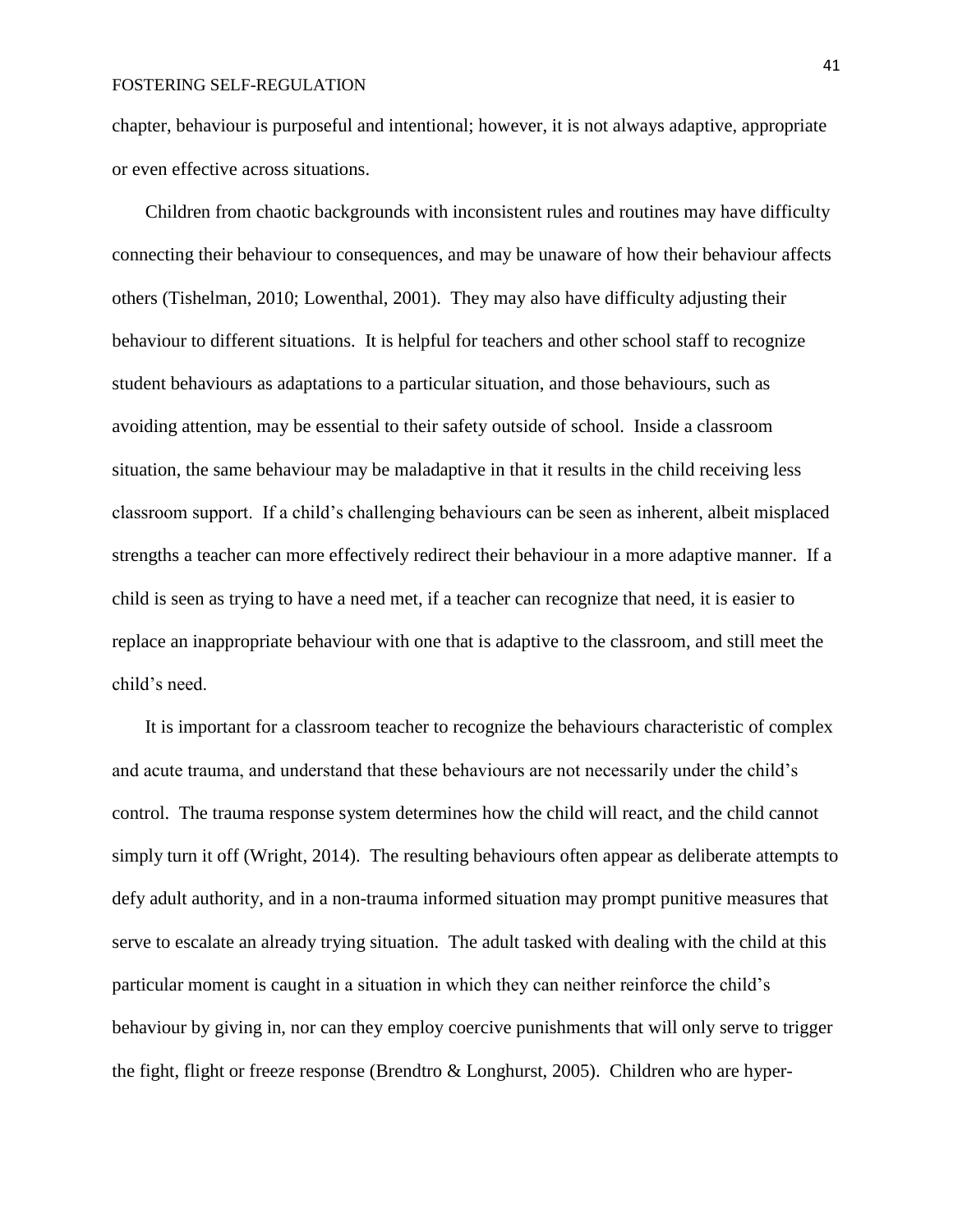chapter, behaviour is purposeful and intentional; however, it is not always adaptive, appropriate or even effective across situations.

Children from chaotic backgrounds with inconsistent rules and routines may have difficulty connecting their behaviour to consequences, and may be unaware of how their behaviour affects others (Tishelman, 2010; Lowenthal, 2001). They may also have difficulty adjusting their behaviour to different situations. It is helpful for teachers and other school staff to recognize student behaviours as adaptations to a particular situation, and those behaviours, such as avoiding attention, may be essential to their safety outside of school. Inside a classroom situation, the same behaviour may be maladaptive in that it results in the child receiving less classroom support. If a child's challenging behaviours can be seen as inherent, albeit misplaced strengths a teacher can more effectively redirect their behaviour in a more adaptive manner. If a child is seen as trying to have a need met, if a teacher can recognize that need, it is easier to replace an inappropriate behaviour with one that is adaptive to the classroom, and still meet the child's need.

It is important for a classroom teacher to recognize the behaviours characteristic of complex and acute trauma, and understand that these behaviours are not necessarily under the child's control. The trauma response system determines how the child will react, and the child cannot simply turn it off (Wright, 2014). The resulting behaviours often appear as deliberate attempts to defy adult authority, and in a non-trauma informed situation may prompt punitive measures that serve to escalate an already trying situation. The adult tasked with dealing with the child at this particular moment is caught in a situation in which they can neither reinforce the child's behaviour by giving in, nor can they employ coercive punishments that will only serve to trigger the fight, flight or freeze response (Brendtro & Longhurst, 2005). Children who are hyper-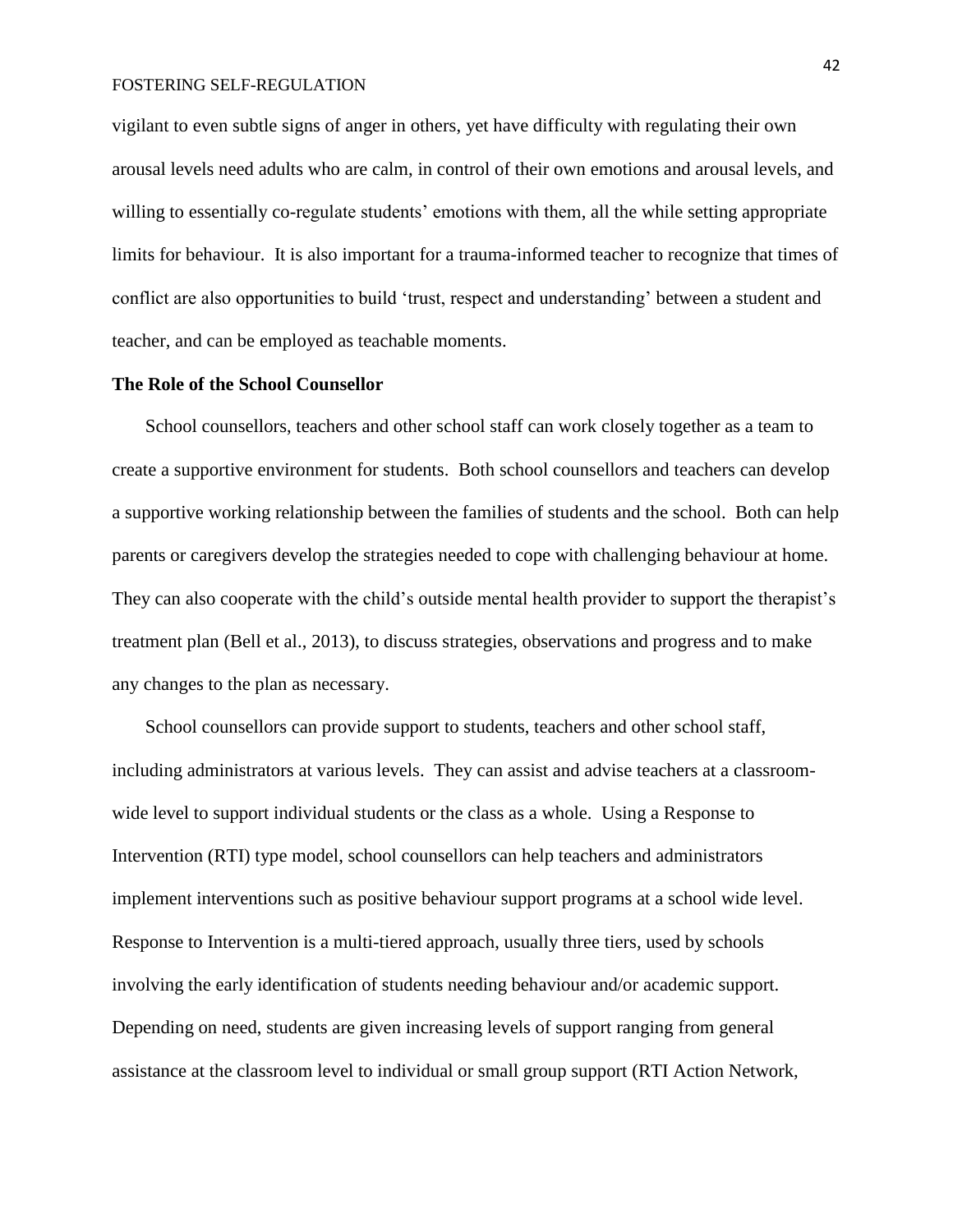vigilant to even subtle signs of anger in others, yet have difficulty with regulating their own arousal levels need adults who are calm, in control of their own emotions and arousal levels, and willing to essentially co-regulate students' emotions with them, all the while setting appropriate limits for behaviour. It is also important for a trauma-informed teacher to recognize that times of conflict are also opportunities to build 'trust, respect and understanding' between a student and teacher, and can be employed as teachable moments.

**The Role of the School Counsellor**

School counsellors, teachers and other school staff can work closely together as a team to create a supportive environment for students. Both school counsellors and teachers can develop a supportive working relationship between the families of students and the school. Both can help parents or caregivers develop the strategies needed to cope with challenging behaviour at home. They can also cooperate with the child's outside mental health provider to support the therapist's treatment plan (Bell et al., 2013), to discuss strategies, observations and progress and to make any changes to the plan as necessary.

School counsellors can provide support to students, teachers and other school staff, including administrators at various levels. They can assist and advise teachers at a classroom-wide level to support individual students or the class as a whole. Using a Response to Intervention (RTI) type model, school counsellors can help teachers and administrators implement interventions such as positive behaviour support programs at a school wide level. Response to Intervention is a multi-tiered approach, usually three tiers, used by schools involving the early identification of students needing behaviour and/or academic support. Depending on need, students are given increasing levels of support ranging from general assistance at the classroom level to individual or small group support (RTI Action Network,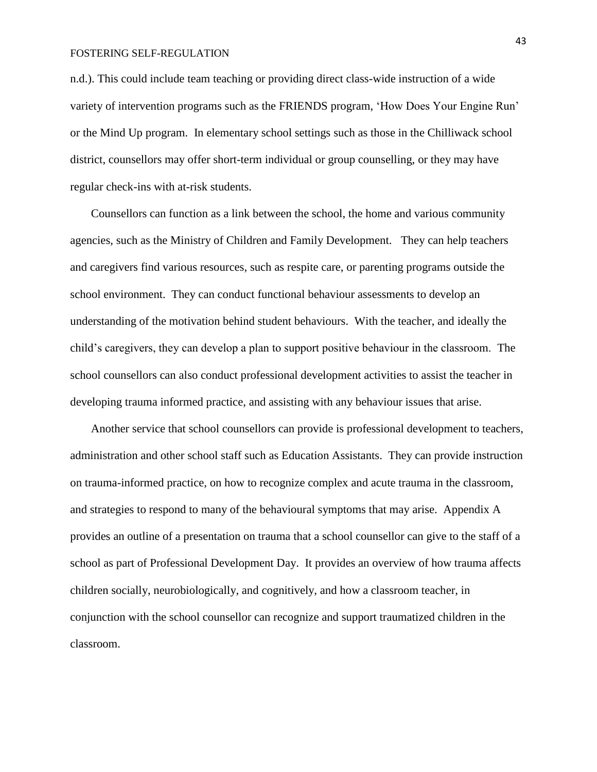n.d.). This could include team teaching or providing direct class-wide instruction of a wide variety of intervention programs such as the FRIENDS program, 'How Does Your Engine Run' or the Mind Up program. In elementary school settings such as those in the Chilliwack school district, counsellors may offer short-term individual or group counselling, or they may have regular check-ins with at-risk students.

Counsellors can function as a link between the school, the home and various community agencies, such as the Ministry of Children and Family Development. They can help teachers and caregivers find various resources, such as respite care, or parenting programs outside the school environment. They can conduct functional behaviour assessments to develop an understanding of the motivation behind student behaviours. With the teacher, and ideally the child's caregivers, they can develop a plan to support positive behaviour in the classroom. The school counsellors can also conduct professional development activities to assist the teacher in developing trauma informed practice, and assisting with any behaviour issues that arise.

Another service that school counsellors can provide is professional development to teachers, administration and other school staff such as Education Assistants. They can provide instruction on trauma-informed practice, on how to recognize complex and acute trauma in the classroom, and strategies to respond to many of the behavioural symptoms that may arise. Appendix A provides an outline of a presentation on trauma that a school counsellor can give to the staff of a school as part of Professional Development Day. It provides an overview of how trauma affects children socially, neurobiologically, and cognitively, and how a classroom teacher, in conjunction with the school counsellor can recognize and support traumatized children in the classroom.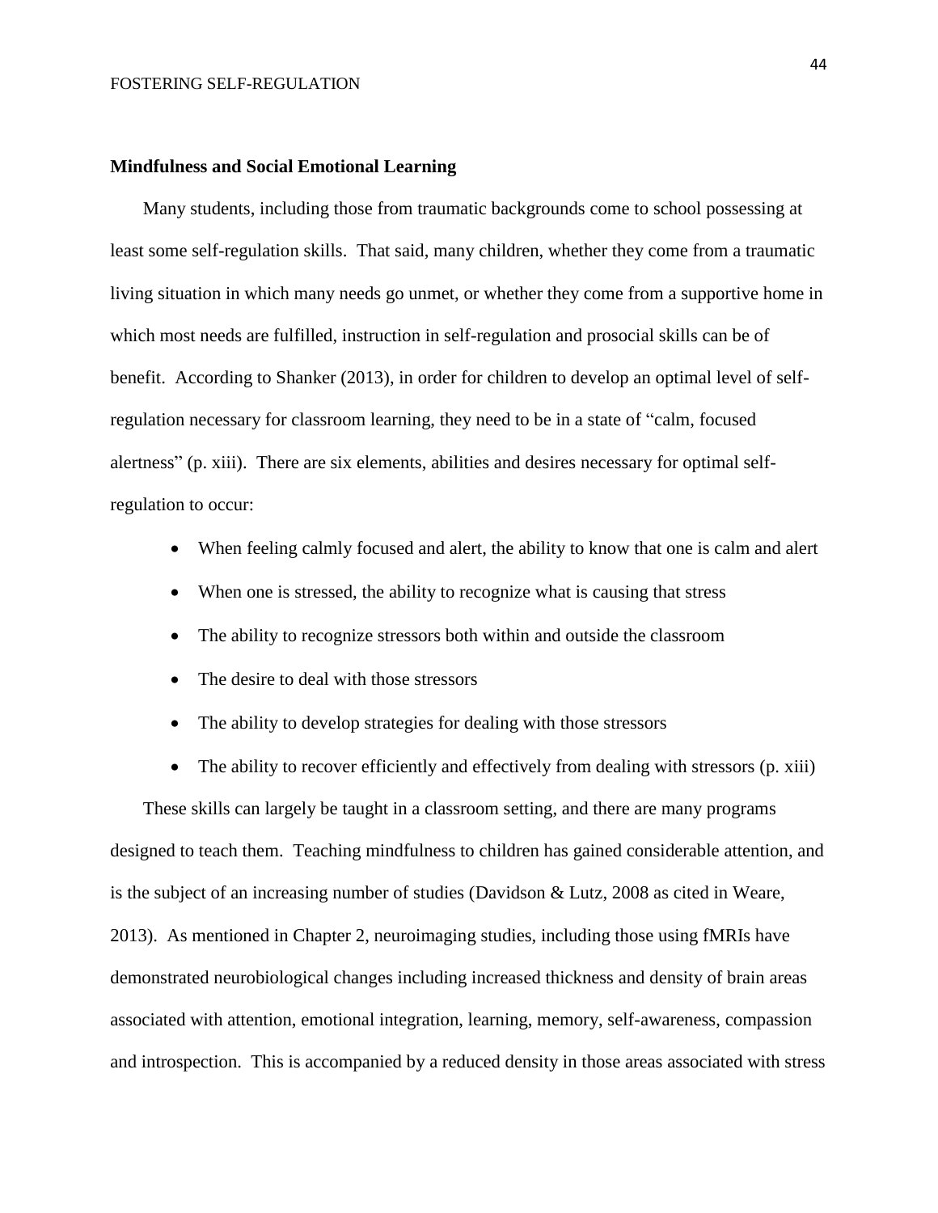### Mindfulness and Social Emotional Learning

Many students, including those from traumatic backgrounds come to school possessing at least some self-regulation skills. That said, many children, whether they come from a traumatic living situation in which many needs go unmet, or whether they come from a supportive home in which most needs are fulfilled, instruction in self-regulation and prosocial skills can be of benefit. According to Shanker (2013), in order for children to develop an optimal level of self-regulation necessary for classroom learning, they need to be in a state of "calm, focused alertness" (p. xiii). There are six elements, abilities and desires necessary for optimal self-regulation to occur:

- When feeling calmly focused and alert, the ability to know that one is calm and alert
- When one is stressed, the ability to recognize what is causing that stress
- The ability to recognize stressors both within and outside the classroom
- The desire to deal with those stressors
- The ability to develop strategies for dealing with those stressors
- The ability to recover efficiently and effectively from dealing with stressors (p. xiii)

These skills can largely be taught in a classroom setting, and there are many programs designed to teach them. Teaching mindfulness to children has gained considerable attention, and is the subject of an increasing number of studies (Davidson & Lutz, 2008 as cited in Weare, 2013). As mentioned in Chapter 2, neuroimaging studies, including those using fMRIs have demonstrated neurobiological changes including increased thickness and density of brain areas associated with attention, emotional integration, learning, memory, self-awareness, compassion and introspection. This is accompanied by a reduced density in those areas associated with stress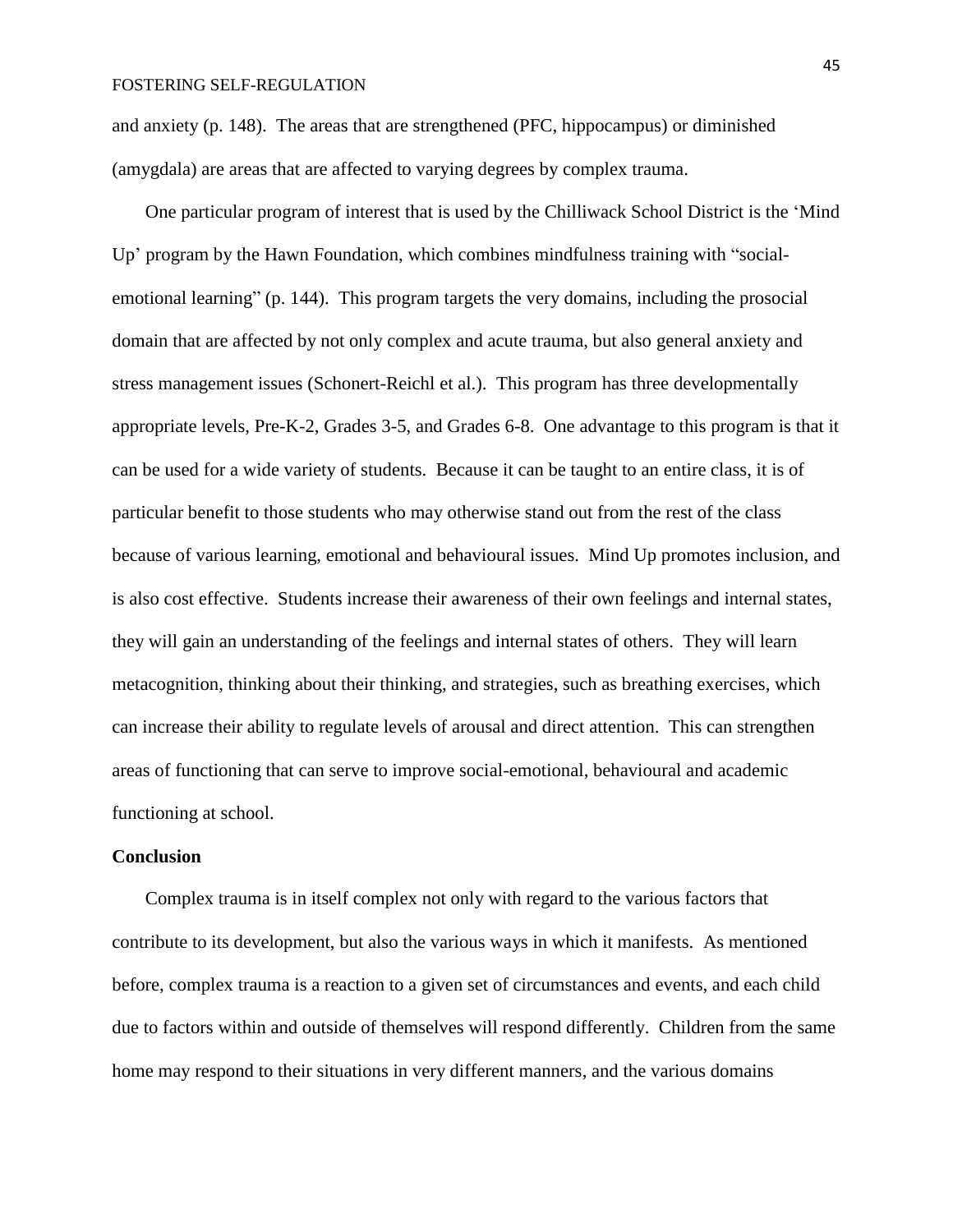and anxiety (p. 148). The areas that are strengthened (PFC, hippocampus) or diminished (amygdala) are areas that are affected to varying degrees by complex trauma.

One particular program of interest that is used by the Chilliwack School District is the 'Mind Up' program by the Hawn Foundation, which combines mindfulness training with "social-emotional learning" (p. 144). This program targets the very domains, including the prosocial domain that are affected by not only complex and acute trauma, but also general anxiety and stress management issues (Schonert-Reichl et al.). This program has three developmentally appropriate levels, Pre-K-2, Grades 3-5, and Grades 6-8. One advantage to this program is that it can be used for a wide variety of students. Because it can be taught to an entire class, it is of particular benefit to those students who may otherwise stand out from the rest of the class because of various learning, emotional and behavioural issues. Mind Up promotes inclusion, and is also cost effective. Students increase their awareness of their own feelings and internal states, they will gain an understanding of the feelings and internal states of others. They will learn metacognition, thinking about their thinking, and strategies, such as breathing exercises, which can increase their ability to regulate levels of arousal and direct attention. This can strengthen areas of functioning that can serve to improve social-emotional, behavioural and academic functioning at school.

**Conclusion**

Complex trauma is in itself complex not only with regard to the various factors that contribute to its development, but also the various ways in which it manifests. As mentioned before, complex trauma is a reaction to a given set of circumstances and events, and each child due to factors within and outside of themselves will respond differently. Children from the same home may respond to their situations in very different manners, and the various domains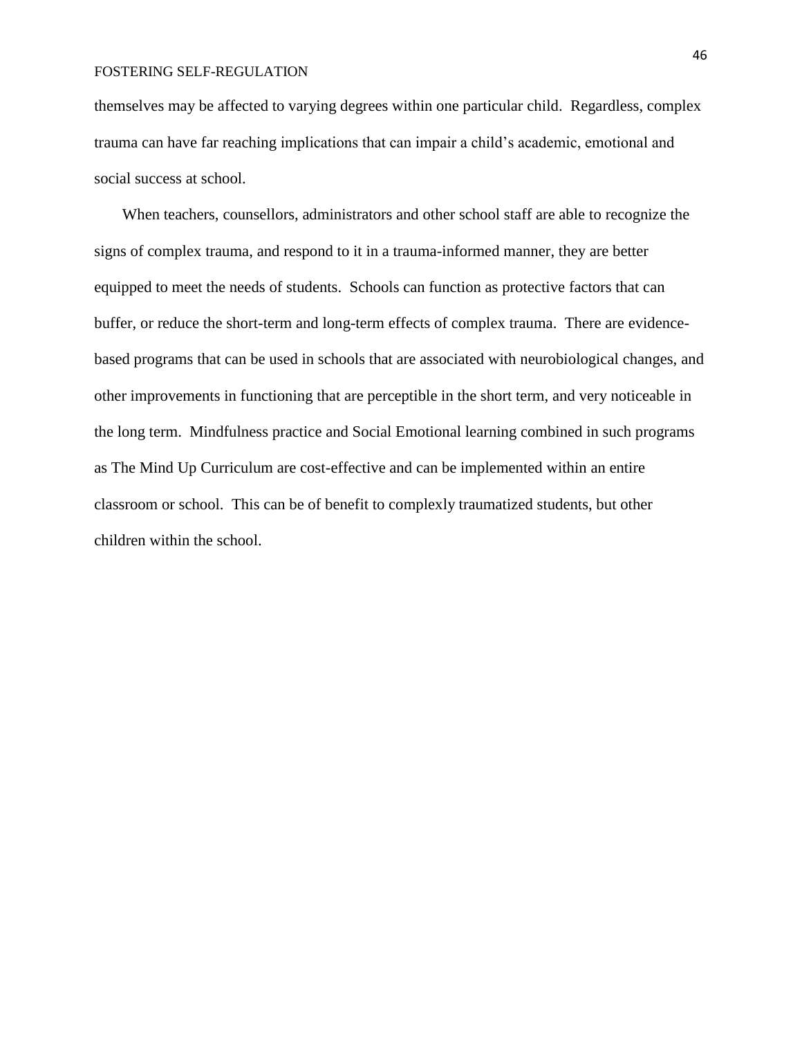themselves may be affected to varying degrees within one particular child. Regardless, complex trauma can have far reaching implications that can impair a child's academic, emotional and social success at school.

When teachers, counsellors, administrators and other school staff are able to recognize the signs of complex trauma, and respond to it in a trauma-informed manner, they are better equipped to meet the needs of students. Schools can function as protective factors that can buffer, or reduce the short-term and long-term effects of complex trauma. There are evidence-based programs that can be used in schools that are associated with neurobiological changes, and other improvements in functioning that are perceptible in the short term, and very noticeable in the long term. Mindfulness practice and Social Emotional learning combined in such programs as The Mind Up Curriculum are cost-effective and can be implemented within an entire classroom or school. This can be of benefit to complexly traumatized students, but other children within the school.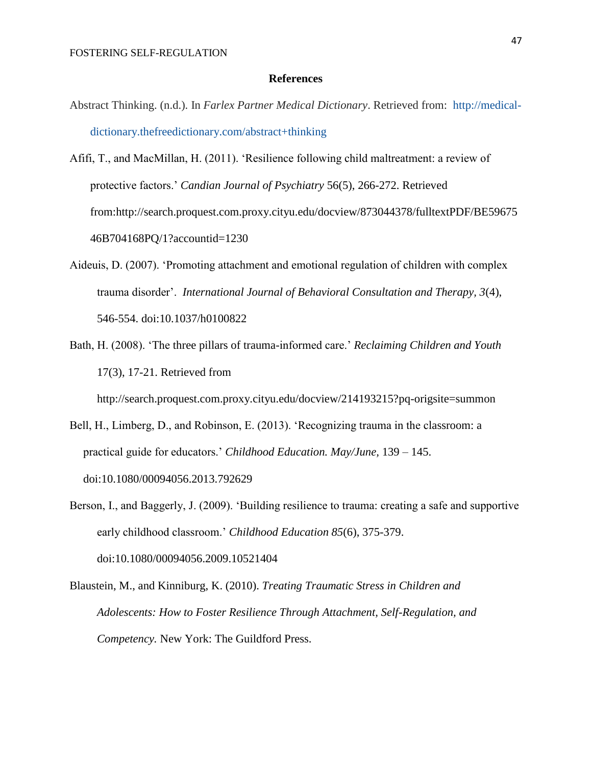## References

Abstract Thinking. (n.d.). In *Farlex Partner Medical Dictionary*. Retrieved from: http://medical-dictionary.thefreedictionary.com/abstract+thinking

Afifi, T., and MacMillan, H. (2011). 'Resilience following child maltreatment: a review of protective factors.' *Candian Journal of Psychiatry* 56(5), 266-272. Retrieved from:http://search.proquest.com.proxy.cityu.edu/docview/873044378/fulltextPDF/BE5967546B704168PQ/1?accountid=1230

Aideuis, D. (2007). 'Promoting attachment and emotional regulation of children with complex trauma disorder'. *International Journal of Behavioral Consultation and Therapy, 3*(4), 546-554. doi:10.1037/h0100822

Bath, H. (2008). 'The three pillars of trauma-informed care.' *Reclaiming Children and Youth* 17(3), 17-21. Retrieved from http://search.proquest.com.proxy.cityu.edu/docview/214193215?pq-origsite=summon

Bell, H., Limberg, D., and Robinson, E. (2013). 'Recognizing trauma in the classroom: a practical guide for educators.' *Childhood Education. May/June,* 139 – 145. doi:10.1080/00094056.2013.792629

Berson, I., and Baggerly, J. (2009). 'Building resilience to trauma: creating a safe and supportive early childhood classroom.' *Childhood Education 85*(6), 375-379. doi:10.1080/00094056.2009.10521404

Blaustein, M., and Kinniburg, K. (2010). *Treating Traumatic Stress in Children and Adolescents: How to Foster Resilience Through Attachment, Self-Regulation, and Competency.* New York: The Guildford Press.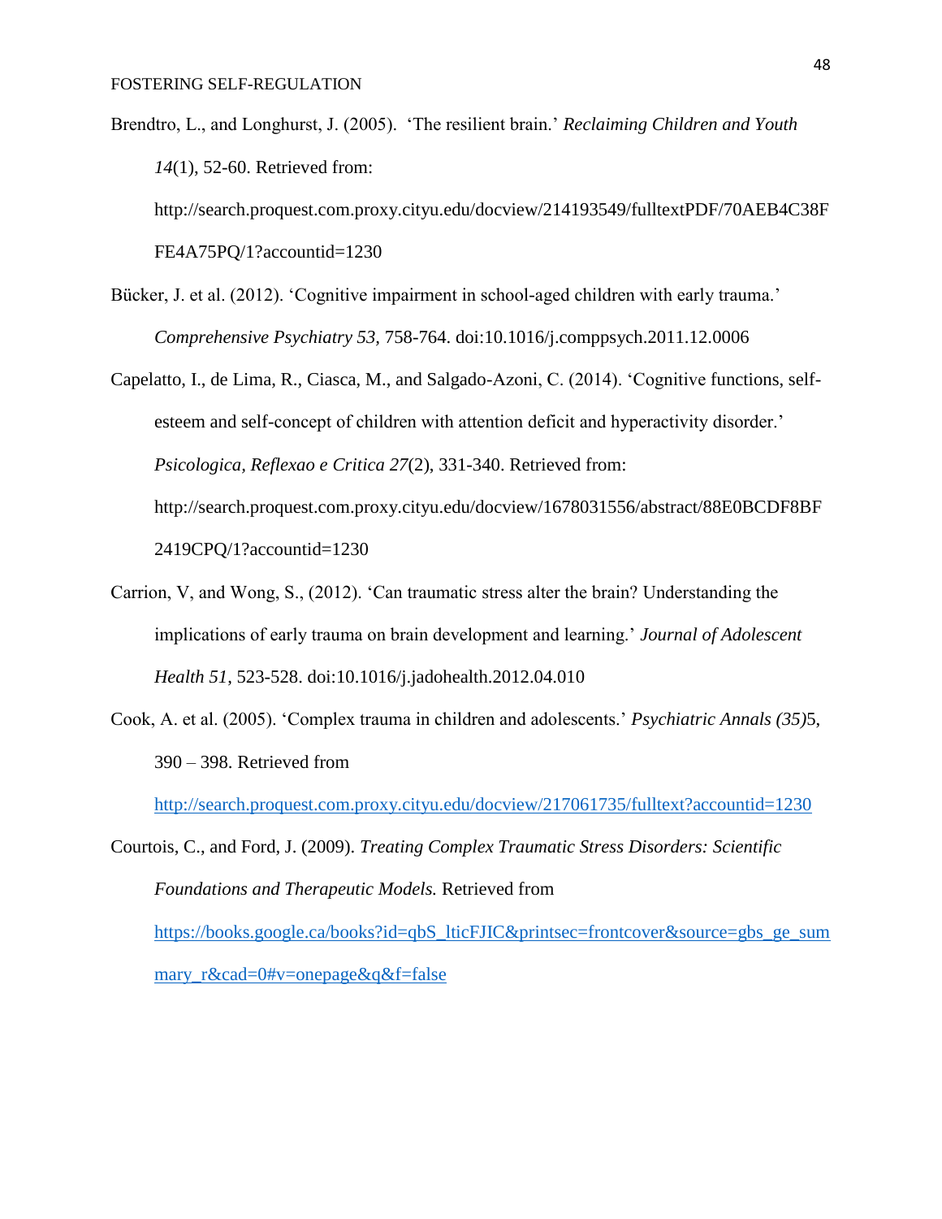Brendtro, L., and Longhurst, J. (2005). 'The resilient brain.' *Reclaiming Children and Youth 14*(1), 52-60. Retrieved from: http://search.proquest.com.proxy.cityu.edu/docview/214193549/fulltextPDF/70AEB4C38FFE4A75PQ/1?accountid=1230

Bücker, J. et al. (2012). 'Cognitive impairment in school-aged children with early trauma.' *Comprehensive Psychiatry 53*, 758-764. doi:10.1016/j.comppsych.2011.12.0006

Capelatto, I., de Lima, R., Ciasca, M., and Salgado-Azoni, C. (2014). 'Cognitive functions, self-esteem and self-concept of children with attention deficit and hyperactivity disorder.' *Psicologica, Reflexao e Critica 27*(2), 331-340. Retrieved from: http://search.proquest.com.proxy.cityu.edu/docview/1678031556/abstract/88E0BCDF8BF2419CPQ/1?accountid=1230

Carrion, V, and Wong, S., (2012). 'Can traumatic stress alter the brain? Understanding the implications of early trauma on brain development and learning.' *Journal of Adolescent Health 51*, 523-528. doi:10.1016/j.jadohealth.2012.04.010

Cook, A. et al. (2005). 'Complex trauma in children and adolescents.' *Psychiatric Annals (35)*5, 390 – 398. Retrieved from http://search.proquest.com.proxy.cityu.edu/docview/217061735/fulltext?accountid=1230

Courtois, C., and Ford, J. (2009). *Treating Complex Traumatic Stress Disorders: Scientific Foundations and Therapeutic Models.* Retrieved from https://books.google.ca/books?id=qbS_lticFJIC&printsec=frontcover&source=gbs_ge_summary_r&cad=0#v=onepage&q&f=false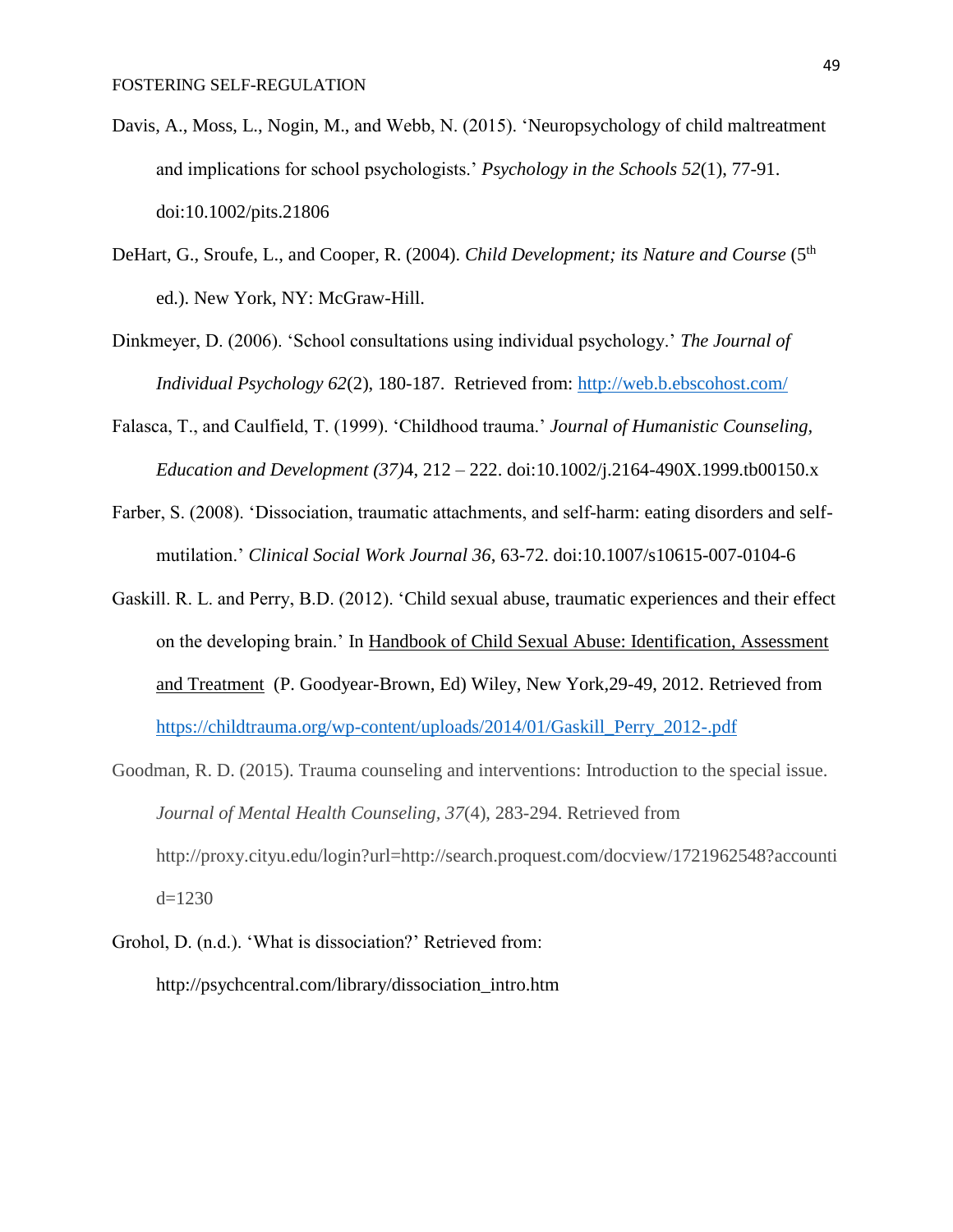Davis, A., Moss, L., Nogin, M., and Webb, N. (2015). 'Neuropsychology of child maltreatment and implications for school psychologists.' *Psychology in the Schools 52*(1), 77-91. doi:10.1002/pits.21806

DeHart, G., Sroufe, L., and Cooper, R. (2004). *Child Development; its Nature and Course* (5th ed.). New York, NY: McGraw-Hill.

Dinkmeyer, D. (2006). 'School consultations using individual psychology.' *The Journal of Individual Psychology 62*(2), 180-187. Retrieved from: http://web.b.ebscohost.com/

Falasca, T., and Caulfield, T. (1999). 'Childhood trauma.' *Journal of Humanistic Counseling, Education and Development (37)*4, 212 – 222. doi:10.1002/j.2164-490X.1999.tb00150.x

Farber, S. (2008). 'Dissociation, traumatic attachments, and self-harm: eating disorders and self-mutilation.' *Clinical Social Work Journal 36*, 63-72. doi:10.1007/s10615-007-0104-6

Gaskill. R. L. and Perry, B.D. (2012). 'Child sexual abuse, traumatic experiences and their effect on the developing brain.' In Handbook of Child Sexual Abuse: Identification, Assessment and Treatment (P. Goodyear-Brown, Ed) Wiley, New York,29-49, 2012. Retrieved from https://childtrauma.org/wp-content/uploads/2014/01/Gaskill_Perry_2012-.pdf

Goodman, R. D. (2015). Trauma counseling and interventions: Introduction to the special issue. *Journal of Mental Health Counseling*, *37*(4), 283-294. Retrieved from http://proxy.cityu.edu/login?url=http://search.proquest.com/docview/1721962548?accountid=1230

Grohol, D. (n.d.). 'What is dissociation?' Retrieved from: http://psychcentral.com/library/dissociation_intro.htm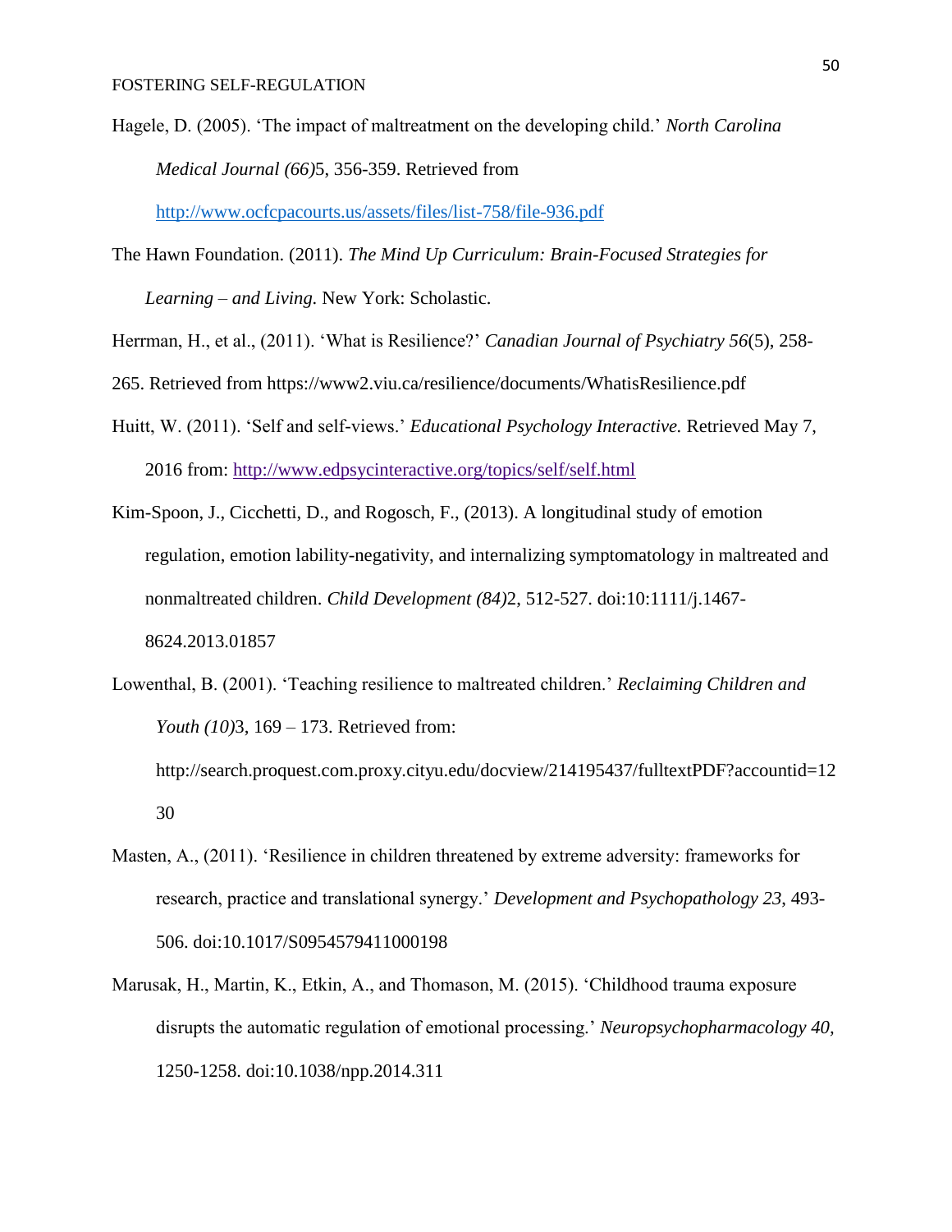Hagele, D. (2005). 'The impact of maltreatment on the developing child.' *North Carolina Medical Journal (66)*5, 356-359. Retrieved from http://www.ocfcpacourts.us/assets/files/list-758/file-936.pdf

The Hawn Foundation. (2011). *The Mind Up Curriculum: Brain-Focused Strategies for Learning – and Living.* New York: Scholastic.

Herrman, H., et al., (2011). 'What is Resilience?' *Canadian Journal of Psychiatry 56*(5), 258-265. Retrieved from https://www2.viu.ca/resilience/documents/WhatisResilience.pdf

Huitt, W. (2011). 'Self and self-views.' *Educational Psychology Interactive.* Retrieved May 7, 2016 from: http://www.edpsycinteractive.org/topics/self/self.html

Kim-Spoon, J., Cicchetti, D., and Rogosch, F., (2013). A longitudinal study of emotion regulation, emotion lability-negativity, and internalizing symptomatology in maltreated and nonmaltreated children. *Child Development (84)*2, 512-527. doi:10:1111/j.1467-8624.2013.01857

Lowenthal, B. (2001). 'Teaching resilience to maltreated children.' *Reclaiming Children and Youth (10)*3, 169 – 173. Retrieved from: http://search.proquest.com.proxy.cityu.edu/docview/214195437/fulltextPDF?accountid=1230

Masten, A., (2011). 'Resilience in children threatened by extreme adversity: frameworks for research, practice and translational synergy.' *Development and Psychopathology 23*, 493-506. doi:10.1017/S0954579411000198

Marusak, H., Martin, K., Etkin, A., and Thomason, M. (2015). 'Childhood trauma exposure disrupts the automatic regulation of emotional processing.' *Neuropsychopharmacology 40,* 1250-1258. doi:10.1038/npp.2014.311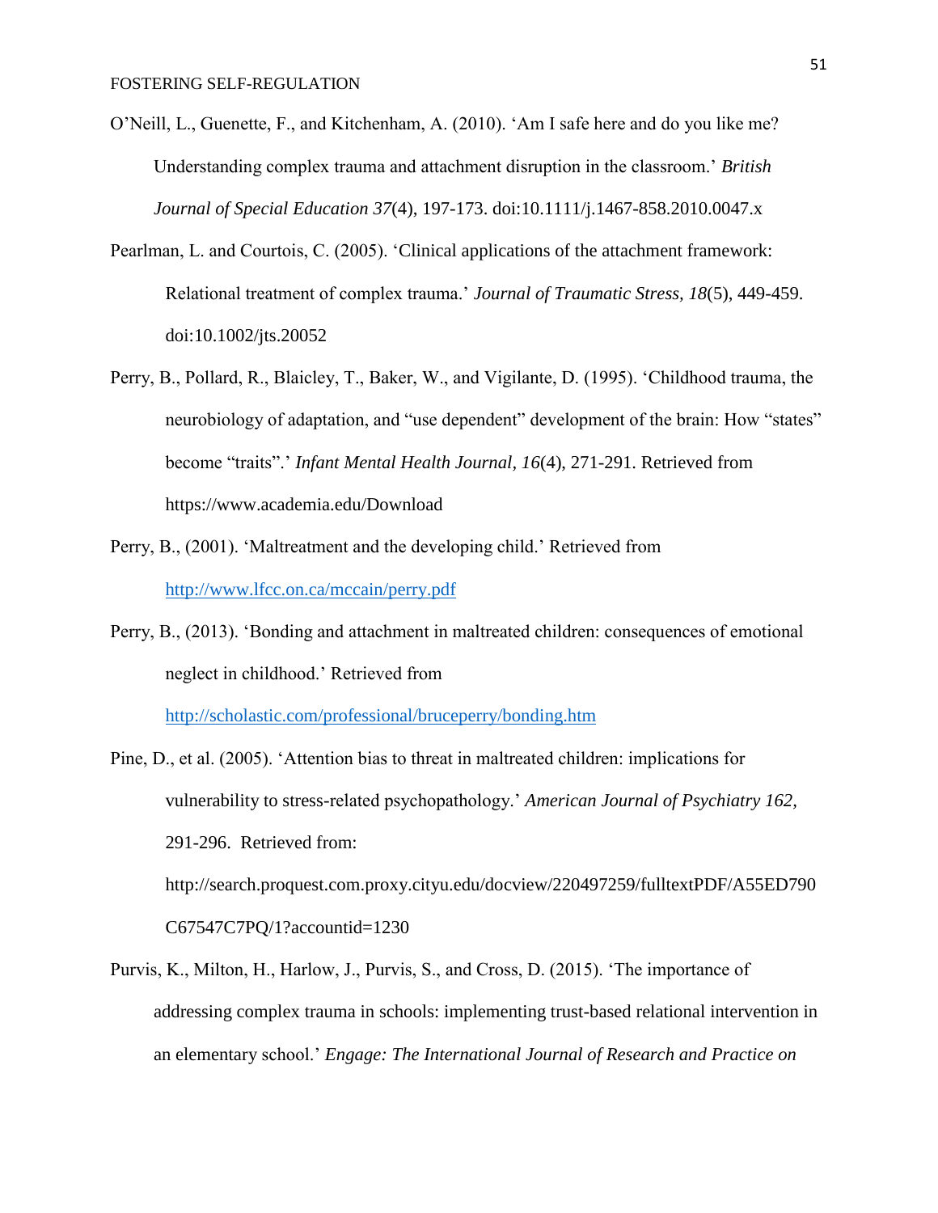O'Neill, L., Guenette, F., and Kitchenham, A. (2010). 'Am I safe here and do you like me? Understanding complex trauma and attachment disruption in the classroom.' *British Journal of Special Education 37*(4), 197-173. doi:10.1111/j.1467-858.2010.0047.x

Pearlman, L. and Courtois, C. (2005). 'Clinical applications of the attachment framework: Relational treatment of complex trauma.' *Journal of Traumatic Stress, 18*(5), 449-459. doi:10.1002/jts.20052

Perry, B., Pollard, R., Blaicley, T., Baker, W., and Vigilante, D. (1995). 'Childhood trauma, the neurobiology of adaptation, and "use dependent" development of the brain: How "states" become "traits".' *Infant Mental Health Journal, 16*(4), 271-291. Retrieved from https://www.academia.edu/Download

Perry, B., (2001). 'Maltreatment and the developing child.' Retrieved from http://www.lfcc.on.ca/mccain/perry.pdf

Perry, B., (2013). 'Bonding and attachment in maltreated children: consequences of emotional neglect in childhood.' Retrieved from http://scholastic.com/professional/bruceperry/bonding.htm

Pine, D., et al. (2005). 'Attention bias to threat in maltreated children: implications for vulnerability to stress-related psychopathology.' *American Journal of Psychiatry 162,* 291-296. Retrieved from: http://search.proquest.com.proxy.cityu.edu/docview/220497259/fulltextPDF/A55ED790C67547C7PQ/1?accountid=1230

Purvis, K., Milton, H., Harlow, J., Purvis, S., and Cross, D. (2015). 'The importance of addressing complex trauma in schools: implementing trust-based relational intervention in an elementary school.' *Engage: The International Journal of Research and Practice on*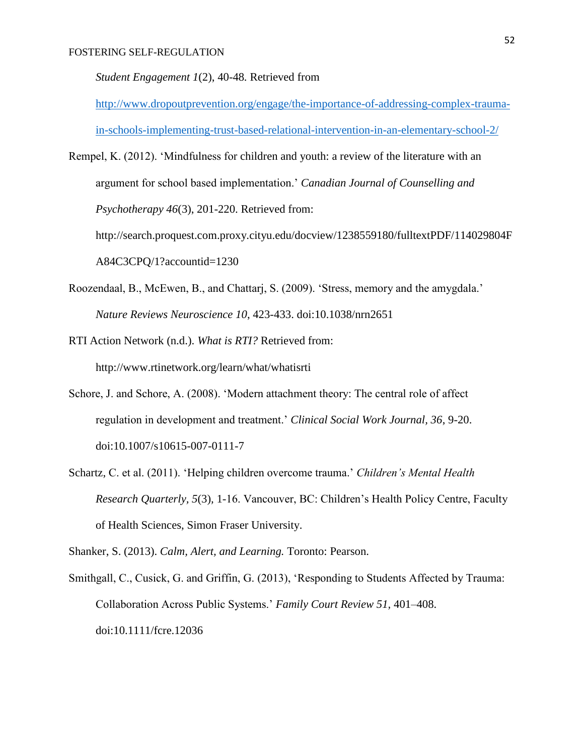*Student Engagement 1*(2), 40-48. Retrieved from http://www.dropoutprevention.org/engage/the-importance-of-addressing-complex-trauma-in-schools-implementing-trust-based-relational-intervention-in-an-elementary-school-2/

Rempel, K. (2012). 'Mindfulness for children and youth: a review of the literature with an argument for school based implementation.' *Canadian Journal of Counselling and Psychotherapy 46*(3), 201-220. Retrieved from: http://search.proquest.com.proxy.cityu.edu/docview/1238559180/fulltextPDF/114029804FA84C3CPQ/1?accountid=1230

Roozendaal, B., McEwen, B., and Chattarj, S. (2009). 'Stress, memory and the amygdala.' *Nature Reviews Neuroscience 10,* 423-433. doi:10.1038/nrn2651

RTI Action Network (n.d.). *What is RTI?* Retrieved from: http://www.rtinetwork.org/learn/what/whatisrti

Schore, J. and Schore, A. (2008). 'Modern attachment theory: The central role of affect regulation in development and treatment.' *Clinical Social Work Journal, 36*, 9-20. doi:10.1007/s10615-007-0111-7

Schartz, C. et al. (2011). 'Helping children overcome trauma.' *Children's Mental Health Research Quarterly, 5*(3), 1-16. Vancouver, BC: Children's Health Policy Centre, Faculty of Health Sciences, Simon Fraser University.

Shanker, S. (2013). *Calm, Alert, and Learning.* Toronto: Pearson.

Smithgall, C., Cusick, G. and Griffin, G. (2013), 'Responding to Students Affected by Trauma: Collaboration Across Public Systems.' *Family Court Review 51,* 401–408. doi:10.1111/fcre.12036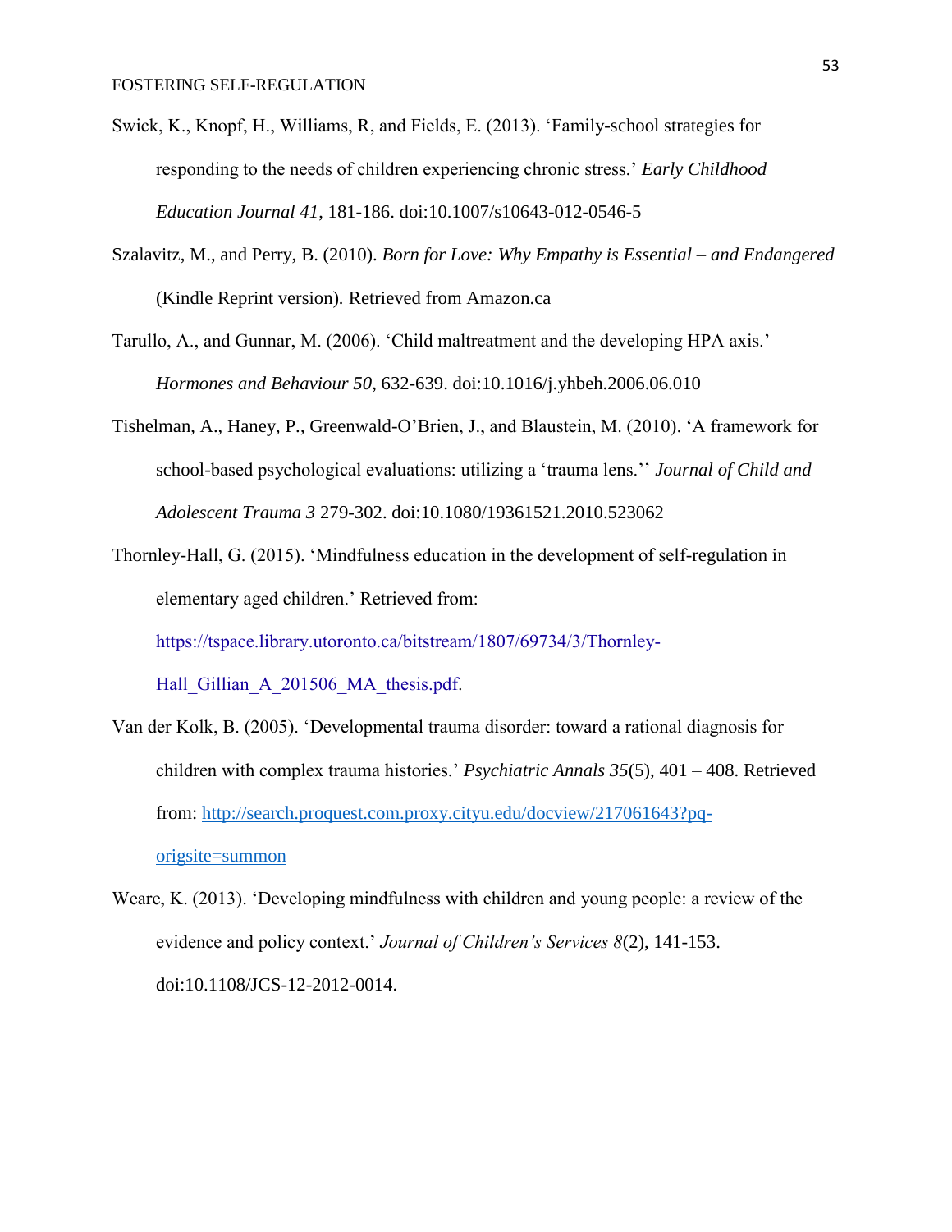Swick, K., Knopf, H., Williams, R, and Fields, E. (2013). ‘Family-school strategies for responding to the needs of children experiencing chronic stress.’ *Early Childhood Education Journal 41*, 181-186. doi:10.1007/s10643-012-0546-5

Szalavitz, M., and Perry, B. (2010). *Born for Love: Why Empathy is Essential – and Endangered* (Kindle Reprint version). Retrieved from Amazon.ca

Tarullo, A., and Gunnar, M. (2006). ‘Child maltreatment and the developing HPA axis.’ *Hormones and Behaviour 50*, 632-639. doi:10.1016/j.yhbeh.2006.06.010

Tishelman, A., Haney, P., Greenwald-O’Brien, J., and Blaustein, M. (2010). ‘A framework for school-based psychological evaluations: utilizing a ‘trauma lens.’’ *Journal of Child and Adolescent Trauma 3* 279-302. doi:10.1080/19361521.2010.523062

Thornley-Hall, G. (2015). ‘Mindfulness education in the development of self-regulation in elementary aged children.’ Retrieved from: https://tspace.library.utoronto.ca/bitstream/1807/69734/3/Thornley-Hall_Gillian_A_201506_MA_thesis.pdf.

Van der Kolk, B. (2005). ‘Developmental trauma disorder: toward a rational diagnosis for children with complex trauma histories.’ *Psychiatric Annals 35*(5), 401 – 408. Retrieved from: http://search.proquest.com.proxy.cityu.edu/docview/217061643?pq-origsite=summon

Weare, K. (2013). ‘Developing mindfulness with children and young people: a review of the evidence and policy context.’ *Journal of Children’s Services 8*(2), 141-153. doi:10.1108/JCS-12-2012-0014.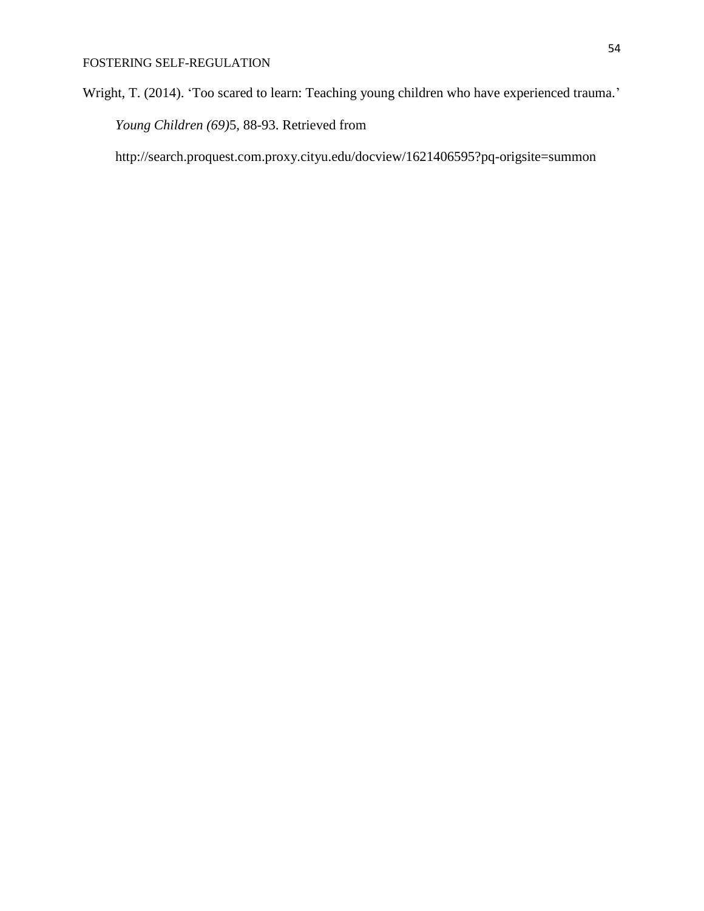Wright, T. (2014). ‘Too scared to learn: Teaching young children who have experienced trauma.’ *Young Children (69)*5, 88-93. Retrieved from http://search.proquest.com.proxy.cityu.edu/docview/1621406595?pq-origsite=summon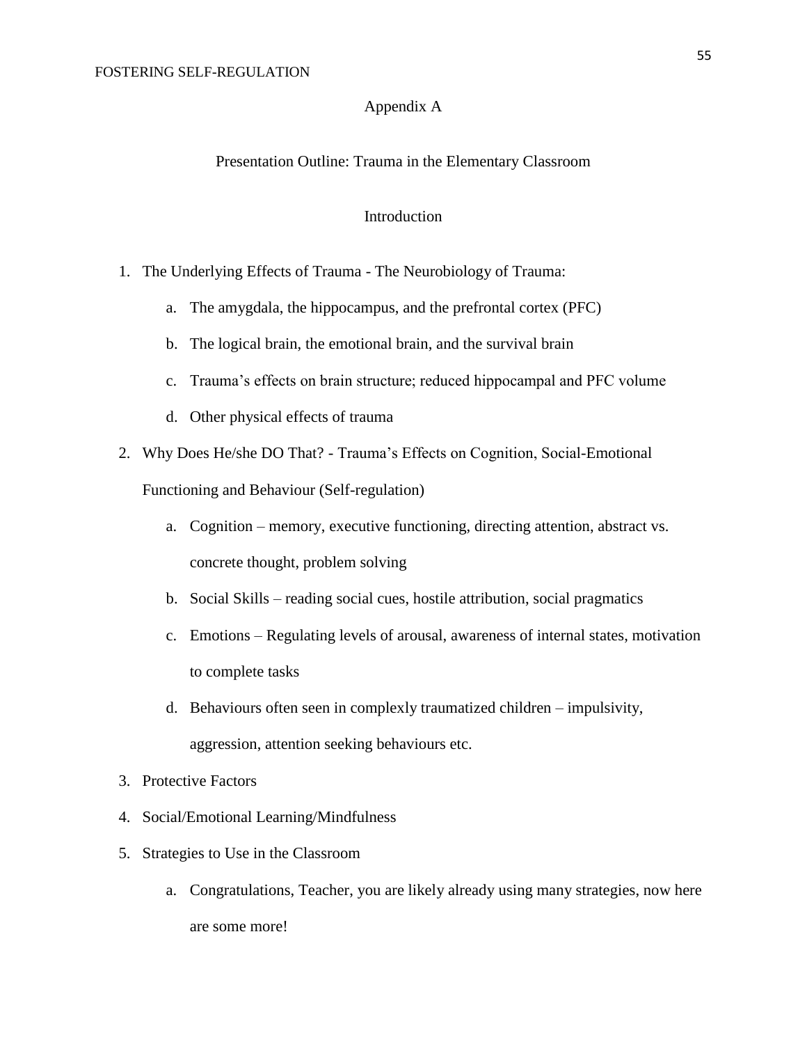# Appendix A

## Presentation Outline: Trauma in the Elementary Classroom

### Introduction

1. The Underlying Effects of Trauma - The Neurobiology of Trauma:
    a. The amygdala, the hippocampus, and the prefrontal cortex (PFC)
    b. The logical brain, the emotional brain, and the survival brain
    c. Trauma's effects on brain structure; reduced hippocampal and PFC volume
    d. Other physical effects of trauma
2. Why Does He/she DO That? - Trauma's Effects on Cognition, Social-Emotional Functioning and Behaviour (Self-regulation)
    a. Cognition – memory, executive functioning, directing attention, abstract vs. concrete thought, problem solving
    b. Social Skills – reading social cues, hostile attribution, social pragmatics
    c. Emotions – Regulating levels of arousal, awareness of internal states, motivation to complete tasks
    d. Behaviours often seen in complexly traumatized children – impulsivity, aggression, attention seeking behaviours etc.
3. Protective Factors
4. Social/Emotional Learning/Mindfulness
5. Strategies to Use in the Classroom
    a. Congratulations, Teacher, you are likely already using many strategies, now here are some more!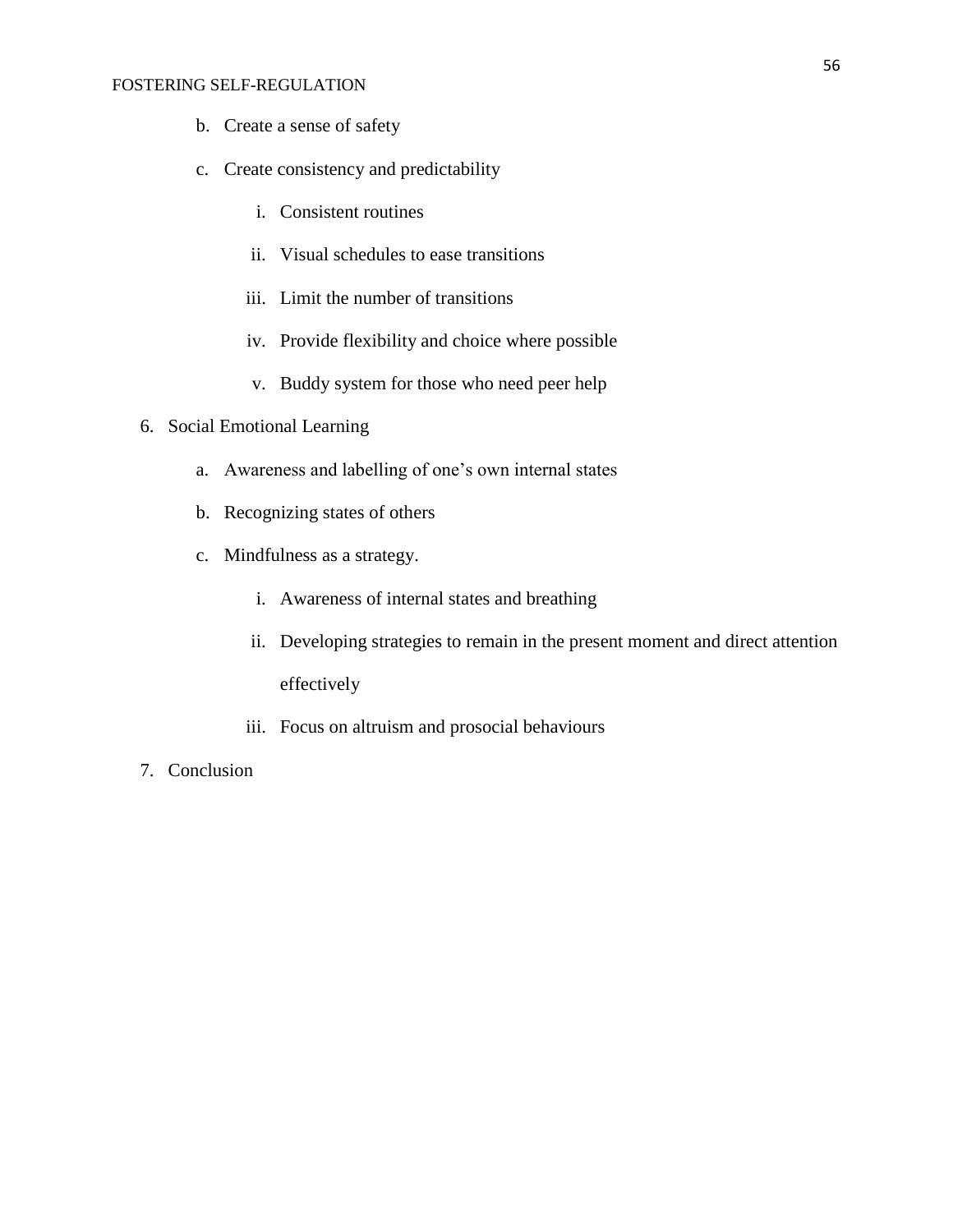b. Create a sense of safety

   c. Create consistency and predictability

      i. Consistent routines

      ii. Visual schedules to ease transitions

      iii. Limit the number of transitions

      iv. Provide flexibility and choice where possible

      v. Buddy system for those who need peer help

6. Social Emotional Learning

   a. Awareness and labelling of one's own internal states

   b. Recognizing states of others

   c. Mindfulness as a strategy.

      i. Awareness of internal states and breathing

      ii. Developing strategies to remain in the present moment and direct attention effectively

      iii. Focus on altruism and prosocial behaviours

7. Conclusion